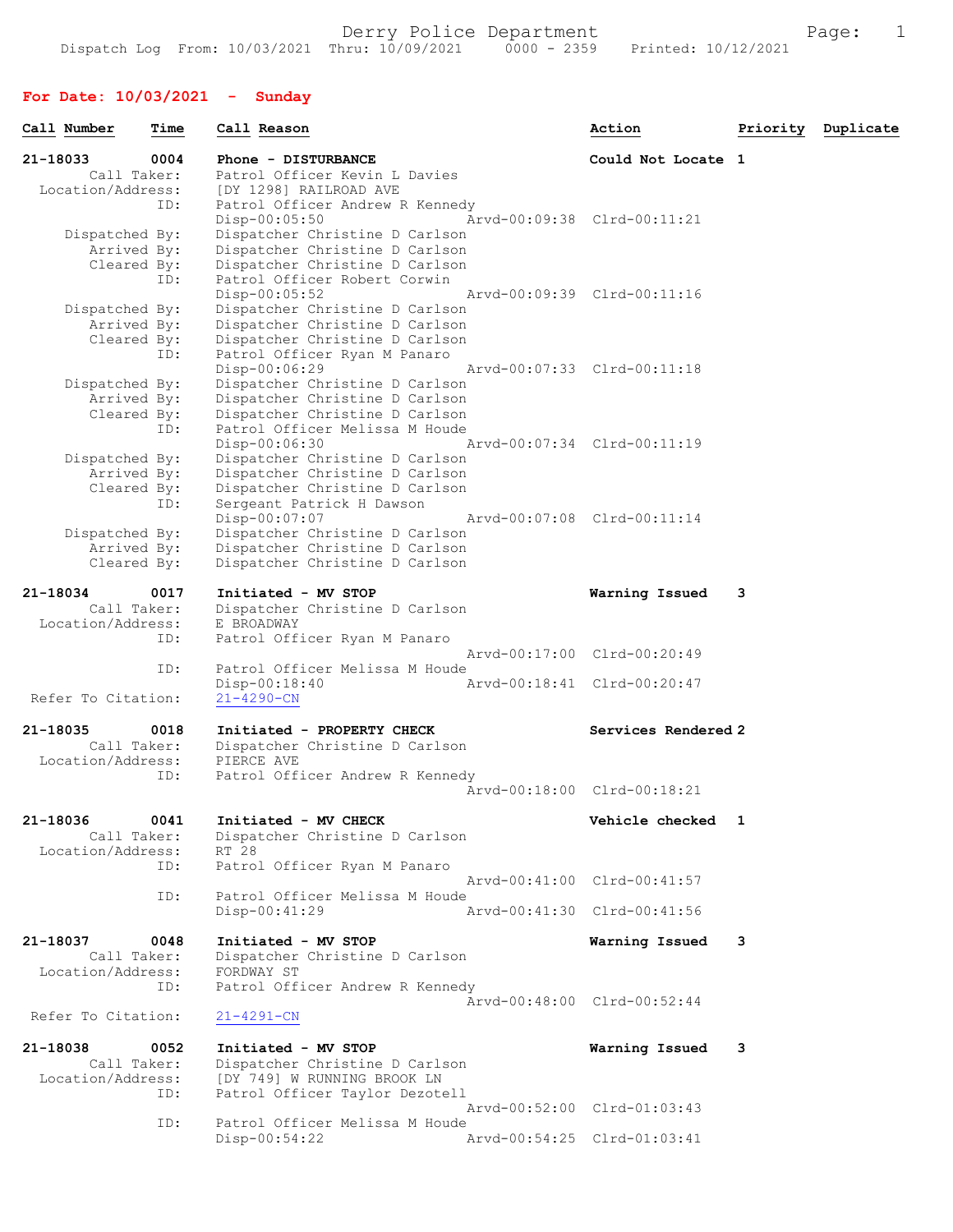Derry Police Department
Dispatch Log From: 10/03/2021 Thru: 10/09/2021 0000 - 2359 Printed: 10/12/2021

## For Date: 10/03/2021 - Sunday

| Call Number | Time | Call Reason | Action | Priority | Duplicate |
|---|---|---|---|---|---|

**21-18033 0004 Phone - DISTURBANCE** — Could Not Locate — 1

Call Taker: Patrol Officer Kevin L Davies
Location/Address: [DY 1298] RAILROAD AVE
ID: Patrol Officer Andrew R Kennedy
Disp-00:05:50 Arvd-00:09:38 Clrd-00:11:21
Dispatched By: Dispatcher Christine D Carlson
Arrived By: Dispatcher Christine D Carlson
Cleared By: Dispatcher Christine D Carlson
ID: Patrol Officer Robert Corwin
Disp-00:05:52 Arvd-00:09:39 Clrd-00:11:16
Dispatched By: Dispatcher Christine D Carlson
Arrived By: Dispatcher Christine D Carlson
Cleared By: Dispatcher Christine D Carlson
ID: Patrol Officer Ryan M Panaro
Disp-00:06:29 Arvd-00:07:33 Clrd-00:11:18
Dispatched By: Dispatcher Christine D Carlson
Arrived By: Dispatcher Christine D Carlson
Cleared By: Dispatcher Christine D Carlson
ID: Patrol Officer Melissa M Houde
Disp-00:06:30 Arvd-00:07:34 Clrd-00:11:19
Dispatched By: Dispatcher Christine D Carlson
Arrived By: Dispatcher Christine D Carlson
Cleared By: Dispatcher Christine D Carlson
ID: Sergeant Patrick H Dawson
Disp-00:07:07 Arvd-00:07:08 Clrd-00:11:14
Dispatched By: Dispatcher Christine D Carlson
Arrived By: Dispatcher Christine D Carlson
Cleared By: Dispatcher Christine D Carlson

**21-18034 0017 Initiated - MV STOP** — Warning Issued — 3

Call Taker: Dispatcher Christine D Carlson
Location/Address: E BROADWAY
ID: Patrol Officer Ryan M Panaro
Arvd-00:17:00 Clrd-00:20:49
ID: Patrol Officer Melissa M Houde
Disp-00:18:40 Arvd-00:18:41 Clrd-00:20:47
Refer To Citation: 21-4290-CN

**21-18035 0018 Initiated - PROPERTY CHECK** — Services Rendered — 2

Call Taker: Dispatcher Christine D Carlson
Location/Address: PIERCE AVE
ID: Patrol Officer Andrew R Kennedy
Arvd-00:18:00 Clrd-00:18:21

**21-18036 0041 Initiated - MV CHECK** — Vehicle checked — 1

Call Taker: Dispatcher Christine D Carlson
Location/Address: RT 28
ID: Patrol Officer Ryan M Panaro
Arvd-00:41:00 Clrd-00:41:57
ID: Patrol Officer Melissa M Houde
Disp-00:41:29 Arvd-00:41:30 Clrd-00:41:56

**21-18037 0048 Initiated - MV STOP** — Warning Issued — 3

Call Taker: Dispatcher Christine D Carlson
Location/Address: FORDWAY ST
ID: Patrol Officer Andrew R Kennedy
Arvd-00:48:00 Clrd-00:52:44
Refer To Citation: 21-4291-CN

**21-18038 0052 Initiated - MV STOP** — Warning Issued — 3

Call Taker: Dispatcher Christine D Carlson
Location/Address: [DY 749] W RUNNING BROOK LN
ID: Patrol Officer Taylor Dezotell
Arvd-00:52:00 Clrd-01:03:43
ID: Patrol Officer Melissa M Houde
Disp-00:54:22 Arvd-00:54:25 Clrd-01:03:41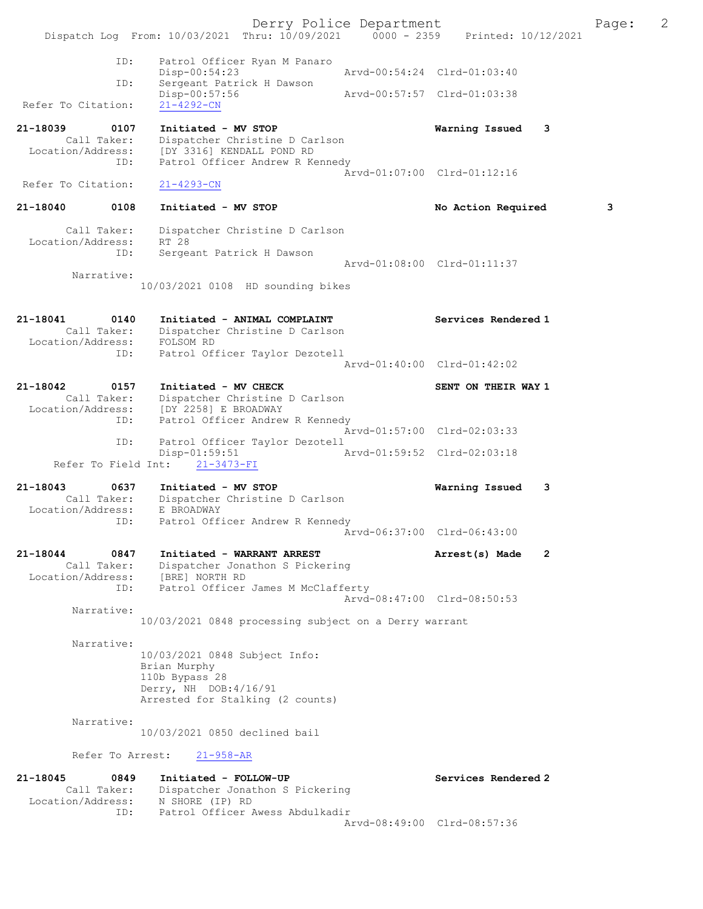ID: Patrol Officer Ryan M Panaro
Disp-00:54:23 Arvd-00:54:24 Clrd-01:03:40
ID: Sergeant Patrick H Dawson
Disp-00:57:56 Arvd-00:57:57 Clrd-01:03:38
Refer To Citation: 21-4292-CN

21-18039 0107 Initiated - MV STOP Warning Issued 3
Call Taker: Dispatcher Christine D Carlson
Location/Address: [DY 3316] KENDALL POND RD
ID: Patrol Officer Andrew R Kennedy
Arvd-01:07:00 Clrd-01:12:16
Refer To Citation: 21-4293-CN

21-18040 0108 Initiated - MV STOP No Action Required 3
Call Taker: Dispatcher Christine D Carlson
Location/Address: RT 28
ID: Sergeant Patrick H Dawson
Arvd-01:08:00 Clrd-01:11:37
Narrative:
10/03/2021 0108 HD sounding bikes

21-18041 0140 Initiated - ANIMAL COMPLAINT Services Rendered 1
Call Taker: Dispatcher Christine D Carlson
Location/Address: FOLSOM RD
ID: Patrol Officer Taylor Dezotell
Arvd-01:40:00 Clrd-01:42:02

21-18042 0157 Initiated - MV CHECK SENT ON THEIR WAY 1
Call Taker: Dispatcher Christine D Carlson
Location/Address: [DY 2258] E BROADWAY
ID: Patrol Officer Andrew R Kennedy
Arvd-01:57:00 Clrd-02:03:33
ID: Patrol Officer Taylor Dezotell
Disp-01:59:51 Arvd-01:59:52 Clrd-02:03:18
Refer To Field Int: 21-3473-FI

21-18043 0637 Initiated - MV STOP Warning Issued 3
Call Taker: Dispatcher Christine D Carlson
Location/Address: E BROADWAY
ID: Patrol Officer Andrew R Kennedy
Arvd-06:37:00 Clrd-06:43:00

21-18044 0847 Initiated - WARRANT ARREST Arrest(s) Made 2
Call Taker: Dispatcher Jonathon S Pickering
Location/Address: [BRE] NORTH RD
ID: Patrol Officer James M McClafferty
Arvd-08:47:00 Clrd-08:50:53
Narrative:
10/03/2021 0848 processing subject on a Derry warrant

Narrative:
10/03/2021 0848 Subject Info:
Brian Murphy
110b Bypass 28
Derry, NH DOB:4/16/91
Arrested for Stalking (2 counts)

Narrative:
10/03/2021 0850 declined bail

Refer To Arrest: 21-958-AR

21-18045 0849 Initiated - FOLLOW-UP Services Rendered 2
Call Taker: Dispatcher Jonathon S Pickering
Location/Address: N SHORE (IP) RD
ID: Patrol Officer Awess Abdulkadir
Arvd-08:49:00 Clrd-08:57:36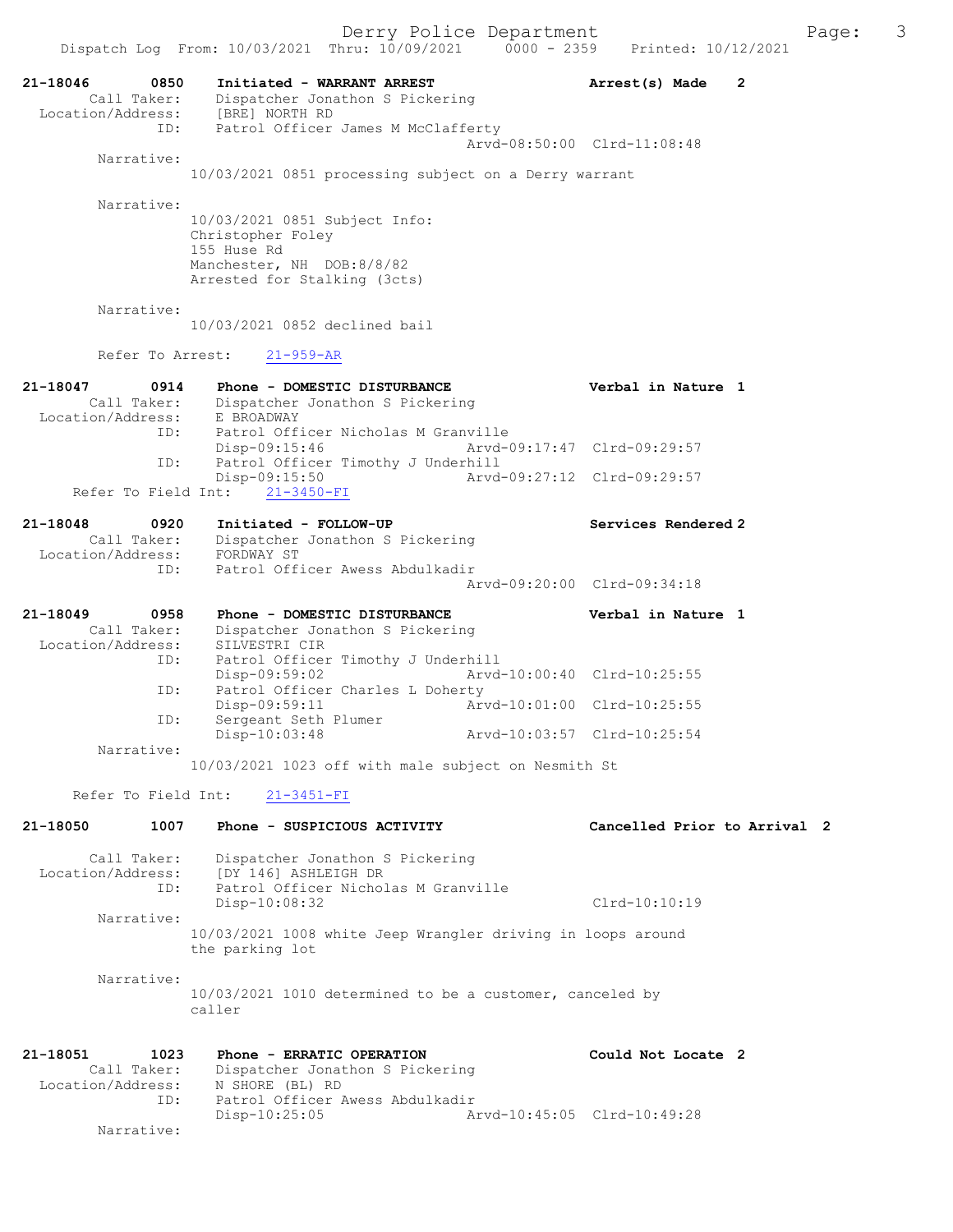Derry Police Department
Dispatch Log From: 10/03/2021 Thru: 10/09/2021 0000 - 2359 Printed: 10/12/2021

```
21-18046        0850    Initiated - WARRANT ARREST                      Arrest(s) Made    2
        Call Taker:     Dispatcher Jonathon S Pickering
  Location/Address:     [BRE] NORTH RD
                ID:     Patrol Officer James M McClafferty
                                                 Arvd-08:50:00  Clrd-11:08:48
         Narrative:
                10/03/2021 0851 processing subject on a Derry warrant

         Narrative:
                10/03/2021 0851 Subject Info:
                Christopher Foley
                155 Huse Rd
                Manchester, NH  DOB:8/8/82
                Arrested for Stalking (3cts)

         Narrative:
                10/03/2021 0852 declined bail

         Refer To Arrest:    21-959-AR

21-18047        0914    Phone - DOMESTIC DISTURBANCE                    Verbal in Nature  1
        Call Taker:     Dispatcher Jonathon S Pickering
  Location/Address:     E BROADWAY
                ID:     Patrol Officer Nicholas M Granville
                        Disp-09:15:46            Arvd-09:17:47  Clrd-09:29:57
                ID:     Patrol Officer Timothy J Underhill
                        Disp-09:15:50            Arvd-09:27:12  Clrd-09:29:57
      Refer To Field Int:    21-3450-FI

21-18048        0920    Initiated - FOLLOW-UP                           Services Rendered 2
        Call Taker:     Dispatcher Jonathon S Pickering
  Location/Address:     FORDWAY ST
                ID:     Patrol Officer Awess Abdulkadir
                                                 Arvd-09:20:00  Clrd-09:34:18

21-18049        0958    Phone - DOMESTIC DISTURBANCE                    Verbal in Nature  1
        Call Taker:     Dispatcher Jonathon S Pickering
  Location/Address:     SILVESTRI CIR
                ID:     Patrol Officer Timothy J Underhill
                        Disp-09:59:02            Arvd-10:00:40  Clrd-10:25:55
                ID:     Patrol Officer Charles L Doherty
                        Disp-09:59:11            Arvd-10:01:00  Clrd-10:25:55
                ID:     Sergeant Seth Plumer
                        Disp-10:03:48            Arvd-10:03:57  Clrd-10:25:54
         Narrative:
                10/03/2021 1023 off with male subject on Nesmith St

      Refer To Field Int:    21-3451-FI

21-18050        1007    Phone - SUSPICIOUS ACTIVITY                     Cancelled Prior to Arrival  2

        Call Taker:     Dispatcher Jonathon S Pickering
  Location/Address:     [DY 146] ASHLEIGH DR
                ID:     Patrol Officer Nicholas M Granville
                        Disp-10:08:32                           Clrd-10:10:19
         Narrative:
                10/03/2021 1008 white Jeep Wrangler driving in loops around
                the parking lot

         Narrative:
                10/03/2021 1010 determined to be a customer, canceled by
                caller

21-18051        1023    Phone - ERRATIC OPERATION                       Could Not Locate  2
        Call Taker:     Dispatcher Jonathon S Pickering
  Location/Address:     N SHORE (BL) RD
                ID:     Patrol Officer Awess Abdulkadir
                        Disp-10:25:05            Arvd-10:45:05  Clrd-10:49:28
         Narrative:
```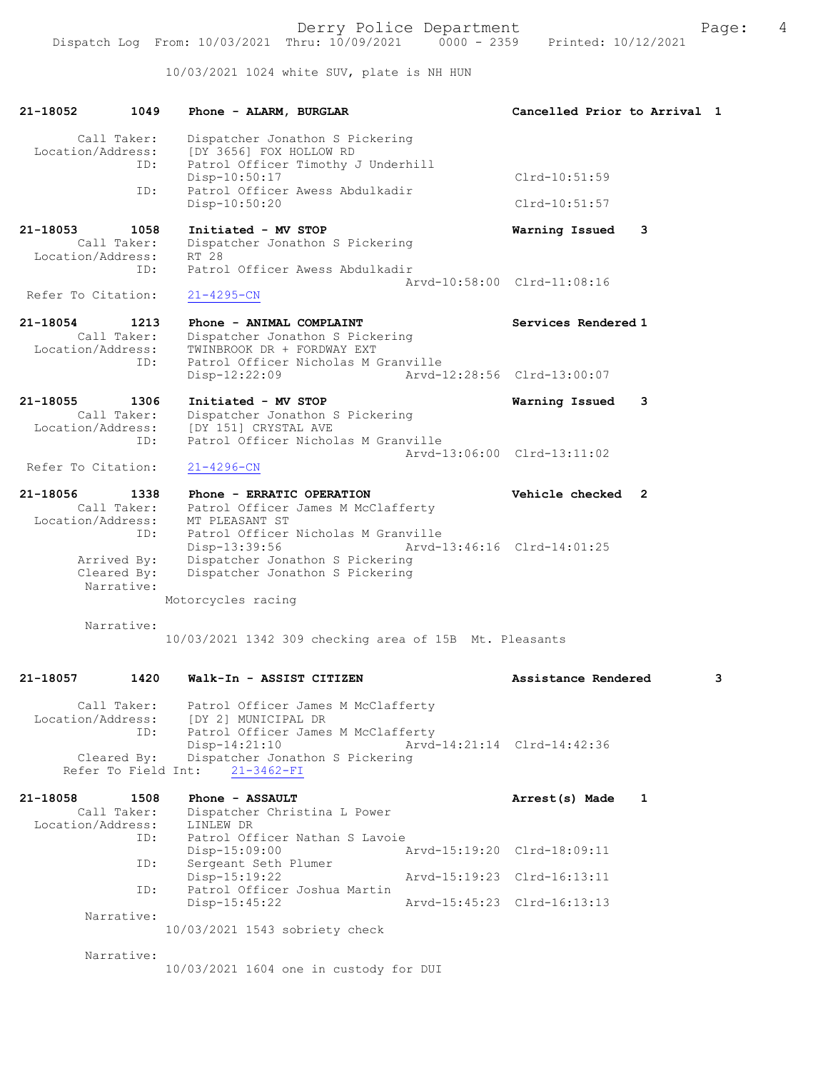10/03/2021 1024 white SUV, plate is NH HUN

**21-18052 1049 Phone - ALARM, BURGLAR** Cancelled Prior to Arrival 1

Call Taker: Dispatcher Jonathon S Pickering
Location/Address: [DY 3656] FOX HOLLOW RD
ID: Patrol Officer Timothy J Underhill
Disp-10:50:17 Clrd-10:51:59
ID: Patrol Officer Awess Abdulkadir
Disp-10:50:20 Clrd-10:51:57

**21-18053 1058 Initiated - MV STOP** Warning Issued 3
Call Taker: Dispatcher Jonathon S Pickering
Location/Address: RT 28
ID: Patrol Officer Awess Abdulkadir
Arvd-10:58:00 Clrd-11:08:16
Refer To Citation: 21-4295-CN

**21-18054 1213 Phone - ANIMAL COMPLAINT** Services Rendered 1
Call Taker: Dispatcher Jonathon S Pickering
Location/Address: TWINBROOK DR + FORDWAY EXT
ID: Patrol Officer Nicholas M Granville
Disp-12:22:09 Arvd-12:28:56 Clrd-13:00:07

**21-18055 1306 Initiated - MV STOP** Warning Issued 3
Call Taker: Dispatcher Jonathon S Pickering
Location/Address: [DY 151] CRYSTAL AVE
ID: Patrol Officer Nicholas M Granville
Arvd-13:06:00 Clrd-13:11:02
Refer To Citation: 21-4296-CN

**21-18056 1338 Phone - ERRATIC OPERATION** Vehicle checked 2
Call Taker: Patrol Officer James M McClafferty
Location/Address: MT PLEASANT ST
ID: Patrol Officer Nicholas M Granville
Disp-13:39:56 Arvd-13:46:16 Clrd-14:01:25
Arrived By: Dispatcher Jonathon S Pickering
Cleared By: Dispatcher Jonathon S Pickering
Narrative:
Motorcycles racing

Narrative:
10/03/2021 1342 309 checking area of 15B Mt. Pleasants

**21-18057 1420 Walk-In - ASSIST CITIZEN** Assistance Rendered 3

Call Taker: Patrol Officer James M McClafferty
Location/Address: [DY 2] MUNICIPAL DR
ID: Patrol Officer James M McClafferty
Disp-14:21:10 Arvd-14:21:14 Clrd-14:42:36
Cleared By: Dispatcher Jonathon S Pickering
Refer To Field Int: 21-3462-FI

**21-18058 1508 Phone - ASSAULT** Arrest(s) Made 1
Call Taker: Dispatcher Christina L Power
Location/Address: LINLEW DR
ID: Patrol Officer Nathan S Lavoie
Disp-15:09:00 Arvd-15:19:20 Clrd-18:09:11
ID: Sergeant Seth Plumer
Disp-15:19:22 Arvd-15:19:23 Clrd-16:13:11
ID: Patrol Officer Joshua Martin
Disp-15:45:22 Arvd-15:45:23 Clrd-16:13:13
Narrative:
10/03/2021 1543 sobriety check

Narrative:
10/03/2021 1604 one in custody for DUI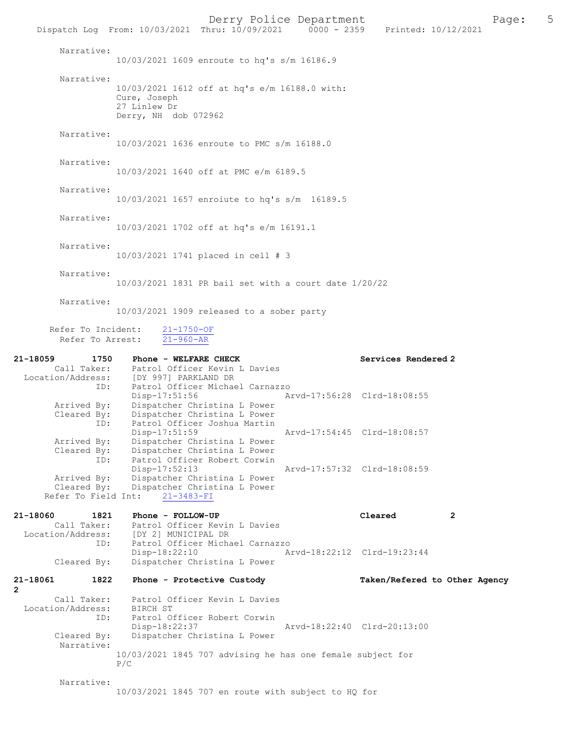Narrative:
10/03/2021 1609 enroute to hq's s/m 16186.9

Narrative:
10/03/2021 1612 off at hq's e/m 16188.0 with:
Cure, Joseph
27 Linlew Dr
Derry, NH dob 072962

Narrative:
10/03/2021 1636 enroute to PMC s/m 16188.0

Narrative:
10/03/2021 1640 off at PMC e/m 6189.5

Narrative:
10/03/2021 1657 enroiute to hq's s/m 16189.5

Narrative:
10/03/2021 1702 off at hq's e/m 16191.1

Narrative:
10/03/2021 1741 placed in cell # 3

Narrative:
10/03/2021 1831 PR bail set with a court date 1/20/22

Narrative:
10/03/2021 1909 released to a sober party

Refer To Incident: 21-1750-OF
Refer To Arrest: 21-960-AR

**21-18059 1750 Phone - WELFARE CHECK — Services Rendered 2**

Call Taker: Patrol Officer Kevin L Davies
Location/Address: [DY 997] PARKLAND DR
ID: Patrol Officer Michael Carnazzo
Disp-17:51:56 Arvd-17:56:28 Clrd-18:08:55
Arrived By: Dispatcher Christina L Power
Cleared By: Dispatcher Christina L Power
ID: Patrol Officer Joshua Martin
Disp-17:51:59 Arvd-17:54:45 Clrd-18:08:57
Arrived By: Dispatcher Christina L Power
Cleared By: Dispatcher Christina L Power
ID: Patrol Officer Robert Corwin
Disp-17:52:13 Arvd-17:57:32 Clrd-18:08:59
Arrived By: Dispatcher Christina L Power
Cleared By: Dispatcher Christina L Power
Refer To Field Int: 21-3483-FI

**21-18060 1821 Phone - FOLLOW-UP — Cleared 2**

Call Taker: Patrol Officer Kevin L Davies
Location/Address: [DY 2] MUNICIPAL DR
ID: Patrol Officer Michael Carnazzo
Disp-18:22:10 Arvd-18:22:12 Clrd-19:23:44
Cleared By: Dispatcher Christina L Power

**21-18061 1822 Phone - Protective Custody — Taken/Refered to Other Agency 2**

Call Taker: Patrol Officer Kevin L Davies
Location/Address: BIRCH ST
ID: Patrol Officer Robert Corwin
Disp-18:22:37 Arvd-18:22:40 Clrd-20:13:00
Cleared By: Dispatcher Christina L Power

Narrative:
10/03/2021 1845 707 advising he has one female subject for P/C

Narrative:
10/03/2021 1845 707 en route with subject to HQ for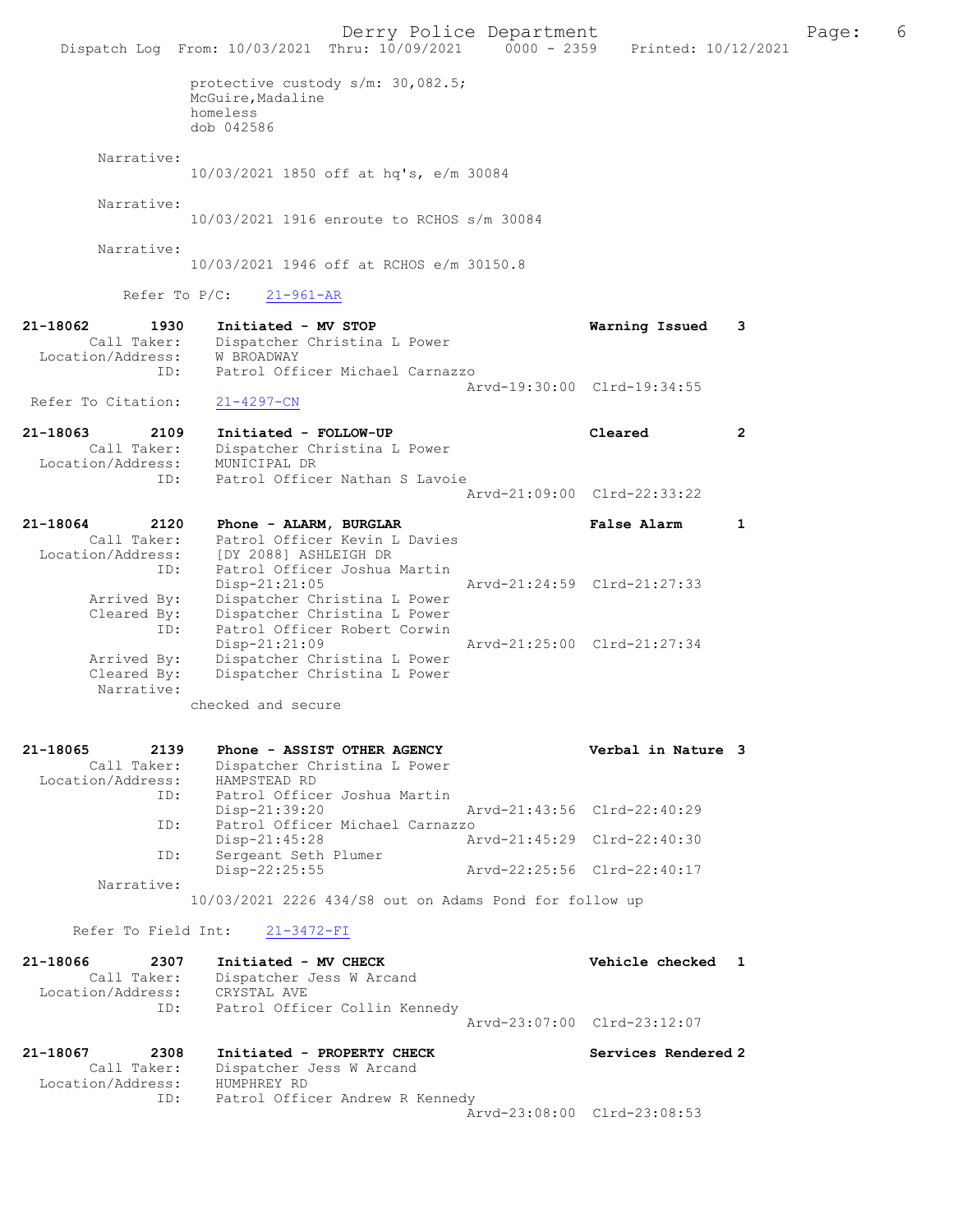protective custody s/m: 30,082.5;
McGuire,Madaline
homeless
dob 042586

Narrative:
10/03/2021 1850 off at hq's, e/m 30084

Narrative:
10/03/2021 1916 enroute to RCHOS s/m 30084

Narrative:
10/03/2021 1946 off at RCHOS e/m 30150.8

Refer To P/C: 21-961-AR

**21-18062 1930 Initiated - MV STOP** — Warning Issued 3
Call Taker: Dispatcher Christina L Power
Location/Address: W BROADWAY
ID: Patrol Officer Michael Carnazzo
Arvd-19:30:00 Clrd-19:34:55
Refer To Citation: 21-4297-CN

**21-18063 2109 Initiated - FOLLOW-UP** — Cleared 2
Call Taker: Dispatcher Christina L Power
Location/Address: MUNICIPAL DR
ID: Patrol Officer Nathan S Lavoie
Arvd-21:09:00 Clrd-22:33:22

**21-18064 2120 Phone - ALARM, BURGLAR** — False Alarm 1
Call Taker: Patrol Officer Kevin L Davies
Location/Address: [DY 2088] ASHLEIGH DR
ID: Patrol Officer Joshua Martin
Disp-21:21:05 Arvd-21:24:59 Clrd-21:27:33
Arrived By: Dispatcher Christina L Power
Cleared By: Dispatcher Christina L Power
ID: Patrol Officer Robert Corwin
Disp-21:21:09 Arvd-21:25:00 Clrd-21:27:34
Arrived By: Dispatcher Christina L Power
Cleared By: Dispatcher Christina L Power
Narrative:
checked and secure

**21-18065 2139 Phone - ASSIST OTHER AGENCY** — Verbal in Nature 3
Call Taker: Dispatcher Christina L Power
Location/Address: HAMPSTEAD RD
ID: Patrol Officer Joshua Martin
Disp-21:39:20 Arvd-21:43:56 Clrd-22:40:29
ID: Patrol Officer Michael Carnazzo
Disp-21:45:28 Arvd-21:45:29 Clrd-22:40:30
ID: Sergeant Seth Plumer
Disp-22:25:55 Arvd-22:25:56 Clrd-22:40:17
Narrative:
10/03/2021 2226 434/S8 out on Adams Pond for follow up

Refer To Field Int: 21-3472-FI

**21-18066 2307 Initiated - MV CHECK** — Vehicle checked 1
Call Taker: Dispatcher Jess W Arcand
Location/Address: CRYSTAL AVE
ID: Patrol Officer Collin Kennedy
Arvd-23:07:00 Clrd-23:12:07

**21-18067 2308 Initiated - PROPERTY CHECK** — Services Rendered 2
Call Taker: Dispatcher Jess W Arcand
Location/Address: HUMPHREY RD
ID: Patrol Officer Andrew R Kennedy
Arvd-23:08:00 Clrd-23:08:53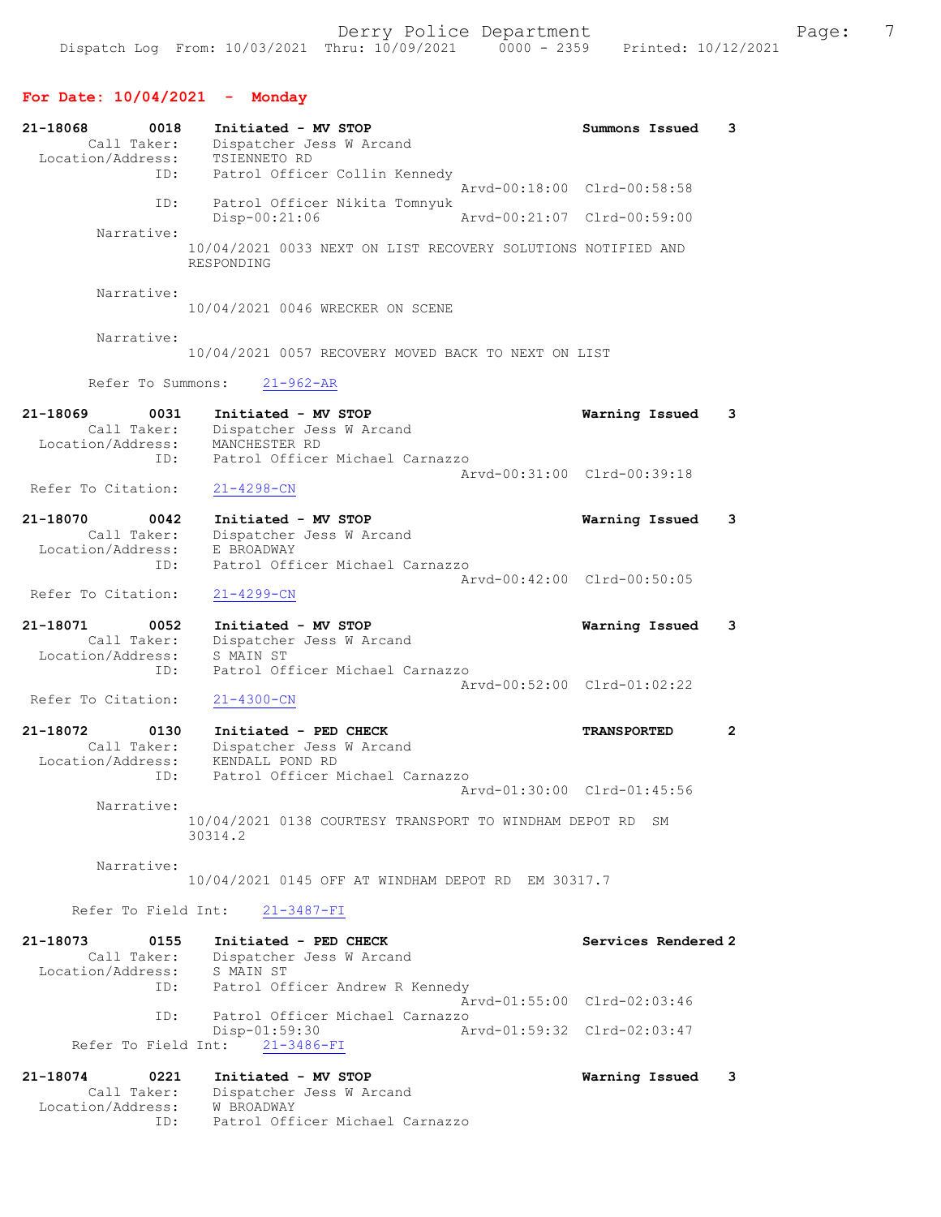## For Date: 10/04/2021 - Monday

```
21-18068        0018    Initiated - MV STOP                          Summons Issued    3
         Call Taker:    Dispatcher Jess W Arcand
   Location/Address:    TSIENNETO RD
                 ID:    Patrol Officer Collin Kennedy
                                               Arvd-00:18:00  Clrd-00:58:58
                 ID:    Patrol Officer Nikita Tomnyuk
                        Disp-00:21:06          Arvd-00:21:07  Clrd-00:59:00
          Narrative:
                10/04/2021 0033 NEXT ON LIST RECOVERY SOLUTIONS NOTIFIED AND
                RESPONDING

          Narrative:
                10/04/2021 0046 WRECKER ON SCENE

          Narrative:
                10/04/2021 0057 RECOVERY MOVED BACK TO NEXT ON LIST

        Refer To Summons:    21-962-AR

21-18069        0031    Initiated - MV STOP                          Warning Issued    3
         Call Taker:    Dispatcher Jess W Arcand
   Location/Address:    MANCHESTER RD
                 ID:    Patrol Officer Michael Carnazzo
                                               Arvd-00:31:00  Clrd-00:39:18
  Refer To Citation:    21-4298-CN

21-18070        0042    Initiated - MV STOP                          Warning Issued    3
         Call Taker:    Dispatcher Jess W Arcand
   Location/Address:    E BROADWAY
                 ID:    Patrol Officer Michael Carnazzo
                                               Arvd-00:42:00  Clrd-00:50:05
  Refer To Citation:    21-4299-CN

21-18071        0052    Initiated - MV STOP                          Warning Issued    3
         Call Taker:    Dispatcher Jess W Arcand
   Location/Address:    S MAIN ST
                 ID:    Patrol Officer Michael Carnazzo
                                               Arvd-00:52:00  Clrd-01:02:22
  Refer To Citation:    21-4300-CN

21-18072        0130    Initiated - PED CHECK                        TRANSPORTED       2
         Call Taker:    Dispatcher Jess W Arcand
   Location/Address:    KENDALL POND RD
                 ID:    Patrol Officer Michael Carnazzo
                                               Arvd-01:30:00  Clrd-01:45:56
          Narrative:
                10/04/2021 0138 COURTESY TRANSPORT TO WINDHAM DEPOT RD  SM
                30314.2

          Narrative:
                10/04/2021 0145 OFF AT WINDHAM DEPOT RD  EM 30317.7

      Refer To Field Int:    21-3487-FI

21-18073        0155    Initiated - PED CHECK                        Services Rendered 2
         Call Taker:    Dispatcher Jess W Arcand
   Location/Address:    S MAIN ST
                 ID:    Patrol Officer Andrew R Kennedy
                                               Arvd-01:55:00  Clrd-02:03:46
                 ID:    Patrol Officer Michael Carnazzo
                        Disp-01:59:30          Arvd-01:59:32  Clrd-02:03:47
      Refer To Field Int:    21-3486-FI

21-18074        0221    Initiated - MV STOP                          Warning Issued    3
         Call Taker:    Dispatcher Jess W Arcand
   Location/Address:    W BROADWAY
                 ID:    Patrol Officer Michael Carnazzo
```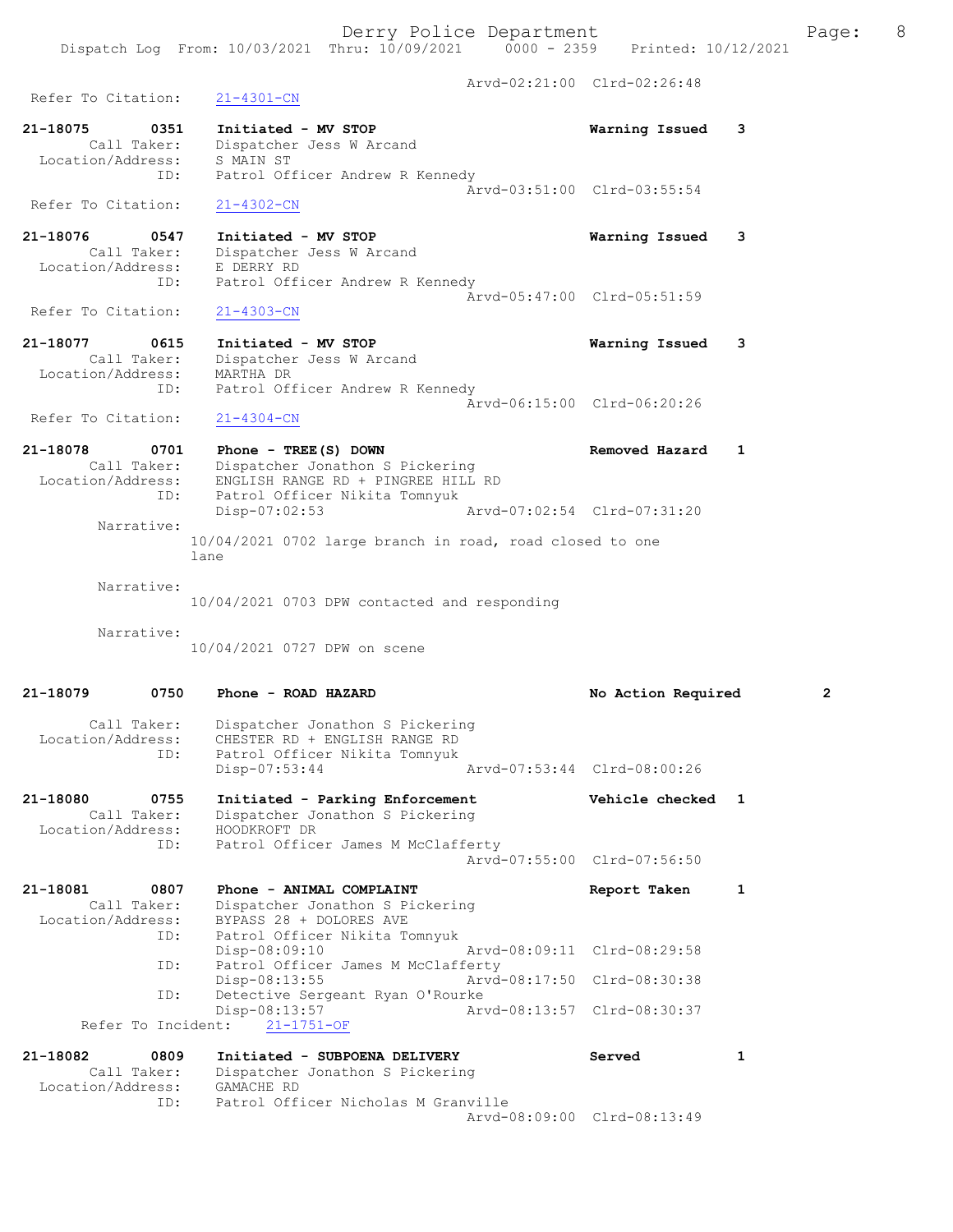```
                                    Arvd-02:21:00  Clrd-02:26:48
 Refer To Citation:     21-4301-CN

21-18075        0351    Initiated - MV STOP                     Warning Issued    3
        Call Taker:     Dispatcher Jess W Arcand
  Location/Address:     S MAIN ST
                ID:     Patrol Officer Andrew R Kennedy
                                    Arvd-03:51:00  Clrd-03:55:54
 Refer To Citation:     21-4302-CN

21-18076        0547    Initiated - MV STOP                     Warning Issued    3
        Call Taker:     Dispatcher Jess W Arcand
  Location/Address:     E DERRY RD
                ID:     Patrol Officer Andrew R Kennedy
                                    Arvd-05:47:00  Clrd-05:51:59
 Refer To Citation:     21-4303-CN

21-18077        0615    Initiated - MV STOP                     Warning Issued    3
        Call Taker:     Dispatcher Jess W Arcand
  Location/Address:     MARTHA DR
                ID:     Patrol Officer Andrew R Kennedy
                                    Arvd-06:15:00  Clrd-06:20:26
 Refer To Citation:     21-4304-CN

21-18078        0701    Phone - TREE(S) DOWN                    Removed Hazard    1
        Call Taker:     Dispatcher Jonathon S Pickering
  Location/Address:     ENGLISH RANGE RD + PINGREE HILL RD
                ID:     Patrol Officer Nikita Tomnyuk
                        Disp-07:02:53       Arvd-07:02:54  Clrd-07:31:20
         Narrative:
                      10/04/2021 0702 large branch in road, road closed to one
                      lane

         Narrative:
                      10/04/2021 0703 DPW contacted and responding

         Narrative:
                      10/04/2021 0727 DPW on scene

21-18079        0750    Phone - ROAD HAZARD                     No Action Required        2

        Call Taker:     Dispatcher Jonathon S Pickering
  Location/Address:     CHESTER RD + ENGLISH RANGE RD
                ID:     Patrol Officer Nikita Tomnyuk
                        Disp-07:53:44       Arvd-07:53:44  Clrd-08:00:26

21-18080        0755    Initiated - Parking Enforcement         Vehicle checked  1
        Call Taker:     Dispatcher Jonathon S Pickering
  Location/Address:     HOODKROFT DR
                ID:     Patrol Officer James M McClafferty
                                    Arvd-07:55:00  Clrd-07:56:50

21-18081        0807    Phone - ANIMAL COMPLAINT                Report Taken      1
        Call Taker:     Dispatcher Jonathon S Pickering
  Location/Address:     BYPASS 28 + DOLORES AVE
                ID:     Patrol Officer Nikita Tomnyuk
                        Disp-08:09:10       Arvd-08:09:11  Clrd-08:29:58
                ID:     Patrol Officer James M McClafferty
                        Disp-08:13:55       Arvd-08:17:50  Clrd-08:30:38
                ID:     Detective Sergeant Ryan O'Rourke
                        Disp-08:13:57       Arvd-08:13:57  Clrd-08:30:37
      Refer To Incident:    21-1751-OF

21-18082        0809    Initiated - SUBPOENA DELIVERY           Served            1
        Call Taker:     Dispatcher Jonathon S Pickering
  Location/Address:     GAMACHE RD
                ID:     Patrol Officer Nicholas M Granville
                                    Arvd-08:09:00  Clrd-08:13:49
```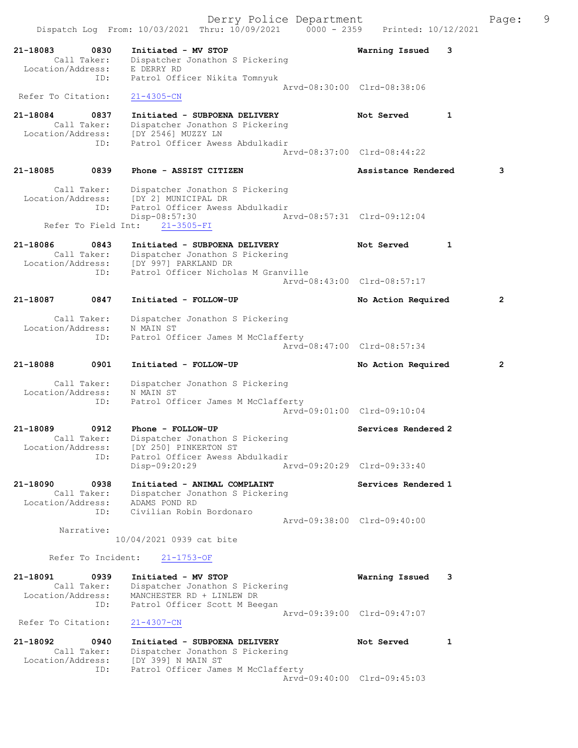Dispatch Log From: 10/03/2021 Thru: 10/09/2021 0000 - 2359 Printed: 10/12/2021

```
21-18083        0830    Initiated - MV STOP                        Warning Issued    3
        Call Taker:     Dispatcher Jonathon S Pickering
  Location/Address:     E DERRY RD
                ID:     Patrol Officer Nikita Tomnyuk
                                                  Arvd-08:30:00  Clrd-08:38:06
 Refer To Citation:     21-4305-CN

21-18084        0837    Initiated - SUBPOENA DELIVERY              Not Served        1
        Call Taker:     Dispatcher Jonathon S Pickering
  Location/Address:     [DY 2546] MUZZY LN
                ID:     Patrol Officer Awess Abdulkadir
                                                  Arvd-08:37:00  Clrd-08:44:22

21-18085        0839    Phone - ASSIST CITIZEN                     Assistance Rendered        3

        Call Taker:     Dispatcher Jonathon S Pickering
  Location/Address:     [DY 2] MUNICIPAL DR
                ID:     Patrol Officer Awess Abdulkadir
                        Disp-08:57:30             Arvd-08:57:31  Clrd-09:12:04
    Refer To Field Int:     21-3505-FI

21-18086        0843    Initiated - SUBPOENA DELIVERY              Not Served        1
        Call Taker:     Dispatcher Jonathon S Pickering
  Location/Address:     [DY 997] PARKLAND DR
                ID:     Patrol Officer Nicholas M Granville
                                                  Arvd-08:43:00  Clrd-08:57:17

21-18087        0847    Initiated - FOLLOW-UP                      No Action Required         2

        Call Taker:     Dispatcher Jonathon S Pickering
  Location/Address:     N MAIN ST
                ID:     Patrol Officer James M McClafferty
                                                  Arvd-08:47:00  Clrd-08:57:34

21-18088        0901    Initiated - FOLLOW-UP                      No Action Required         2

        Call Taker:     Dispatcher Jonathon S Pickering
  Location/Address:     N MAIN ST
                ID:     Patrol Officer James M McClafferty
                                                  Arvd-09:01:00  Clrd-09:10:04

21-18089        0912    Phone - FOLLOW-UP                          Services Rendered 2
        Call Taker:     Dispatcher Jonathon S Pickering
  Location/Address:     [DY 250] PINKERTON ST
                ID:     Patrol Officer Awess Abdulkadir
                        Disp-09:20:29             Arvd-09:20:29  Clrd-09:33:40

21-18090        0938    Initiated - ANIMAL COMPLAINT               Services Rendered 1
        Call Taker:     Dispatcher Jonathon S Pickering
  Location/Address:     ADAMS POND RD
                ID:     Civilian Robin Bordonaro
                                                  Arvd-09:38:00  Clrd-09:40:00
         Narrative:
                    10/04/2021 0939 cat bite

      Refer To Incident:    21-1753-OF

21-18091        0939    Initiated - MV STOP                        Warning Issued    3
        Call Taker:     Dispatcher Jonathon S Pickering
  Location/Address:     MANCHESTER RD + LINLEW DR
                ID:     Patrol Officer Scott M Beegan
                                                  Arvd-09:39:00  Clrd-09:47:07
 Refer To Citation:     21-4307-CN

21-18092        0940    Initiated - SUBPOENA DELIVERY              Not Served        1
        Call Taker:     Dispatcher Jonathon S Pickering
  Location/Address:     [DY 399] N MAIN ST
                ID:     Patrol Officer James M McClafferty
                                                  Arvd-09:40:00  Clrd-09:45:03
```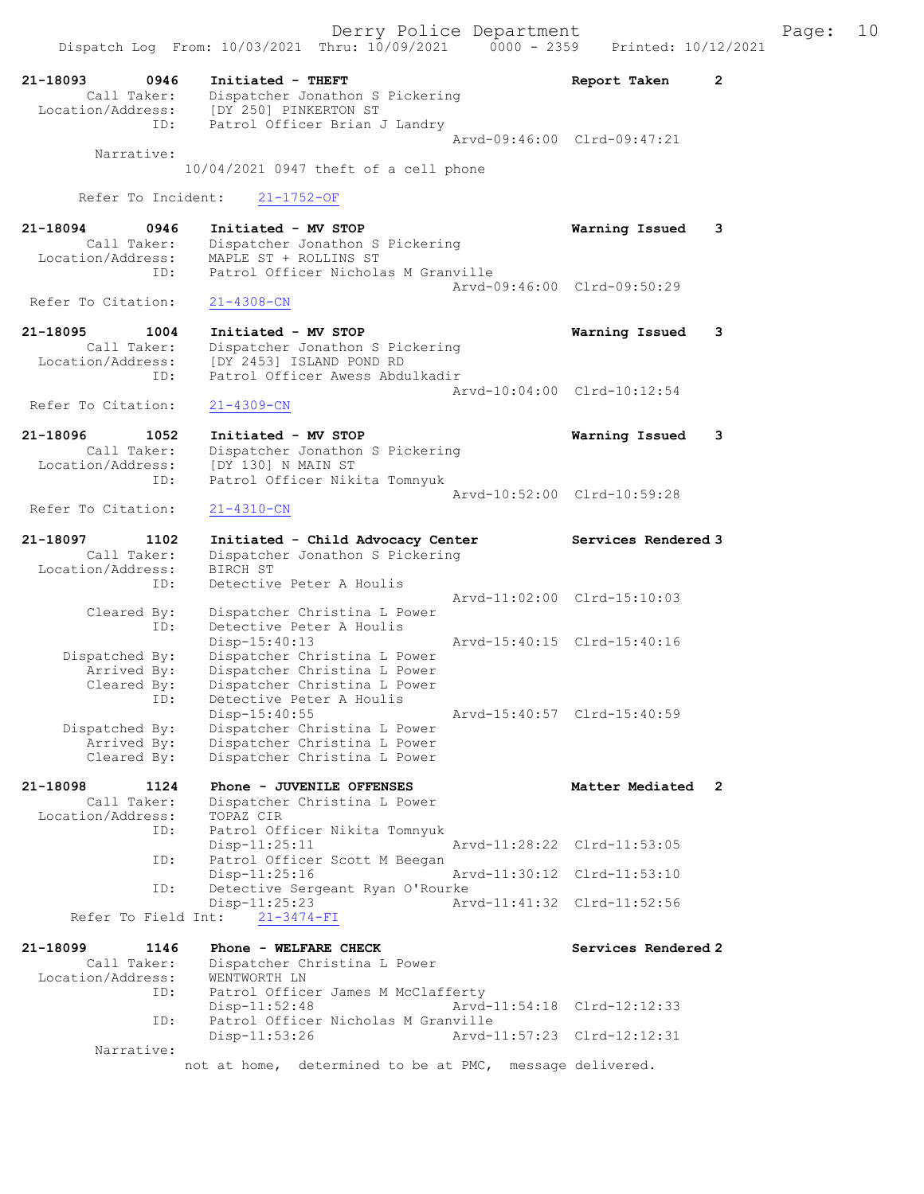```
21-18093        0946    Initiated - THEFT                          Report Taken      2
         Call Taker:    Dispatcher Jonathon S Pickering
   Location/Address:    [DY 250] PINKERTON ST
                 ID:    Patrol Officer Brian J Landry
                                                   Arvd-09:46:00  Clrd-09:47:21
          Narrative:
                  10/04/2021 0947 theft of a cell phone

         Refer To Incident:    21-1752-OF

21-18094        0946    Initiated - MV STOP                        Warning Issued    3
         Call Taker:    Dispatcher Jonathon S Pickering
   Location/Address:    MAPLE ST + ROLLINS ST
                 ID:    Patrol Officer Nicholas M Granville
                                                   Arvd-09:46:00  Clrd-09:50:29
  Refer To Citation:    21-4308-CN

21-18095        1004    Initiated - MV STOP                        Warning Issued    3
         Call Taker:    Dispatcher Jonathon S Pickering
   Location/Address:    [DY 2453] ISLAND POND RD
                 ID:    Patrol Officer Awess Abdulkadir
                                                   Arvd-10:04:00  Clrd-10:12:54
  Refer To Citation:    21-4309-CN

21-18096        1052    Initiated - MV STOP                        Warning Issued    3
         Call Taker:    Dispatcher Jonathon S Pickering
   Location/Address:    [DY 130] N MAIN ST
                 ID:    Patrol Officer Nikita Tomnyuk
                                                   Arvd-10:52:00  Clrd-10:59:28
  Refer To Citation:    21-4310-CN

21-18097        1102    Initiated - Child Advocacy Center          Services Rendered 3
         Call Taker:    Dispatcher Jonathon S Pickering
   Location/Address:    BIRCH ST
                 ID:    Detective Peter A Houlis
                                                   Arvd-11:02:00  Clrd-15:10:03
         Cleared By:    Dispatcher Christina L Power
                 ID:    Detective Peter A Houlis
                        Disp-15:40:13              Arvd-15:40:15  Clrd-15:40:16
      Dispatched By:    Dispatcher Christina L Power
         Arrived By:    Dispatcher Christina L Power
         Cleared By:    Dispatcher Christina L Power
                 ID:    Detective Peter A Houlis
                        Disp-15:40:55              Arvd-15:40:57  Clrd-15:40:59
      Dispatched By:    Dispatcher Christina L Power
         Arrived By:    Dispatcher Christina L Power
         Cleared By:    Dispatcher Christina L Power

21-18098        1124    Phone - JUVENILE OFFENSES                  Matter Mediated   2
         Call Taker:    Dispatcher Christina L Power
   Location/Address:    TOPAZ CIR
                 ID:    Patrol Officer Nikita Tomnyuk
                        Disp-11:25:11              Arvd-11:28:22  Clrd-11:53:05
                 ID:    Patrol Officer Scott M Beegan
                        Disp-11:25:16              Arvd-11:30:12  Clrd-11:53:10
                 ID:    Detective Sergeant Ryan O'Rourke
                        Disp-11:25:23              Arvd-11:41:32  Clrd-11:52:56
     Refer To Field Int:    21-3474-FI

21-18099        1146    Phone - WELFARE CHECK                      Services Rendered 2
         Call Taker:    Dispatcher Christina L Power
   Location/Address:    WENTWORTH LN
                 ID:    Patrol Officer James M McClafferty
                        Disp-11:52:48              Arvd-11:54:18  Clrd-12:12:33
                 ID:    Patrol Officer Nicholas M Granville
                        Disp-11:53:26              Arvd-11:57:23  Clrd-12:12:31
          Narrative:
                  not at home,  determined to be at PMC,  message delivered.
```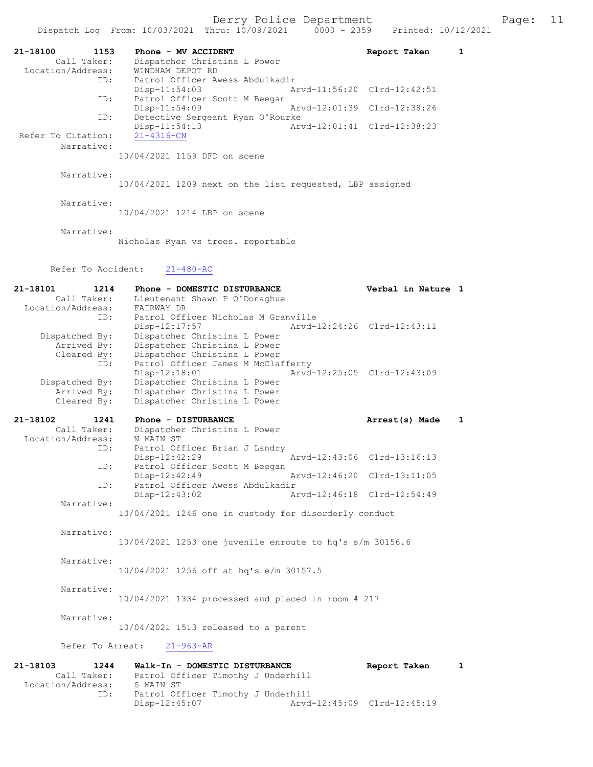```
21-18100        1153    Phone - MV ACCIDENT                          Report Taken      1
        Call Taker:     Dispatcher Christina L Power
  Location/Address:     WINDHAM DEPOT RD
                ID:     Patrol Officer Awess Abdulkadir
                        Disp-11:54:03                 Arvd-11:56:20  Clrd-12:42:51
                ID:     Patrol Officer Scott M Beegan
                        Disp-11:54:09                 Arvd-12:01:39  Clrd-12:38:26
                ID:     Detective Sergeant Ryan O'Rourke
                        Disp-11:54:13                 Arvd-12:01:41  Clrd-12:38:23
 Refer To Citation:     21-4316-CN
         Narrative:
                  10/04/2021 1159 DFD on scene

         Narrative:
                  10/04/2021 1209 next on the list requested, LBP assigned

         Narrative:
                  10/04/2021 1214 LBP on scene

         Narrative:
                  Nicholas Ryan vs trees. reportable

       Refer To Accident:     21-480-AC

21-18101        1214    Phone - DOMESTIC DISTURBANCE                 Verbal in Nature  1
        Call Taker:     Lieutenant Shawn P O'Donaghue
  Location/Address:     FAIRWAY DR
                ID:     Patrol Officer Nicholas M Granville
                        Disp-12:17:57                 Arvd-12:24:26  Clrd-12:43:11
     Dispatched By:     Dispatcher Christina L Power
        Arrived By:     Dispatcher Christina L Power
        Cleared By:     Dispatcher Christina L Power
                ID:     Patrol Officer James M McClafferty
                        Disp-12:18:01                 Arvd-12:25:05  Clrd-12:43:09
     Dispatched By:     Dispatcher Christina L Power
        Arrived By:     Dispatcher Christina L Power
        Cleared By:     Dispatcher Christina L Power

21-18102        1241    Phone - DISTURBANCE                          Arrest(s) Made    1
        Call Taker:     Dispatcher Christina L Power
  Location/Address:     N MAIN ST
                ID:     Patrol Officer Brian J Landry
                        Disp-12:42:29                 Arvd-12:43:06  Clrd-13:16:13
                ID:     Patrol Officer Scott M Beegan
                        Disp-12:42:49                 Arvd-12:46:20  Clrd-13:11:05
                ID:     Patrol Officer Awess Abdulkadir
                        Disp-12:43:02                 Arvd-12:46:18  Clrd-12:54:49
         Narrative:
                  10/04/2021 1246 one in custody for disorderly conduct

         Narrative:
                  10/04/2021 1253 one juvenile enroute to hq's s/m 30156.6

         Narrative:
                  10/04/2021 1256 off at hq's e/m 30157.5

         Narrative:
                  10/04/2021 1334 processed and placed in room # 217

         Narrative:
                  10/04/2021 1513 released to a parent

         Refer To Arrest:     21-963-AR

21-18103        1244    Walk-In - DOMESTIC DISTURBANCE               Report Taken      1
        Call Taker:     Patrol Officer Timothy J Underhill
  Location/Address:     S MAIN ST
                ID:     Patrol Officer Timothy J Underhill
                        Disp-12:45:07                 Arvd-12:45:09  Clrd-12:45:19
```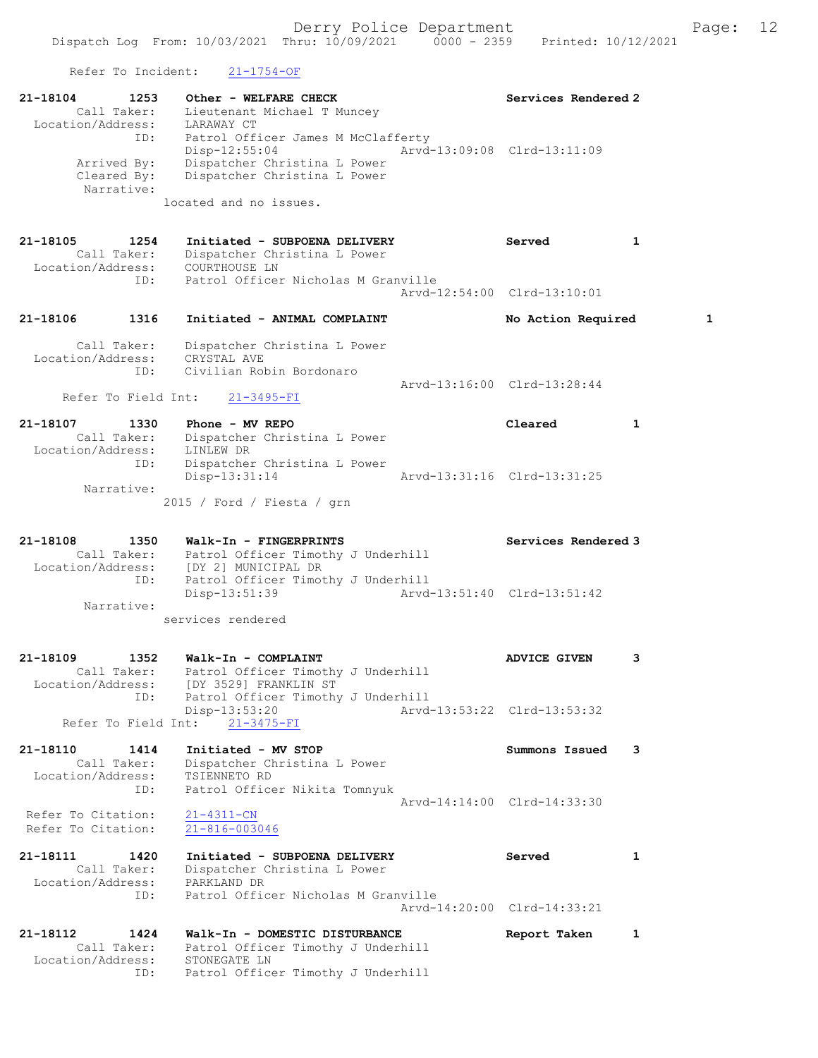Refer To Incident: 21-1754-OF

```
21-18104        1253    Other - WELFARE CHECK                    Services Rendered 2
        Call Taker:     Lieutenant Michael T Muncey
  Location/Address:     LARAWAY CT
               ID:      Patrol Officer James M McClafferty
                        Disp-12:55:04              Arvd-13:09:08  Clrd-13:11:09
       Arrived By:      Dispatcher Christina L Power
       Cleared By:      Dispatcher Christina L Power
        Narrative:
                located and no issues.

21-18105        1254    Initiated - SUBPOENA DELIVERY            Served            1
        Call Taker:     Dispatcher Christina L Power
  Location/Address:     COURTHOUSE LN
               ID:      Patrol Officer Nicholas M Granville
                                                   Arvd-12:54:00  Clrd-13:10:01

21-18106        1316    Initiated - ANIMAL COMPLAINT             No Action Required        1

        Call Taker:     Dispatcher Christina L Power
  Location/Address:     CRYSTAL AVE
               ID:      Civilian Robin Bordonaro
                                                   Arvd-13:16:00  Clrd-13:28:44
   Refer To Field Int:     21-3495-FI

21-18107        1330    Phone - MV REPO                          Cleared           1
        Call Taker:     Dispatcher Christina L Power
  Location/Address:     LINLEW DR
               ID:      Dispatcher Christina L Power
                        Disp-13:31:14              Arvd-13:31:16  Clrd-13:31:25
        Narrative:
                2015 / Ford / Fiesta / grn

21-18108        1350    Walk-In - FINGERPRINTS                   Services Rendered 3
        Call Taker:     Patrol Officer Timothy J Underhill
  Location/Address:     [DY 2] MUNICIPAL DR
               ID:      Patrol Officer Timothy J Underhill
                        Disp-13:51:39              Arvd-13:51:40  Clrd-13:51:42
        Narrative:
                services rendered

21-18109        1352    Walk-In - COMPLAINT                      ADVICE GIVEN      3
        Call Taker:     Patrol Officer Timothy J Underhill
  Location/Address:     [DY 3529] FRANKLIN ST
               ID:      Patrol Officer Timothy J Underhill
                        Disp-13:53:20              Arvd-13:53:22  Clrd-13:53:32
   Refer To Field Int:     21-3475-FI

21-18110        1414    Initiated - MV STOP                      Summons Issued    3
        Call Taker:     Dispatcher Christina L Power
  Location/Address:     TSIENNETO RD
               ID:      Patrol Officer Nikita Tomnyuk
                                                   Arvd-14:14:00  Clrd-14:33:30
 Refer To Citation:     21-4311-CN
 Refer To Citation:     21-816-003046

21-18111        1420    Initiated - SUBPOENA DELIVERY            Served            1
        Call Taker:     Dispatcher Christina L Power
  Location/Address:     PARKLAND DR
               ID:      Patrol Officer Nicholas M Granville
                                                   Arvd-14:20:00  Clrd-14:33:21

21-18112        1424    Walk-In - DOMESTIC DISTURBANCE           Report Taken      1
        Call Taker:     Patrol Officer Timothy J Underhill
  Location/Address:     STONEGATE LN
               ID:      Patrol Officer Timothy J Underhill
```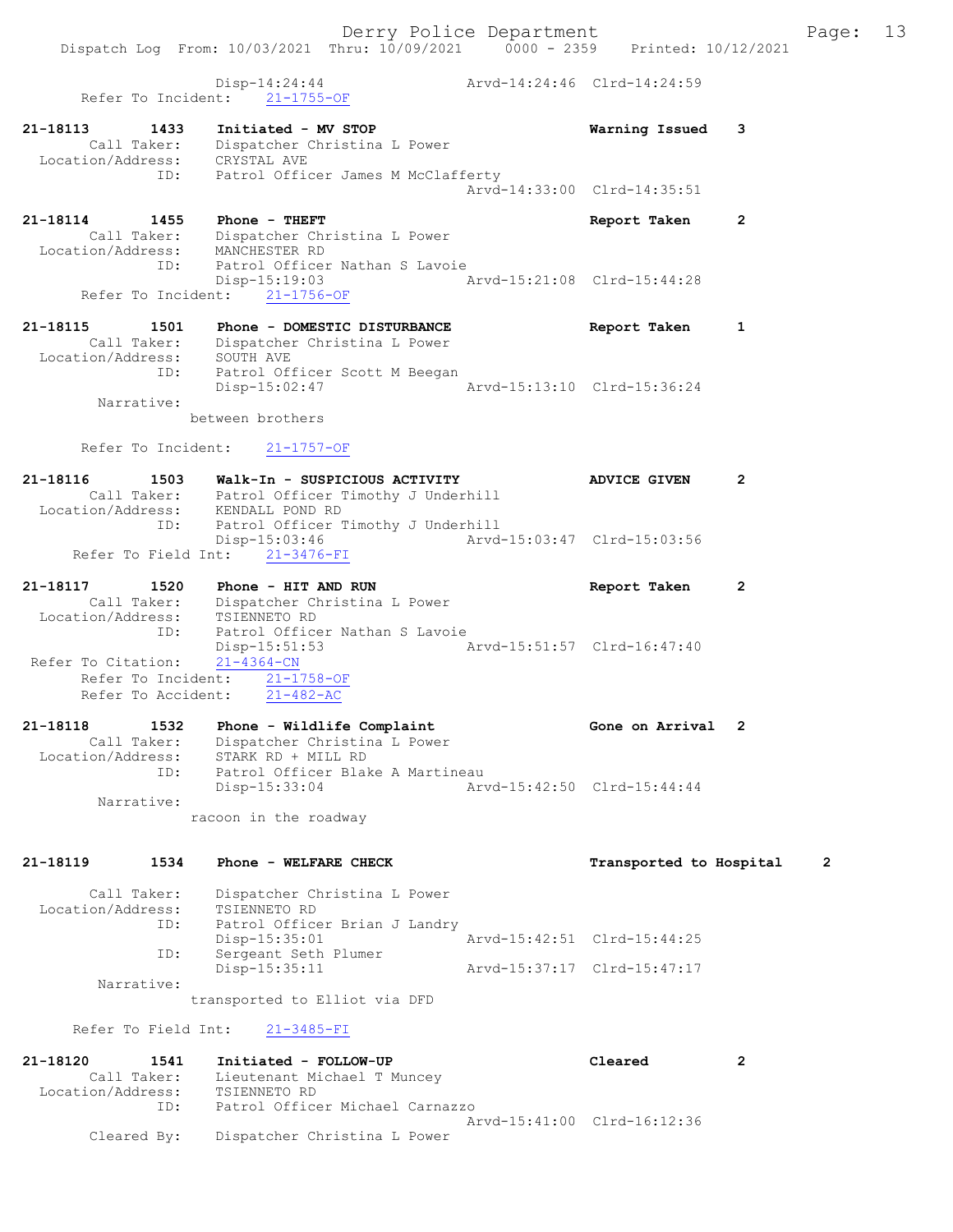```
            Disp-14:24:44                Arvd-14:24:46  Clrd-14:24:59
     Refer To Incident:    21-1755-OF

21-18113       1433    Initiated - MV STOP                    Warning Issued   3
         Call Taker:    Dispatcher Christina L Power
   Location/Address:    CRYSTAL AVE
                 ID:    Patrol Officer James M McClafferty
                                             Arvd-14:33:00  Clrd-14:35:51

21-18114       1455    Phone - THEFT                          Report Taken     2
         Call Taker:    Dispatcher Christina L Power
   Location/Address:    MANCHESTER RD
                 ID:    Patrol Officer Nathan S Lavoie
                        Disp-15:19:03        Arvd-15:21:08  Clrd-15:44:28
     Refer To Incident:    21-1756-OF

21-18115       1501    Phone - DOMESTIC DISTURBANCE           Report Taken     1
         Call Taker:    Dispatcher Christina L Power
   Location/Address:    SOUTH AVE
                 ID:    Patrol Officer Scott M Beegan
                        Disp-15:02:47        Arvd-15:13:10  Clrd-15:36:24
          Narrative:
                between brothers

     Refer To Incident:    21-1757-OF

21-18116       1503    Walk-In - SUSPICIOUS ACTIVITY          ADVICE GIVEN     2
         Call Taker:    Patrol Officer Timothy J Underhill
   Location/Address:    KENDALL POND RD
                 ID:    Patrol Officer Timothy J Underhill
                        Disp-15:03:46        Arvd-15:03:47  Clrd-15:03:56
    Refer To Field Int:    21-3476-FI

21-18117       1520    Phone - HIT AND RUN                    Report Taken     2
         Call Taker:    Dispatcher Christina L Power
   Location/Address:    TSIENNETO RD
                 ID:    Patrol Officer Nathan S Lavoie
                        Disp-15:51:53        Arvd-15:51:57  Clrd-16:47:40
  Refer To Citation:    21-4364-CN
     Refer To Incident:    21-1758-OF
     Refer To Accident:    21-482-AC

21-18118       1532    Phone - Wildlife Complaint             Gone on Arrival  2
         Call Taker:    Dispatcher Christina L Power
   Location/Address:    STARK RD + MILL RD
                 ID:    Patrol Officer Blake A Martineau
                        Disp-15:33:04        Arvd-15:42:50  Clrd-15:44:44
          Narrative:
                racoon in the roadway


21-18119       1534    Phone - WELFARE CHECK                  Transported to Hospital     2

         Call Taker:    Dispatcher Christina L Power
   Location/Address:    TSIENNETO RD
                 ID:    Patrol Officer Brian J Landry
                        Disp-15:35:01        Arvd-15:42:51  Clrd-15:44:25
                 ID:    Sergeant Seth Plumer
                        Disp-15:35:11        Arvd-15:37:17  Clrd-15:47:17
          Narrative:
                transported to Elliot via DFD

    Refer To Field Int:    21-3485-FI

21-18120       1541    Initiated - FOLLOW-UP                  Cleared          2
         Call Taker:    Lieutenant Michael T Muncey
   Location/Address:    TSIENNETO RD
                 ID:    Patrol Officer Michael Carnazzo
                                             Arvd-15:41:00  Clrd-16:12:36
         Cleared By:    Dispatcher Christina L Power
```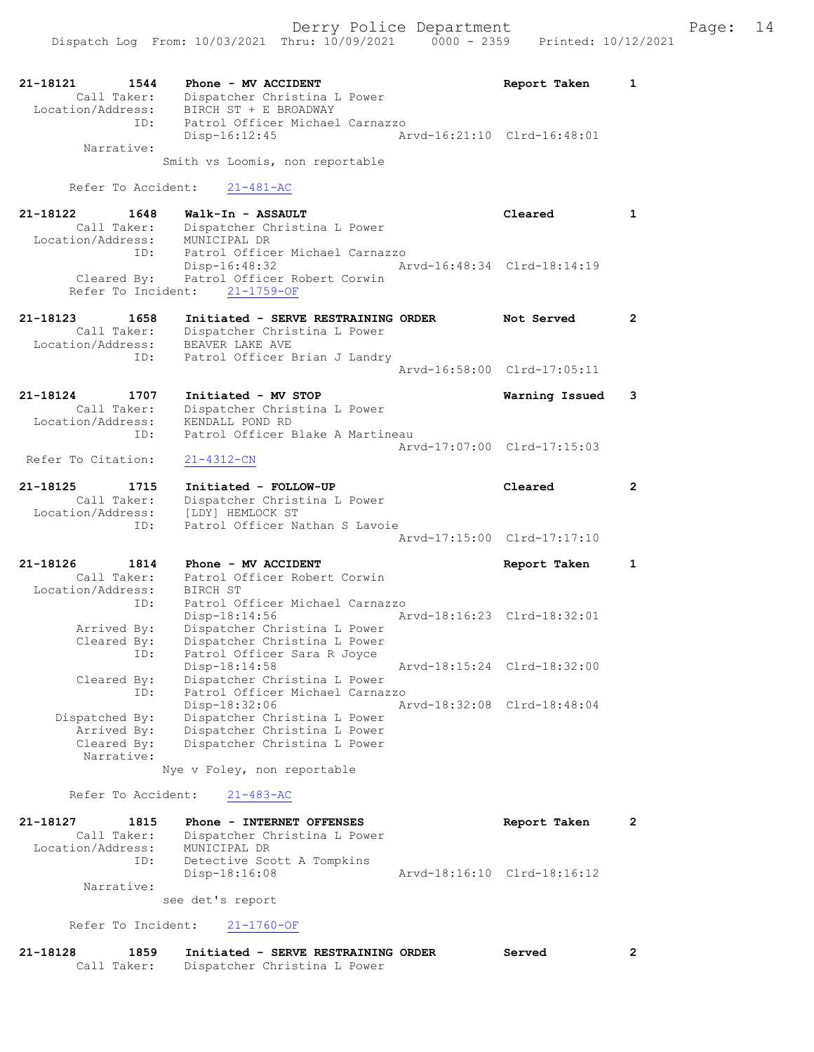```
21-18121        1544    Phone - MV ACCIDENT                          Report Taken      1
        Call Taker:     Dispatcher Christina L Power
   Location/Address:    BIRCH ST + E BROADWAY
                ID:     Patrol Officer Michael Carnazzo
                        Disp-16:12:45                  Arvd-16:21:10  Clrd-16:48:01
         Narrative:
                      Smith vs Loomis, non reportable

       Refer To Accident:    21-481-AC

21-18122        1648    Walk-In - ASSAULT                            Cleared           1
        Call Taker:     Dispatcher Christina L Power
   Location/Address:    MUNICIPAL DR
                ID:     Patrol Officer Michael Carnazzo
                        Disp-16:48:32                  Arvd-16:48:34  Clrd-18:14:19
        Cleared By:     Patrol Officer Robert Corwin
       Refer To Incident:    21-1759-OF

21-18123        1658    Initiated - SERVE RESTRAINING ORDER          Not Served        2
        Call Taker:     Dispatcher Christina L Power
   Location/Address:    BEAVER LAKE AVE
                ID:     Patrol Officer Brian J Landry
                                                       Arvd-16:58:00  Clrd-17:05:11

21-18124        1707    Initiated - MV STOP                          Warning Issued    3
        Call Taker:     Dispatcher Christina L Power
   Location/Address:    KENDALL POND RD
                ID:     Patrol Officer Blake A Martineau
                                                       Arvd-17:07:00  Clrd-17:15:03
  Refer To Citation:    21-4312-CN

21-18125        1715    Initiated - FOLLOW-UP                        Cleared           2
        Call Taker:     Dispatcher Christina L Power
   Location/Address:    [LDY] HEMLOCK ST
                ID:     Patrol Officer Nathan S Lavoie
                                                       Arvd-17:15:00  Clrd-17:17:10

21-18126        1814    Phone - MV ACCIDENT                          Report Taken      1
        Call Taker:     Patrol Officer Robert Corwin
   Location/Address:    BIRCH ST
                ID:     Patrol Officer Michael Carnazzo
                        Disp-18:14:56                  Arvd-18:16:23  Clrd-18:32:01
        Arrived By:     Dispatcher Christina L Power
        Cleared By:     Dispatcher Christina L Power
                ID:     Patrol Officer Sara R Joyce
                        Disp-18:14:58                  Arvd-18:15:24  Clrd-18:32:00
        Cleared By:     Dispatcher Christina L Power
                ID:     Patrol Officer Michael Carnazzo
                        Disp-18:32:06                  Arvd-18:32:08  Clrd-18:48:04
     Dispatched By:     Dispatcher Christina L Power
        Arrived By:     Dispatcher Christina L Power
        Cleared By:     Dispatcher Christina L Power
         Narrative:
                      Nye v Foley, non reportable

       Refer To Accident:    21-483-AC

21-18127        1815    Phone - INTERNET OFFENSES                    Report Taken      2
        Call Taker:     Dispatcher Christina L Power
   Location/Address:    MUNICIPAL DR
                ID:     Detective Scott A Tompkins
                        Disp-18:16:08                  Arvd-18:16:10  Clrd-18:16:12
         Narrative:
                      see det's report

       Refer To Incident:    21-1760-OF

21-18128        1859    Initiated - SERVE RESTRAINING ORDER          Served            2
        Call Taker:     Dispatcher Christina L Power
```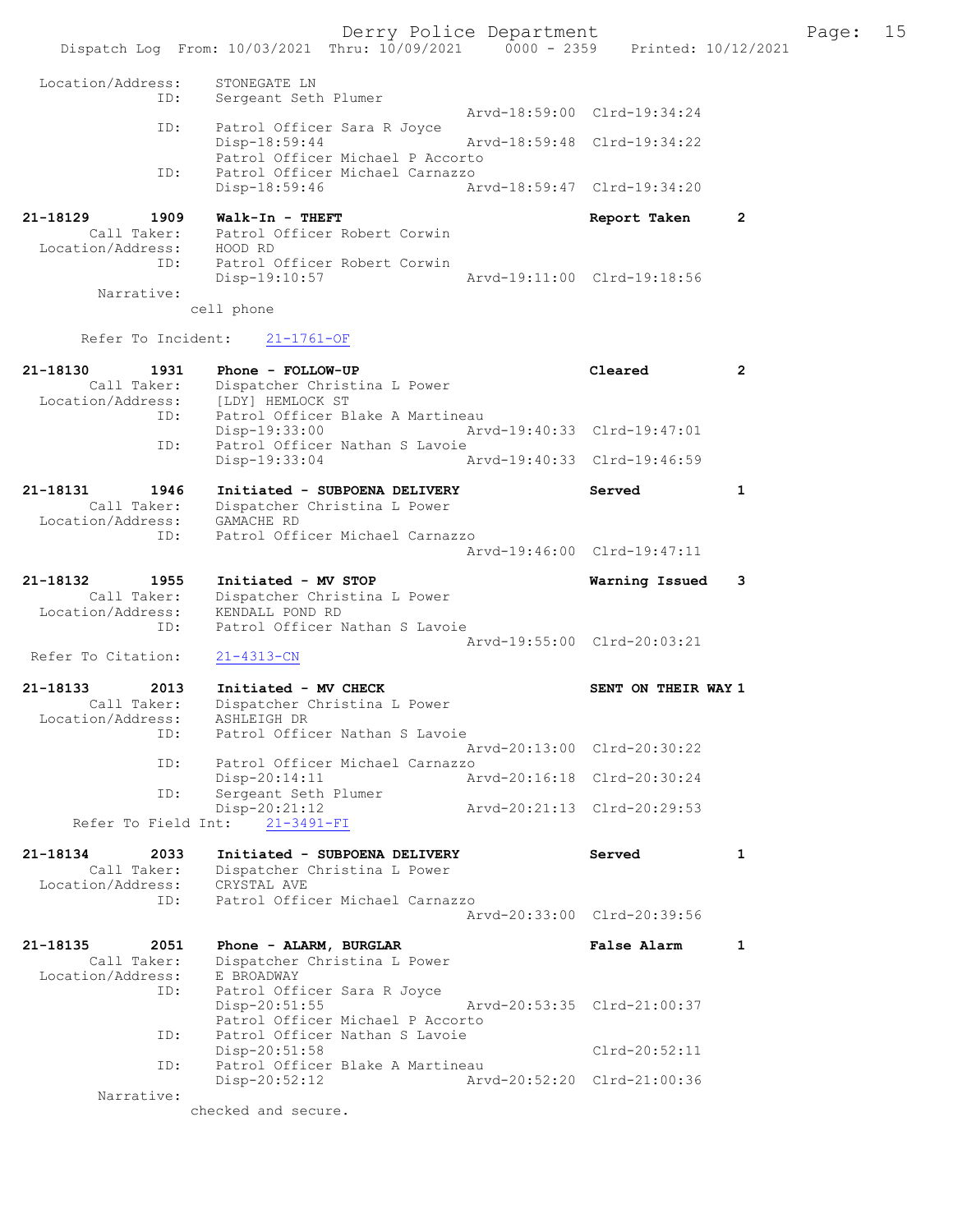```
Location/Address:    STONEGATE LN
              ID:    Sergeant Seth Plumer
                                          Arvd-18:59:00  Clrd-19:34:24
              ID:    Patrol Officer Sara R Joyce
                     Disp-18:59:44        Arvd-18:59:48  Clrd-19:34:22
                     Patrol Officer Michael P Accorto
              ID:    Patrol Officer Michael Carnazzo
                     Disp-18:59:46        Arvd-18:59:47  Clrd-19:34:20

21-18129      1909   Walk-In - THEFT                          Report Taken      2
       Call Taker:   Patrol Officer Robert Corwin
 Location/Address:   HOOD RD
              ID:    Patrol Officer Robert Corwin
                     Disp-19:10:57        Arvd-19:11:00  Clrd-19:18:56
        Narrative:
                   cell phone

      Refer To Incident:   21-1761-OF

21-18130      1931   Phone - FOLLOW-UP                        Cleared           2
       Call Taker:   Dispatcher Christina L Power
 Location/Address:   [LDY] HEMLOCK ST
              ID:    Patrol Officer Blake A Martineau
                     Disp-19:33:00        Arvd-19:40:33  Clrd-19:47:01
              ID:    Patrol Officer Nathan S Lavoie
                     Disp-19:33:04        Arvd-19:40:33  Clrd-19:46:59

21-18131      1946   Initiated - SUBPOENA DELIVERY            Served            1
       Call Taker:   Dispatcher Christina L Power
 Location/Address:   GAMACHE RD
              ID:    Patrol Officer Michael Carnazzo
                                          Arvd-19:46:00  Clrd-19:47:11

21-18132      1955   Initiated - MV STOP                      Warning Issued    3
       Call Taker:   Dispatcher Christina L Power
 Location/Address:   KENDALL POND RD
              ID:    Patrol Officer Nathan S Lavoie
                                          Arvd-19:55:00  Clrd-20:03:21
  Refer To Citation:   21-4313-CN

21-18133      2013   Initiated - MV CHECK                     SENT ON THEIR WAY 1
       Call Taker:   Dispatcher Christina L Power
 Location/Address:   ASHLEIGH DR
              ID:    Patrol Officer Nathan S Lavoie
                                          Arvd-20:13:00  Clrd-20:30:22
              ID:    Patrol Officer Michael Carnazzo
                     Disp-20:14:11        Arvd-20:16:18  Clrd-20:30:24
              ID:    Sergeant Seth Plumer
                     Disp-20:21:12        Arvd-20:21:13  Clrd-20:29:53
    Refer To Field Int:   21-3491-FI

21-18134      2033   Initiated - SUBPOENA DELIVERY            Served            1
       Call Taker:   Dispatcher Christina L Power
 Location/Address:   CRYSTAL AVE
              ID:    Patrol Officer Michael Carnazzo
                                          Arvd-20:33:00  Clrd-20:39:56

21-18135      2051   Phone - ALARM, BURGLAR                   False Alarm       1
       Call Taker:   Dispatcher Christina L Power
 Location/Address:   E BROADWAY
              ID:    Patrol Officer Sara R Joyce
                     Disp-20:51:55        Arvd-20:53:35  Clrd-21:00:37
                     Patrol Officer Michael P Accorto
              ID:    Patrol Officer Nathan S Lavoie
                     Disp-20:51:58                       Clrd-20:52:11
              ID:    Patrol Officer Blake A Martineau
                     Disp-20:52:12        Arvd-20:52:20  Clrd-21:00:36
        Narrative:
                   checked and secure.
```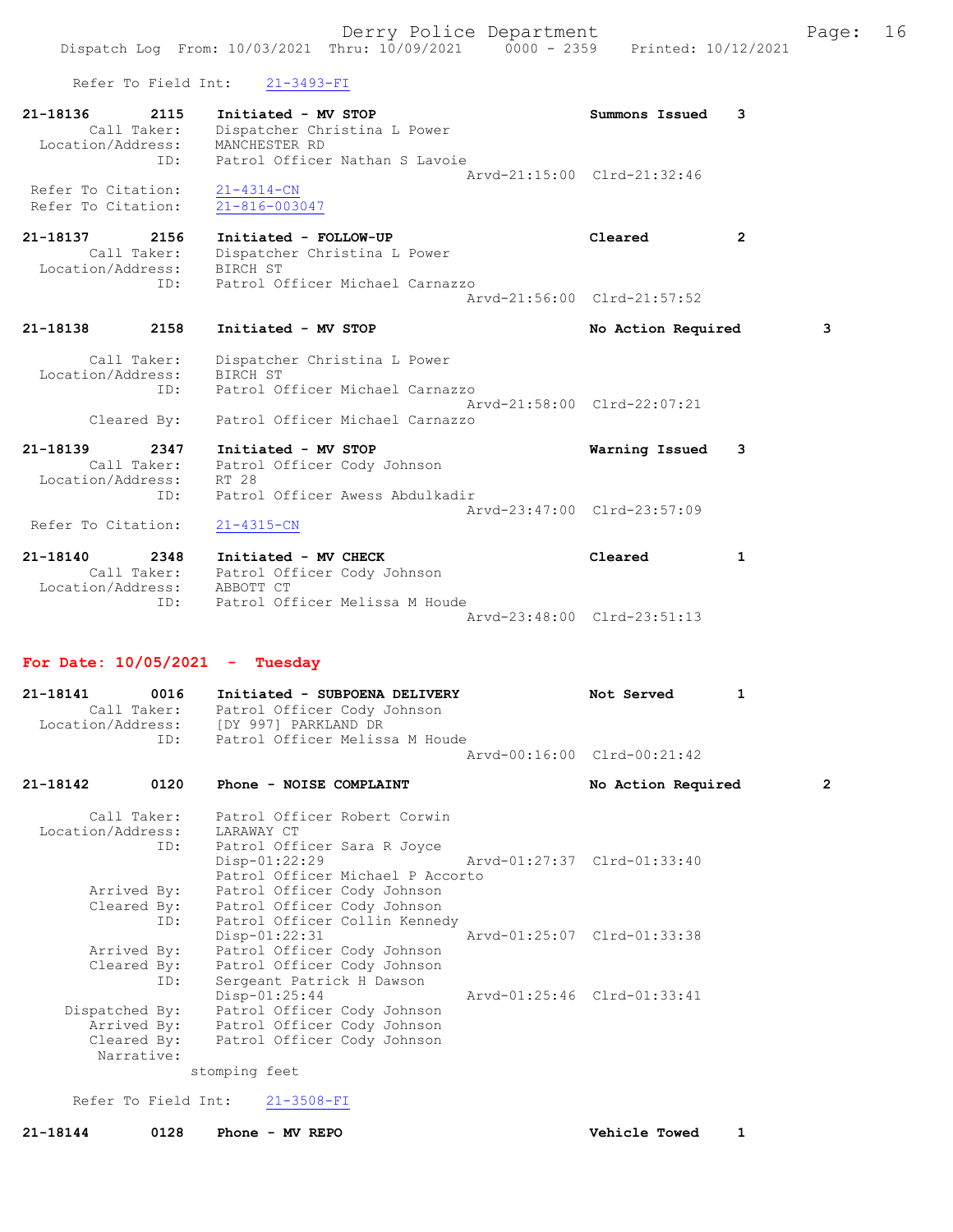Refer To Field Int: 21-3493-FI

**21-18136 2115 Initiated - MV STOP** — Summons Issued 3
Call Taker: Dispatcher Christina L Power
Location/Address: MANCHESTER RD
ID: Patrol Officer Nathan S Lavoie
Arvd-21:15:00 Clrd-21:32:46
Refer To Citation: 21-4314-CN
Refer To Citation: 21-816-003047

**21-18137 2156 Initiated - FOLLOW-UP** — Cleared 2
Call Taker: Dispatcher Christina L Power
Location/Address: BIRCH ST
ID: Patrol Officer Michael Carnazzo
Arvd-21:56:00 Clrd-21:57:52

**21-18138 2158 Initiated - MV STOP** — No Action Required 3
Call Taker: Dispatcher Christina L Power
Location/Address: BIRCH ST
ID: Patrol Officer Michael Carnazzo
Arvd-21:58:00 Clrd-22:07:21
Cleared By: Patrol Officer Michael Carnazzo

**21-18139 2347 Initiated - MV STOP** — Warning Issued 3
Call Taker: Patrol Officer Cody Johnson
Location/Address: RT 28
ID: Patrol Officer Awess Abdulkadir
Arvd-23:47:00 Clrd-23:57:09
Refer To Citation: 21-4315-CN

**21-18140 2348 Initiated - MV CHECK** — Cleared 1
Call Taker: Patrol Officer Cody Johnson
Location/Address: ABBOTT CT
ID: Patrol Officer Melissa M Houde
Arvd-23:48:00 Clrd-23:51:13

## For Date: 10/05/2021 - Tuesday

**21-18141 0016 Initiated - SUBPOENA DELIVERY** — Not Served 1
Call Taker: Patrol Officer Cody Johnson
Location/Address: [DY 997] PARKLAND DR
ID: Patrol Officer Melissa M Houde
Arvd-00:16:00 Clrd-00:21:42

**21-18142 0120 Phone - NOISE COMPLAINT** — No Action Required 2
Call Taker: Patrol Officer Robert Corwin
Location/Address: LARAWAY CT
ID: Patrol Officer Sara R Joyce
Disp-01:22:29 Arvd-01:27:37 Clrd-01:33:40
Patrol Officer Michael P Accorto
Arrived By: Patrol Officer Cody Johnson
Cleared By: Patrol Officer Cody Johnson
ID: Patrol Officer Collin Kennedy
Disp-01:22:31 Arvd-01:25:07 Clrd-01:33:38
Arrived By: Patrol Officer Cody Johnson
Cleared By: Patrol Officer Cody Johnson
ID: Sergeant Patrick H Dawson
Disp-01:25:44 Arvd-01:25:46 Clrd-01:33:41
Dispatched By: Patrol Officer Cody Johnson
Arrived By: Patrol Officer Cody Johnson
Cleared By: Patrol Officer Cody Johnson
Narrative:
stomping feet

Refer To Field Int: 21-3508-FI

**21-18144 0128 Phone - MV REPO** — Vehicle Towed 1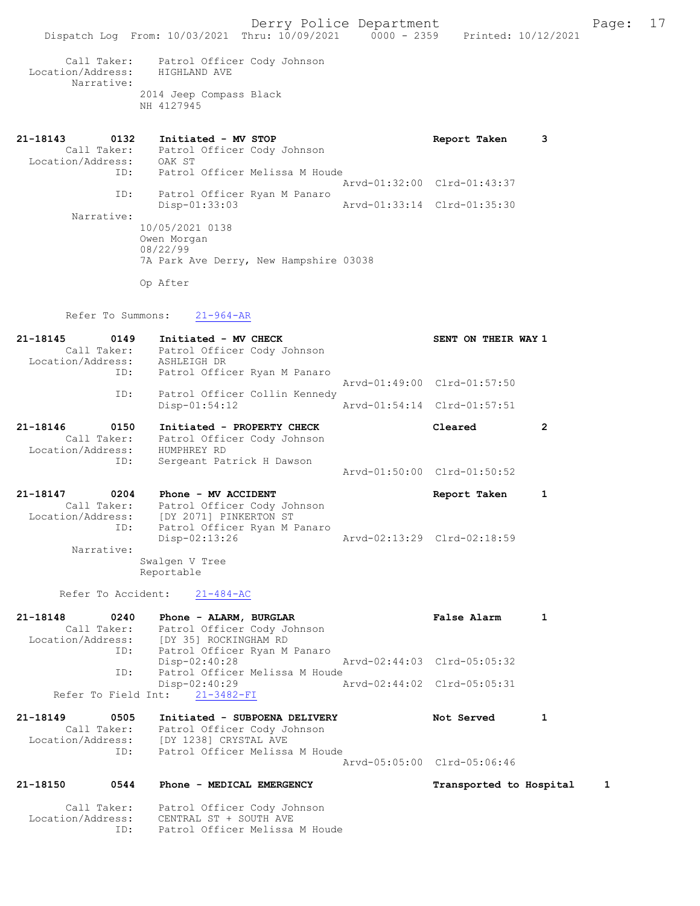```
        Call Taker:    Patrol Officer Cody Johnson
  Location/Address:    HIGHLAND AVE
         Narrative:
                  2014 Jeep Compass Black
                  NH 4127945


21-18143        0132    Initiated - MV STOP                          Report Taken      3
        Call Taker:    Patrol Officer Cody Johnson
  Location/Address:    OAK ST
               ID:    Patrol Officer Melissa M Houde
                                                   Arvd-01:32:00  Clrd-01:43:37
               ID:    Patrol Officer Ryan M Panaro
                      Disp-01:33:03                Arvd-01:33:14  Clrd-01:35:30
         Narrative:
                  10/05/2021 0138
                  Owen Morgan
                  08/22/99
                  7A Park Ave Derry, New Hampshire 03038

                  Op After

        Refer To Summons:    21-964-AR

21-18145        0149    Initiated - MV CHECK                         SENT ON THEIR WAY 1
        Call Taker:    Patrol Officer Cody Johnson
  Location/Address:    ASHLEIGH DR
               ID:    Patrol Officer Ryan M Panaro
                                                   Arvd-01:49:00  Clrd-01:57:50
               ID:    Patrol Officer Collin Kennedy
                      Disp-01:54:12                Arvd-01:54:14  Clrd-01:57:51

21-18146        0150    Initiated - PROPERTY CHECK                   Cleared           2
        Call Taker:    Patrol Officer Cody Johnson
  Location/Address:    HUMPHREY RD
               ID:    Sergeant Patrick H Dawson
                                                   Arvd-01:50:00  Clrd-01:50:52

21-18147        0204    Phone - MV ACCIDENT                          Report Taken      1
        Call Taker:    Patrol Officer Cody Johnson
  Location/Address:    [DY 2071] PINKERTON ST
               ID:    Patrol Officer Ryan M Panaro
                      Disp-02:13:26                Arvd-02:13:29  Clrd-02:18:59
         Narrative:
                  Swalgen V Tree
                  Reportable

        Refer To Accident:    21-484-AC

21-18148        0240    Phone - ALARM, BURGLAR                       False Alarm       1
        Call Taker:    Patrol Officer Cody Johnson
  Location/Address:    [DY 35] ROCKINGHAM RD
               ID:    Patrol Officer Ryan M Panaro
                      Disp-02:40:28                Arvd-02:44:03  Clrd-05:05:32
               ID:    Patrol Officer Melissa M Houde
                      Disp-02:40:29                Arvd-02:44:02  Clrd-05:05:31
      Refer To Field Int:    21-3482-FI

21-18149        0505    Initiated - SUBPOENA DELIVERY                Not Served        1
        Call Taker:    Patrol Officer Cody Johnson
  Location/Address:    [DY 1238] CRYSTAL AVE
               ID:    Patrol Officer Melissa M Houde
                                                   Arvd-05:05:00  Clrd-05:06:46

21-18150        0544    Phone - MEDICAL EMERGENCY                    Transported to Hospital     1

        Call Taker:    Patrol Officer Cody Johnson
  Location/Address:    CENTRAL ST + SOUTH AVE
               ID:    Patrol Officer Melissa M Houde
```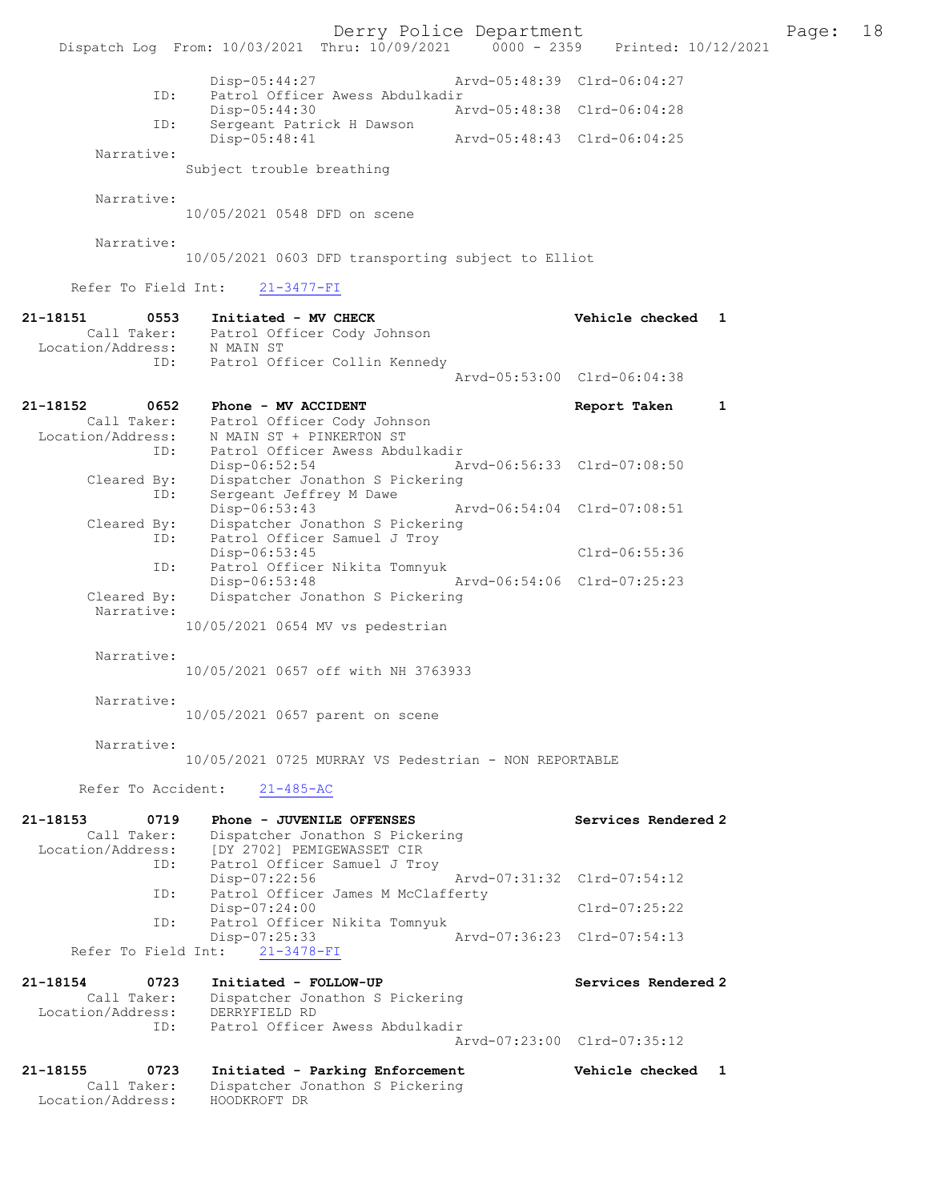```
                Disp-05:44:27                Arvd-05:48:39  Clrd-06:04:27
           ID:  Patrol Officer Awess Abdulkadir
                Disp-05:44:30                Arvd-05:48:38  Clrd-06:04:28
           ID:  Sergeant Patrick H Dawson
                Disp-05:48:41                Arvd-05:48:43  Clrd-06:04:25
    Narrative:
              Subject trouble breathing

    Narrative:
              10/05/2021 0548 DFD on scene

    Narrative:
              10/05/2021 0603 DFD transporting subject to Elliot

   Refer To Field Int:     21-3477-FI

21-18151        0553    Initiated - MV CHECK                        Vehicle checked   1
       Call Taker:      Patrol Officer Cody Johnson
 Location/Address:      N MAIN ST
               ID:      Patrol Officer Collin Kennedy
                                                     Arvd-05:53:00  Clrd-06:04:38

21-18152        0652    Phone - MV ACCIDENT                         Report Taken      1
       Call Taker:      Patrol Officer Cody Johnson
 Location/Address:      N MAIN ST + PINKERTON ST
               ID:      Patrol Officer Awess Abdulkadir
                        Disp-06:52:54                Arvd-06:56:33  Clrd-07:08:50
       Cleared By:      Dispatcher Jonathon S Pickering
               ID:      Sergeant Jeffrey M Dawe
                        Disp-06:53:43                Arvd-06:54:04  Clrd-07:08:51
       Cleared By:      Dispatcher Jonathon S Pickering
               ID:      Patrol Officer Samuel J Troy
                        Disp-06:53:45                               Clrd-06:55:36
               ID:      Patrol Officer Nikita Tomnyuk
                        Disp-06:53:48                Arvd-06:54:06  Clrd-07:25:23
       Cleared By:      Dispatcher Jonathon S Pickering
        Narrative:
              10/05/2021 0654 MV vs pedestrian

        Narrative:
              10/05/2021 0657 off with NH 3763933

        Narrative:
              10/05/2021 0657 parent on scene

        Narrative:
              10/05/2021 0725 MURRAY VS Pedestrian - NON REPORTABLE

   Refer To Accident:     21-485-AC

21-18153        0719    Phone - JUVENILE OFFENSES                   Services Rendered 2
       Call Taker:      Dispatcher Jonathon S Pickering
 Location/Address:      [DY 2702] PEMIGEWASSET CIR
               ID:      Patrol Officer Samuel J Troy
                        Disp-07:22:56                Arvd-07:31:32  Clrd-07:54:12
               ID:      Patrol Officer James M McClafferty
                        Disp-07:24:00                               Clrd-07:25:22
               ID:      Patrol Officer Nikita Tomnyuk
                        Disp-07:25:33                Arvd-07:36:23  Clrd-07:54:13
   Refer To Field Int:     21-3478-FI

21-18154        0723    Initiated - FOLLOW-UP                       Services Rendered 2
       Call Taker:      Dispatcher Jonathon S Pickering
 Location/Address:      DERRYFIELD RD
               ID:      Patrol Officer Awess Abdulkadir
                                                     Arvd-07:23:00  Clrd-07:35:12

21-18155        0723    Initiated - Parking Enforcement             Vehicle checked   1
       Call Taker:      Dispatcher Jonathon S Pickering
 Location/Address:      HOODKROFT DR
```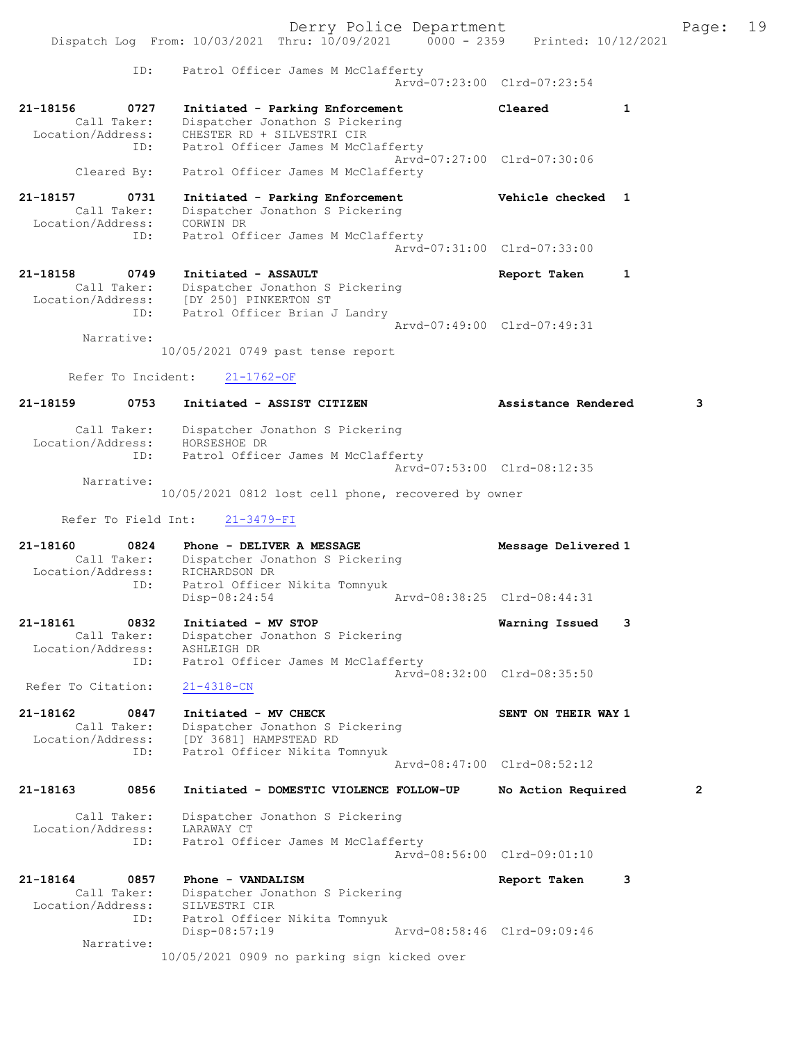ID: Patrol Officer James M McClafferty
Arvd-07:23:00 Clrd-07:23:54

**21-18156** 0727 **Initiated - Parking Enforcement** **Cleared** 1
Call Taker: Dispatcher Jonathon S Pickering
Location/Address: CHESTER RD + SILVESTRI CIR
ID: Patrol Officer James M McClafferty
Arvd-07:27:00 Clrd-07:30:06
Cleared By: Patrol Officer James M McClafferty

**21-18157** 0731 **Initiated - Parking Enforcement** **Vehicle checked** 1
Call Taker: Dispatcher Jonathon S Pickering
Location/Address: CORWIN DR
ID: Patrol Officer James M McClafferty
Arvd-07:31:00 Clrd-07:33:00

**21-18158** 0749 **Initiated - ASSAULT** **Report Taken** 1
Call Taker: Dispatcher Jonathon S Pickering
Location/Address: [DY 250] PINKERTON ST
ID: Patrol Officer Brian J Landry
Arvd-07:49:00 Clrd-07:49:31
Narrative:
10/05/2021 0749 past tense report

Refer To Incident: 21-1762-OF

**21-18159** 0753 **Initiated - ASSIST CITIZEN** **Assistance Rendered** 3
Call Taker: Dispatcher Jonathon S Pickering
Location/Address: HORSESHOE DR
ID: Patrol Officer James M McClafferty
Arvd-07:53:00 Clrd-08:12:35
Narrative:
10/05/2021 0812 lost cell phone, recovered by owner

Refer To Field Int: 21-3479-FI

**21-18160** 0824 **Phone - DELIVER A MESSAGE** **Message Delivered** 1
Call Taker: Dispatcher Jonathon S Pickering
Location/Address: RICHARDSON DR
ID: Patrol Officer Nikita Tomnyuk
Disp-08:24:54 Arvd-08:38:25 Clrd-08:44:31

**21-18161** 0832 **Initiated - MV STOP** **Warning Issued** 3
Call Taker: Dispatcher Jonathon S Pickering
Location/Address: ASHLEIGH DR
ID: Patrol Officer James M McClafferty
Arvd-08:32:00 Clrd-08:35:50
Refer To Citation: 21-4318-CN

**21-18162** 0847 **Initiated - MV CHECK** **SENT ON THEIR WAY** 1
Call Taker: Dispatcher Jonathon S Pickering
Location/Address: [DY 3681] HAMPSTEAD RD
ID: Patrol Officer Nikita Tomnyuk
Arvd-08:47:00 Clrd-08:52:12

**21-18163** 0856 **Initiated - DOMESTIC VIOLENCE FOLLOW-UP** **No Action Required** 2
Call Taker: Dispatcher Jonathon S Pickering
Location/Address: LARAWAY CT
ID: Patrol Officer James M McClafferty
Arvd-08:56:00 Clrd-09:01:10

**21-18164** 0857 **Phone - VANDALISM** **Report Taken** 3
Call Taker: Dispatcher Jonathon S Pickering
Location/Address: SILVESTRI CIR
ID: Patrol Officer Nikita Tomnyuk
Disp-08:57:19 Arvd-08:58:46 Clrd-09:09:46
Narrative:
10/05/2021 0909 no parking sign kicked over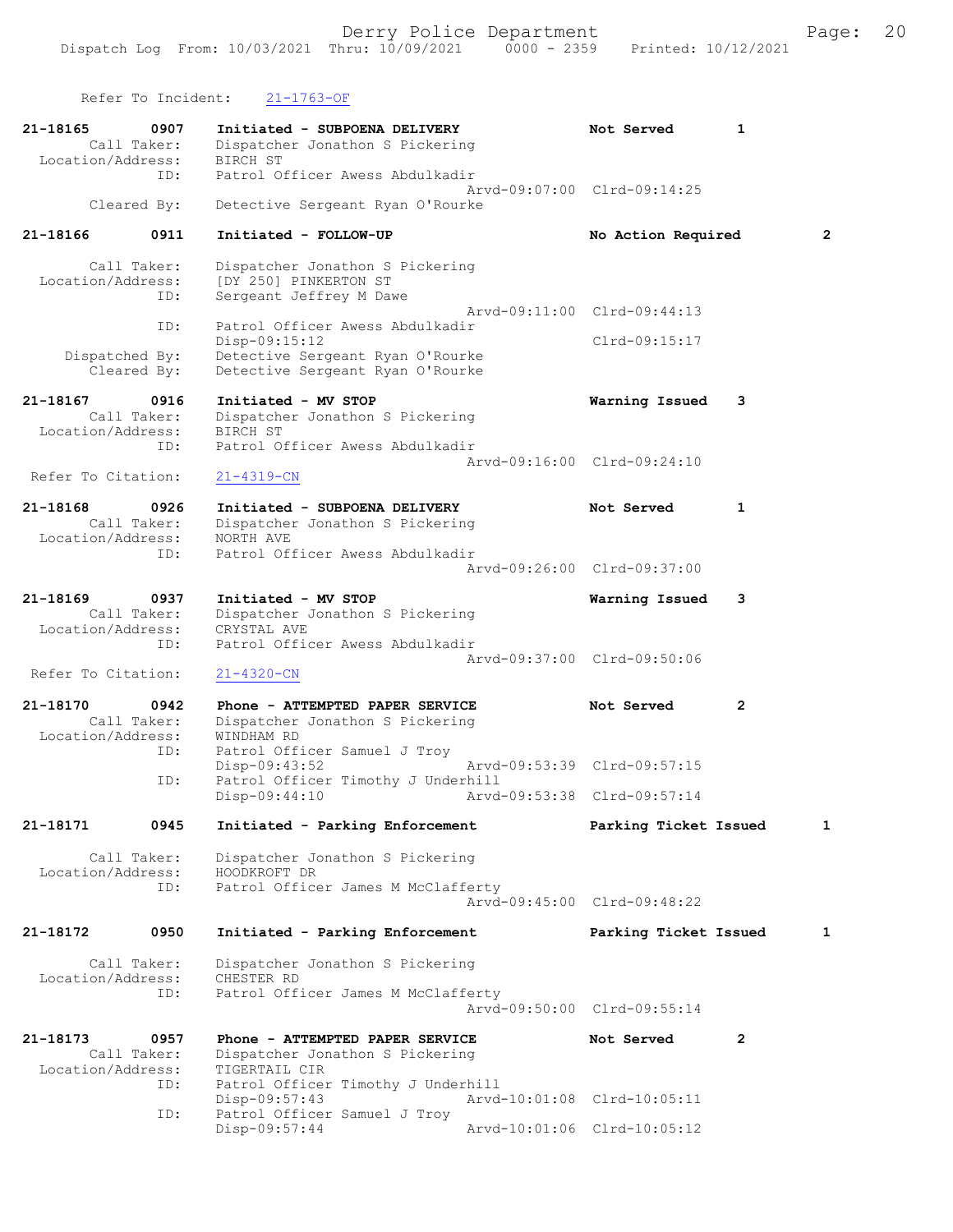Refer To Incident: 21-1763-OF

```
21-18165        0907    Initiated - SUBPOENA DELIVERY          Not Served         1
        Call Taker:     Dispatcher Jonathon S Pickering
  Location/Address:     BIRCH ST
                ID:     Patrol Officer Awess Abdulkadir
                                                Arvd-09:07:00  Clrd-09:14:25
        Cleared By:     Detective Sergeant Ryan O'Rourke

21-18166        0911    Initiated - FOLLOW-UP                  No Action Required         2

        Call Taker:     Dispatcher Jonathon S Pickering
  Location/Address:     [DY 250] PINKERTON ST
                ID:     Sergeant Jeffrey M Dawe
                                                Arvd-09:11:00  Clrd-09:44:13
                ID:     Patrol Officer Awess Abdulkadir
                        Disp-09:15:12                          Clrd-09:15:17
     Dispatched By:     Detective Sergeant Ryan O'Rourke
        Cleared By:     Detective Sergeant Ryan O'Rourke

21-18167        0916    Initiated - MV STOP                    Warning Issued     3
        Call Taker:     Dispatcher Jonathon S Pickering
  Location/Address:     BIRCH ST
                ID:     Patrol Officer Awess Abdulkadir
                                                Arvd-09:16:00  Clrd-09:24:10
 Refer To Citation:     21-4319-CN

21-18168        0926    Initiated - SUBPOENA DELIVERY          Not Served         1
        Call Taker:     Dispatcher Jonathon S Pickering
  Location/Address:     NORTH AVE
                ID:     Patrol Officer Awess Abdulkadir
                                                Arvd-09:26:00  Clrd-09:37:00

21-18169        0937    Initiated - MV STOP                    Warning Issued     3
        Call Taker:     Dispatcher Jonathon S Pickering
  Location/Address:     CRYSTAL AVE
                ID:     Patrol Officer Awess Abdulkadir
                                                Arvd-09:37:00  Clrd-09:50:06
 Refer To Citation:     21-4320-CN

21-18170        0942    Phone - ATTEMPTED PAPER SERVICE        Not Served         2
        Call Taker:     Dispatcher Jonathon S Pickering
  Location/Address:     WINDHAM RD
                ID:     Patrol Officer Samuel J Troy
                        Disp-09:43:52           Arvd-09:53:39  Clrd-09:57:15
                ID:     Patrol Officer Timothy J Underhill
                        Disp-09:44:10           Arvd-09:53:38  Clrd-09:57:14

21-18171        0945    Initiated - Parking Enforcement        Parking Ticket Issued      1

        Call Taker:     Dispatcher Jonathon S Pickering
  Location/Address:     HOODKROFT DR
                ID:     Patrol Officer James M McClafferty
                                                Arvd-09:45:00  Clrd-09:48:22

21-18172        0950    Initiated - Parking Enforcement        Parking Ticket Issued      1

        Call Taker:     Dispatcher Jonathon S Pickering
  Location/Address:     CHESTER RD
                ID:     Patrol Officer James M McClafferty
                                                Arvd-09:50:00  Clrd-09:55:14

21-18173        0957    Phone - ATTEMPTED PAPER SERVICE        Not Served         2
        Call Taker:     Dispatcher Jonathon S Pickering
  Location/Address:     TIGERTAIL CIR
                ID:     Patrol Officer Timothy J Underhill
                        Disp-09:57:43           Arvd-10:01:08  Clrd-10:05:11
                ID:     Patrol Officer Samuel J Troy
                        Disp-09:57:44           Arvd-10:01:06  Clrd-10:05:12
```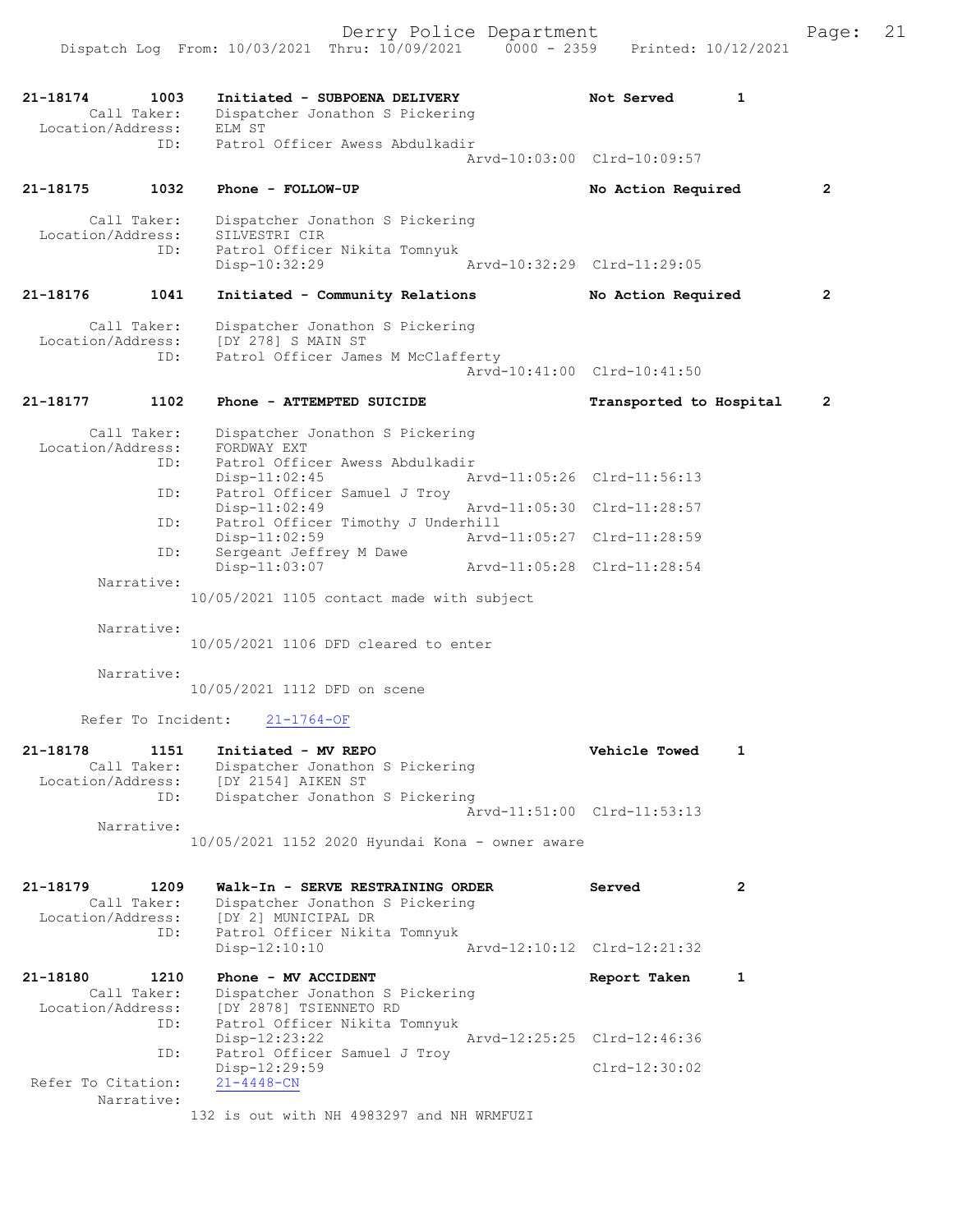```
21-18174        1003    Initiated - SUBPOENA DELIVERY               Not Served         1
        Call Taker:     Dispatcher Jonathon S Pickering
  Location/Address:     ELM ST
                ID:     Patrol Officer Awess Abdulkadir
                                                  Arvd-10:03:00  Clrd-10:09:57

21-18175        1032    Phone - FOLLOW-UP                           No Action Required         2

        Call Taker:     Dispatcher Jonathon S Pickering
  Location/Address:     SILVESTRI CIR
                ID:     Patrol Officer Nikita Tomnyuk
                        Disp-10:32:29             Arvd-10:32:29  Clrd-11:29:05

21-18176        1041    Initiated - Community Relations             No Action Required         2

        Call Taker:     Dispatcher Jonathon S Pickering
  Location/Address:     [DY 278] S MAIN ST
                ID:     Patrol Officer James M McClafferty
                                                  Arvd-10:41:00  Clrd-10:41:50

21-18177        1102    Phone - ATTEMPTED SUICIDE                   Transported to Hospital    2

        Call Taker:     Dispatcher Jonathon S Pickering
  Location/Address:     FORDWAY EXT
                ID:     Patrol Officer Awess Abdulkadir
                        Disp-11:02:45             Arvd-11:05:26  Clrd-11:56:13
                ID:     Patrol Officer Samuel J Troy
                        Disp-11:02:49             Arvd-11:05:30  Clrd-11:28:57
                ID:     Patrol Officer Timothy J Underhill
                        Disp-11:02:59             Arvd-11:05:27  Clrd-11:28:59
                ID:     Sergeant Jeffrey M Dawe
                        Disp-11:03:07             Arvd-11:05:28  Clrd-11:28:54
         Narrative:
                     10/05/2021 1105 contact made with subject

         Narrative:
                     10/05/2021 1106 DFD cleared to enter

         Narrative:
                     10/05/2021 1112 DFD on scene

        Refer To Incident:    21-1764-OF

21-18178        1151    Initiated - MV REPO                         Vehicle Towed      1
        Call Taker:     Dispatcher Jonathon S Pickering
  Location/Address:     [DY 2154] AIKEN ST
                ID:     Dispatcher Jonathon S Pickering
                                                  Arvd-11:51:00  Clrd-11:53:13
         Narrative:
                     10/05/2021 1152 2020 Hyundai Kona - owner aware

21-18179        1209    Walk-In - SERVE RESTRAINING ORDER           Served             2
        Call Taker:     Dispatcher Jonathon S Pickering
  Location/Address:     [DY 2] MUNICIPAL DR
                ID:     Patrol Officer Nikita Tomnyuk
                        Disp-12:10:10             Arvd-12:10:12  Clrd-12:21:32

21-18180        1210    Phone - MV ACCIDENT                         Report Taken       1
        Call Taker:     Dispatcher Jonathon S Pickering
  Location/Address:     [DY 2878] TSIENNETO RD
                ID:     Patrol Officer Nikita Tomnyuk
                        Disp-12:23:22             Arvd-12:25:25  Clrd-12:46:36
                ID:     Patrol Officer Samuel J Troy
                        Disp-12:29:59                            Clrd-12:30:02
 Refer To Citation:     21-4448-CN
         Narrative:
                     132 is out with NH 4983297 and NH WRMFUZI
```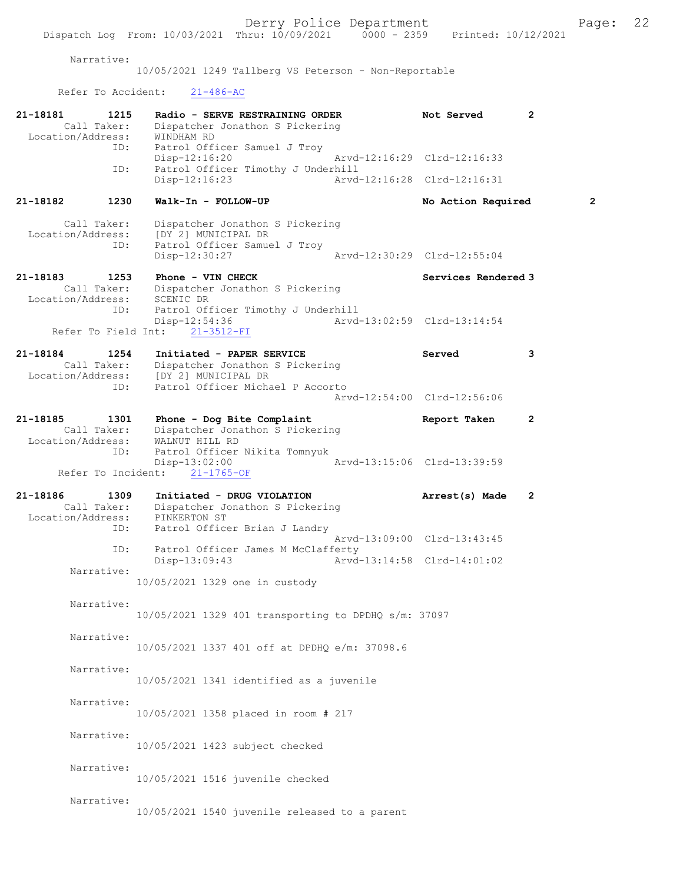Narrative:
10/05/2021 1249 Tallberg VS Peterson - Non-Reportable

Refer To Accident: 21-486-AC

**21-18181 1215 Radio - SERVE RESTRAINING ORDER — Not Served 2**
Call Taker: Dispatcher Jonathon S Pickering
Location/Address: WINDHAM RD
ID: Patrol Officer Samuel J Troy
Disp-12:16:20 Arvd-12:16:29 Clrd-12:16:33
ID: Patrol Officer Timothy J Underhill
Disp-12:16:23 Arvd-12:16:28 Clrd-12:16:31

**21-18182 1230 Walk-In - FOLLOW-UP — No Action Required 2**
Call Taker: Dispatcher Jonathon S Pickering
Location/Address: [DY 2] MUNICIPAL DR
ID: Patrol Officer Samuel J Troy
Disp-12:30:27 Arvd-12:30:29 Clrd-12:55:04

**21-18183 1253 Phone - VIN CHECK — Services Rendered 3**
Call Taker: Dispatcher Jonathon S Pickering
Location/Address: SCENIC DR
ID: Patrol Officer Timothy J Underhill
Disp-12:54:36 Arvd-13:02:59 Clrd-13:14:54
Refer To Field Int: 21-3512-FI

**21-18184 1254 Initiated - PAPER SERVICE — Served 3**
Call Taker: Dispatcher Jonathon S Pickering
Location/Address: [DY 2] MUNICIPAL DR
ID: Patrol Officer Michael P Accorto
Arvd-12:54:00 Clrd-12:56:06

**21-18185 1301 Phone - Dog Bite Complaint — Report Taken 2**
Call Taker: Dispatcher Jonathon S Pickering
Location/Address: WALNUT HILL RD
ID: Patrol Officer Nikita Tomnyuk
Disp-13:02:00 Arvd-13:15:06 Clrd-13:39:59
Refer To Incident: 21-1765-OF

**21-18186 1309 Initiated - DRUG VIOLATION — Arrest(s) Made 2**
Call Taker: Dispatcher Jonathon S Pickering
Location/Address: PINKERTON ST
ID: Patrol Officer Brian J Landry
Arvd-13:09:00 Clrd-13:43:45
ID: Patrol Officer James M McClafferty
Disp-13:09:43 Arvd-13:14:58 Clrd-14:01:02

Narrative:
10/05/2021 1329 one in custody

Narrative:
10/05/2021 1329 401 transporting to DPDHQ s/m: 37097

Narrative:
10/05/2021 1337 401 off at DPDHQ e/m: 37098.6

Narrative:
10/05/2021 1341 identified as a juvenile

Narrative:
10/05/2021 1358 placed in room # 217

Narrative:
10/05/2021 1423 subject checked

Narrative:
10/05/2021 1516 juvenile checked

Narrative:
10/05/2021 1540 juvenile released to a parent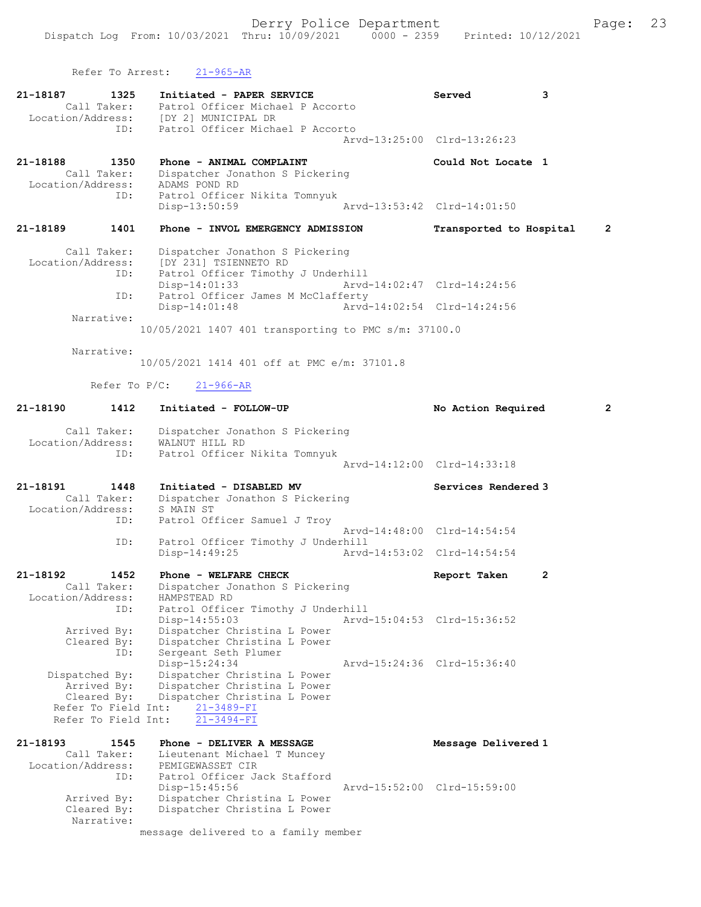Refer To Arrest: 21-965-AR

**21-18187 1325 Initiated - PAPER SERVICE** Served 3
Call Taker: Patrol Officer Michael P Accorto
Location/Address: [DY 2] MUNICIPAL DR
ID: Patrol Officer Michael P Accorto
Arvd-13:25:00 Clrd-13:26:23

**21-18188 1350 Phone - ANIMAL COMPLAINT** Could Not Locate 1
Call Taker: Dispatcher Jonathon S Pickering
Location/Address: ADAMS POND RD
ID: Patrol Officer Nikita Tomnyuk
Disp-13:50:59 Arvd-13:53:42 Clrd-14:01:50

**21-18189 1401 Phone - INVOL EMERGENCY ADMISSION** Transported to Hospital 2
Call Taker: Dispatcher Jonathon S Pickering
Location/Address: [DY 231] TSIENNETO RD
ID: Patrol Officer Timothy J Underhill
Disp-14:01:33 Arvd-14:02:47 Clrd-14:24:56
ID: Patrol Officer James M McClafferty
Disp-14:01:48 Arvd-14:02:54 Clrd-14:24:56
Narrative:
10/05/2021 1407 401 transporting to PMC s/m: 37100.0

Narrative:
10/05/2021 1414 401 off at PMC e/m: 37101.8

Refer To P/C: 21-966-AR

**21-18190 1412 Initiated - FOLLOW-UP** No Action Required 2
Call Taker: Dispatcher Jonathon S Pickering
Location/Address: WALNUT HILL RD
ID: Patrol Officer Nikita Tomnyuk
Arvd-14:12:00 Clrd-14:33:18

**21-18191 1448 Initiated - DISABLED MV** Services Rendered 3
Call Taker: Dispatcher Jonathon S Pickering
Location/Address: S MAIN ST
ID: Patrol Officer Samuel J Troy
Arvd-14:48:00 Clrd-14:54:54
ID: Patrol Officer Timothy J Underhill
Disp-14:49:25 Arvd-14:53:02 Clrd-14:54:54

**21-18192 1452 Phone - WELFARE CHECK** Report Taken 2
Call Taker: Dispatcher Jonathon S Pickering
Location/Address: HAMPSTEAD RD
ID: Patrol Officer Timothy J Underhill
Disp-14:55:03 Arvd-15:04:53 Clrd-15:36:52
Arrived By: Dispatcher Christina L Power
Cleared By: Dispatcher Christina L Power
ID: Sergeant Seth Plumer
Disp-15:24:34 Arvd-15:24:36 Clrd-15:36:40
Dispatched By: Dispatcher Christina L Power
Arrived By: Dispatcher Christina L Power
Cleared By: Dispatcher Christina L Power
Refer To Field Int: 21-3489-FI
Refer To Field Int: 21-3494-FI

**21-18193 1545 Phone - DELIVER A MESSAGE** Message Delivered 1
Call Taker: Lieutenant Michael T Muncey
Location/Address: PEMIGEWASSET CIR
ID: Patrol Officer Jack Stafford
Disp-15:45:56 Arvd-15:52:00 Clrd-15:59:00
Arrived By: Dispatcher Christina L Power
Cleared By: Dispatcher Christina L Power
Narrative:
message delivered to a family member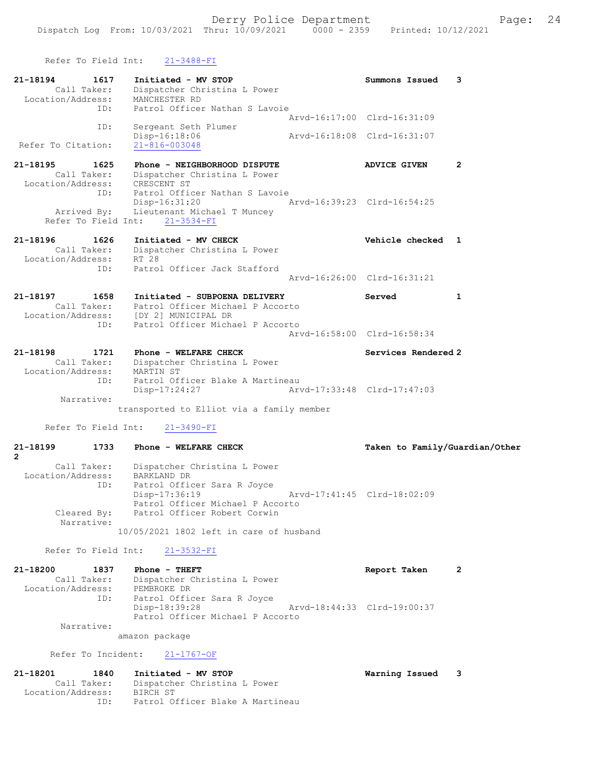Refer To Field Int: 21-3488-FI

```
21-18194        1617    Initiated - MV STOP                         Summons Issued    3
         Call Taker:    Dispatcher Christina L Power
   Location/Address:    MANCHESTER RD
                 ID:    Patrol Officer Nathan S Lavoie
                                                   Arvd-16:17:00  Clrd-16:31:09
                 ID:    Sergeant Seth Plumer
                        Disp-16:18:06              Arvd-16:18:08  Clrd-16:31:07
 Refer To Citation:     21-816-003048

21-18195        1625    Phone - NEIGHBORHOOD DISPUTE                ADVICE GIVEN      2
         Call Taker:    Dispatcher Christina L Power
   Location/Address:    CRESCENT ST
                 ID:    Patrol Officer Nathan S Lavoie
                        Disp-16:31:20              Arvd-16:39:23  Clrd-16:54:25
        Arrived By:     Lieutenant Michael T Muncey
     Refer To Field Int:    21-3534-FI

21-18196        1626    Initiated - MV CHECK                        Vehicle checked   1
         Call Taker:    Dispatcher Christina L Power
   Location/Address:    RT 28
                 ID:    Patrol Officer Jack Stafford
                                                   Arvd-16:26:00  Clrd-16:31:21

21-18197        1658    Initiated - SUBPOENA DELIVERY               Served            1
         Call Taker:    Patrol Officer Michael P Accorto
   Location/Address:    [DY 2] MUNICIPAL DR
                 ID:    Patrol Officer Michael P Accorto
                                                   Arvd-16:58:00  Clrd-16:58:34

21-18198        1721    Phone - WELFARE CHECK                       Services Rendered 2
         Call Taker:    Dispatcher Christina L Power
   Location/Address:    MARTIN ST
                 ID:    Patrol Officer Blake A Martineau
                        Disp-17:24:27              Arvd-17:33:48  Clrd-17:47:03
          Narrative:
                      transported to Elliot via a family member

     Refer To Field Int:    21-3490-FI

21-18199        1733    Phone - WELFARE CHECK                       Taken to Family/Guardian/Other
2
         Call Taker:    Dispatcher Christina L Power
   Location/Address:    BARKLAND DR
                 ID:    Patrol Officer Sara R Joyce
                        Disp-17:36:19              Arvd-17:41:45  Clrd-18:02:09
                        Patrol Officer Michael P Accorto
         Cleared By:    Patrol Officer Robert Corwin
          Narrative:
                      10/05/2021 1802 left in care of husband

     Refer To Field Int:    21-3532-FI

21-18200        1837    Phone - THEFT                               Report Taken      2
         Call Taker:    Dispatcher Christina L Power
   Location/Address:    PEMBROKE DR
                 ID:    Patrol Officer Sara R Joyce
                        Disp-18:39:28              Arvd-18:44:33  Clrd-19:00:37
                        Patrol Officer Michael P Accorto
          Narrative:
                      amazon package

      Refer To Incident:    21-1767-OF

21-18201        1840    Initiated - MV STOP                         Warning Issued    3
         Call Taker:    Dispatcher Christina L Power
   Location/Address:    BIRCH ST
                 ID:    Patrol Officer Blake A Martineau
```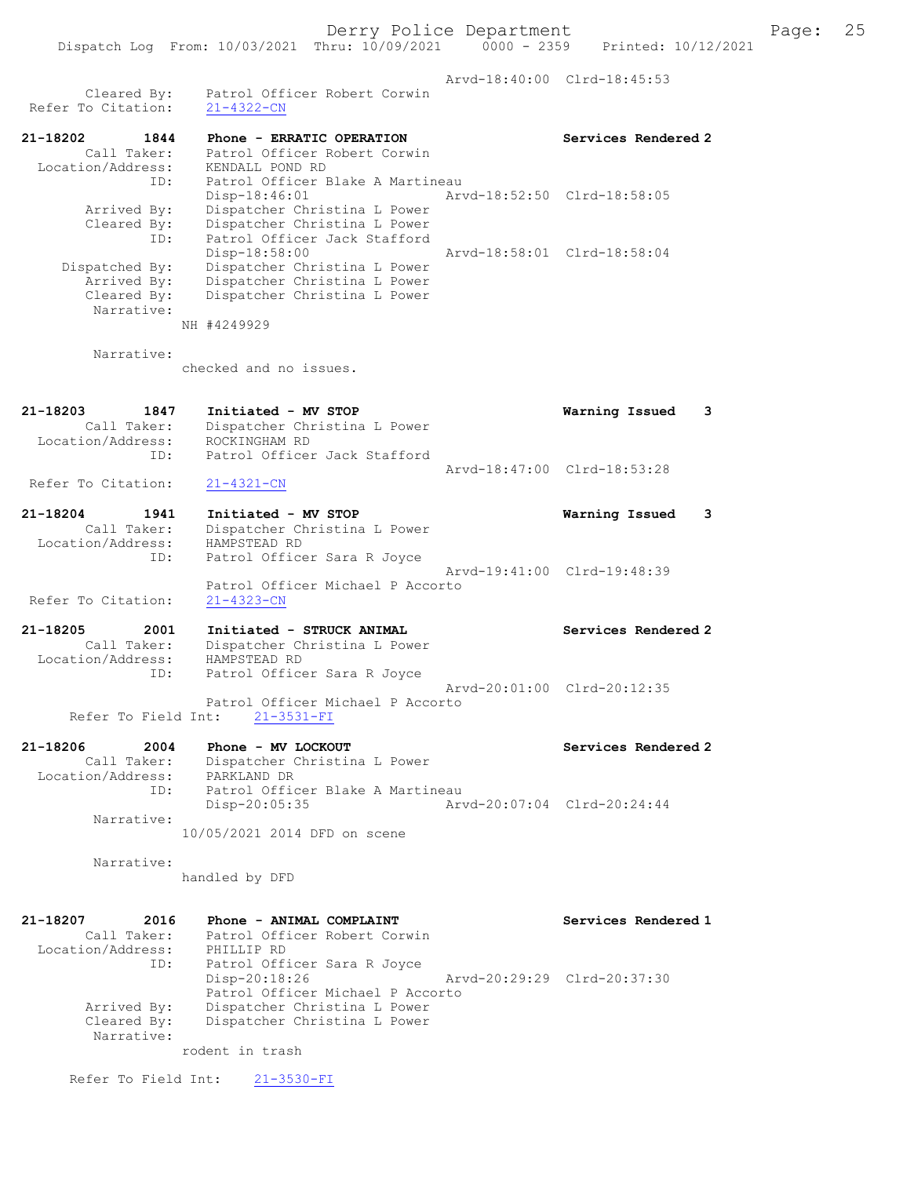Arvd-18:40:00 Clrd-18:45:53
Cleared By: Patrol Officer Robert Corwin
Refer To Citation: 21-4322-CN

21-18202 1844 Phone - ERRATIC OPERATION Services Rendered 2
Call Taker: Patrol Officer Robert Corwin
Location/Address: KENDALL POND RD
ID: Patrol Officer Blake A Martineau
Disp-18:46:01 Arvd-18:52:50 Clrd-18:58:05
Arrived By: Dispatcher Christina L Power
Cleared By: Dispatcher Christina L Power
ID: Patrol Officer Jack Stafford
Disp-18:58:00 Arvd-18:58:01 Clrd-18:58:04
Dispatched By: Dispatcher Christina L Power
Arrived By: Dispatcher Christina L Power
Cleared By: Dispatcher Christina L Power
Narrative:
NH #4249929

Narrative:
checked and no issues.

21-18203 1847 Initiated - MV STOP Warning Issued 3
Call Taker: Dispatcher Christina L Power
Location/Address: ROCKINGHAM RD
ID: Patrol Officer Jack Stafford
Arvd-18:47:00 Clrd-18:53:28
Refer To Citation: 21-4321-CN

21-18204 1941 Initiated - MV STOP Warning Issued 3
Call Taker: Dispatcher Christina L Power
Location/Address: HAMPSTEAD RD
ID: Patrol Officer Sara R Joyce
Arvd-19:41:00 Clrd-19:48:39
Patrol Officer Michael P Accorto
Refer To Citation: 21-4323-CN

21-18205 2001 Initiated - STRUCK ANIMAL Services Rendered 2
Call Taker: Dispatcher Christina L Power
Location/Address: HAMPSTEAD RD
ID: Patrol Officer Sara R Joyce
Arvd-20:01:00 Clrd-20:12:35
Patrol Officer Michael P Accorto
Refer To Field Int: 21-3531-FI

21-18206 2004 Phone - MV LOCKOUT Services Rendered 2
Call Taker: Dispatcher Christina L Power
Location/Address: PARKLAND DR
ID: Patrol Officer Blake A Martineau
Disp-20:05:35 Arvd-20:07:04 Clrd-20:24:44
Narrative:
10/05/2021 2014 DFD on scene

Narrative:
handled by DFD

21-18207 2016 Phone - ANIMAL COMPLAINT Services Rendered 1
Call Taker: Patrol Officer Robert Corwin
Location/Address: PHILLIP RD
ID: Patrol Officer Sara R Joyce
Disp-20:18:26 Arvd-20:29:29 Clrd-20:37:30
Patrol Officer Michael P Accorto
Arrived By: Dispatcher Christina L Power
Cleared By: Dispatcher Christina L Power
Narrative:
rodent in trash

Refer To Field Int: 21-3530-FI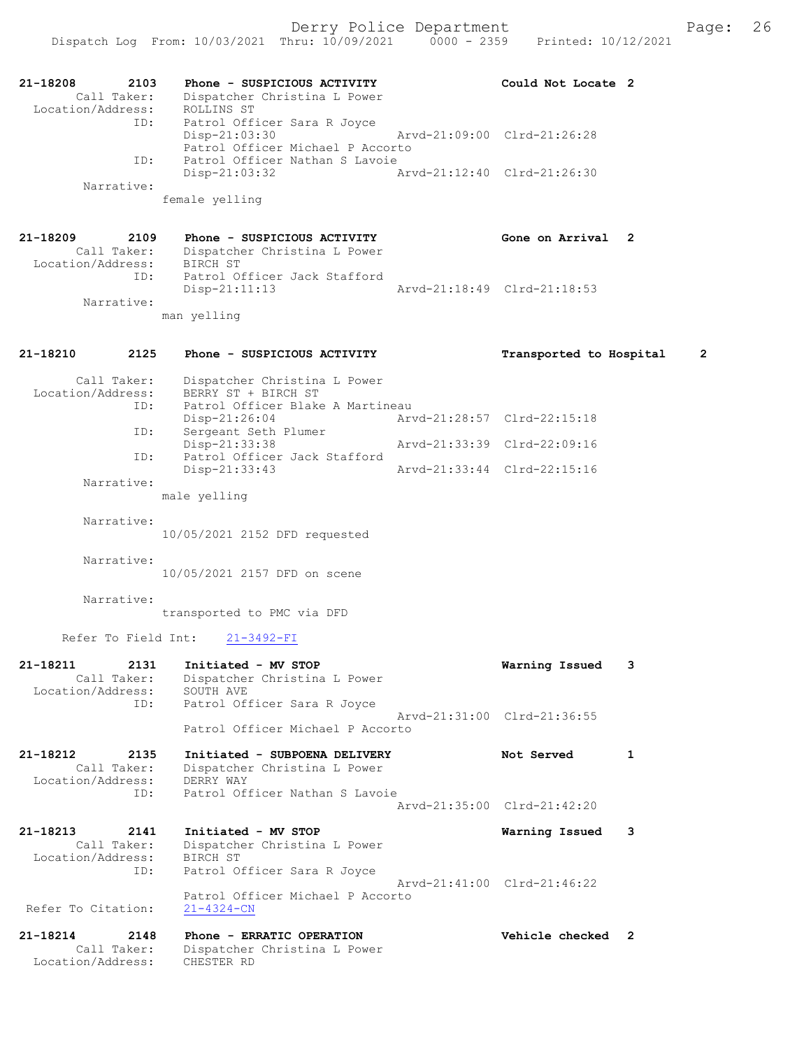```
21-18208       2103    Phone - SUSPICIOUS ACTIVITY               Could Not Locate  2
        Call Taker:    Dispatcher Christina L Power
  Location/Address:    ROLLINS ST
                ID:    Patrol Officer Sara R Joyce
                       Disp-21:03:30                 Arvd-21:09:00  Clrd-21:26:28
                       Patrol Officer Michael P Accorto
                ID:    Patrol Officer Nathan S Lavoie
                       Disp-21:03:32                 Arvd-21:12:40  Clrd-21:26:30
         Narrative:
                     female yelling

21-18209       2109    Phone - SUSPICIOUS ACTIVITY               Gone on Arrival   2
        Call Taker:    Dispatcher Christina L Power
  Location/Address:    BIRCH ST
                ID:    Patrol Officer Jack Stafford
                       Disp-21:11:13                 Arvd-21:18:49  Clrd-21:18:53
         Narrative:
                     man yelling

21-18210       2125    Phone - SUSPICIOUS ACTIVITY               Transported to Hospital     2

        Call Taker:    Dispatcher Christina L Power
  Location/Address:    BERRY ST + BIRCH ST
                ID:    Patrol Officer Blake A Martineau
                       Disp-21:26:04                 Arvd-21:28:57  Clrd-22:15:18
                ID:    Sergeant Seth Plumer
                       Disp-21:33:38                 Arvd-21:33:39  Clrd-22:09:16
                ID:    Patrol Officer Jack Stafford
                       Disp-21:33:43                 Arvd-21:33:44  Clrd-22:15:16
         Narrative:
                     male yelling

         Narrative:
                     10/05/2021 2152 DFD requested

         Narrative:
                     10/05/2021 2157 DFD on scene

         Narrative:
                     transported to PMC via DFD

      Refer To Field Int:     21-3492-FI

21-18211       2131    Initiated - MV STOP                       Warning Issued    3
        Call Taker:    Dispatcher Christina L Power
  Location/Address:    SOUTH AVE
                ID:    Patrol Officer Sara R Joyce
                                                     Arvd-21:31:00  Clrd-21:36:55
                       Patrol Officer Michael P Accorto

21-18212       2135    Initiated - SUBPOENA DELIVERY             Not Served        1
        Call Taker:    Dispatcher Christina L Power
  Location/Address:    DERRY WAY
                ID:    Patrol Officer Nathan S Lavoie
                                                     Arvd-21:35:00  Clrd-21:42:20

21-18213       2141    Initiated - MV STOP                       Warning Issued    3
        Call Taker:    Dispatcher Christina L Power
  Location/Address:    BIRCH ST
                ID:    Patrol Officer Sara R Joyce
                                                     Arvd-21:41:00  Clrd-21:46:22
                       Patrol Officer Michael P Accorto
 Refer To Citation:    21-4324-CN

21-18214       2148    Phone - ERRATIC OPERATION                 Vehicle checked   2
        Call Taker:    Dispatcher Christina L Power
  Location/Address:    CHESTER RD
```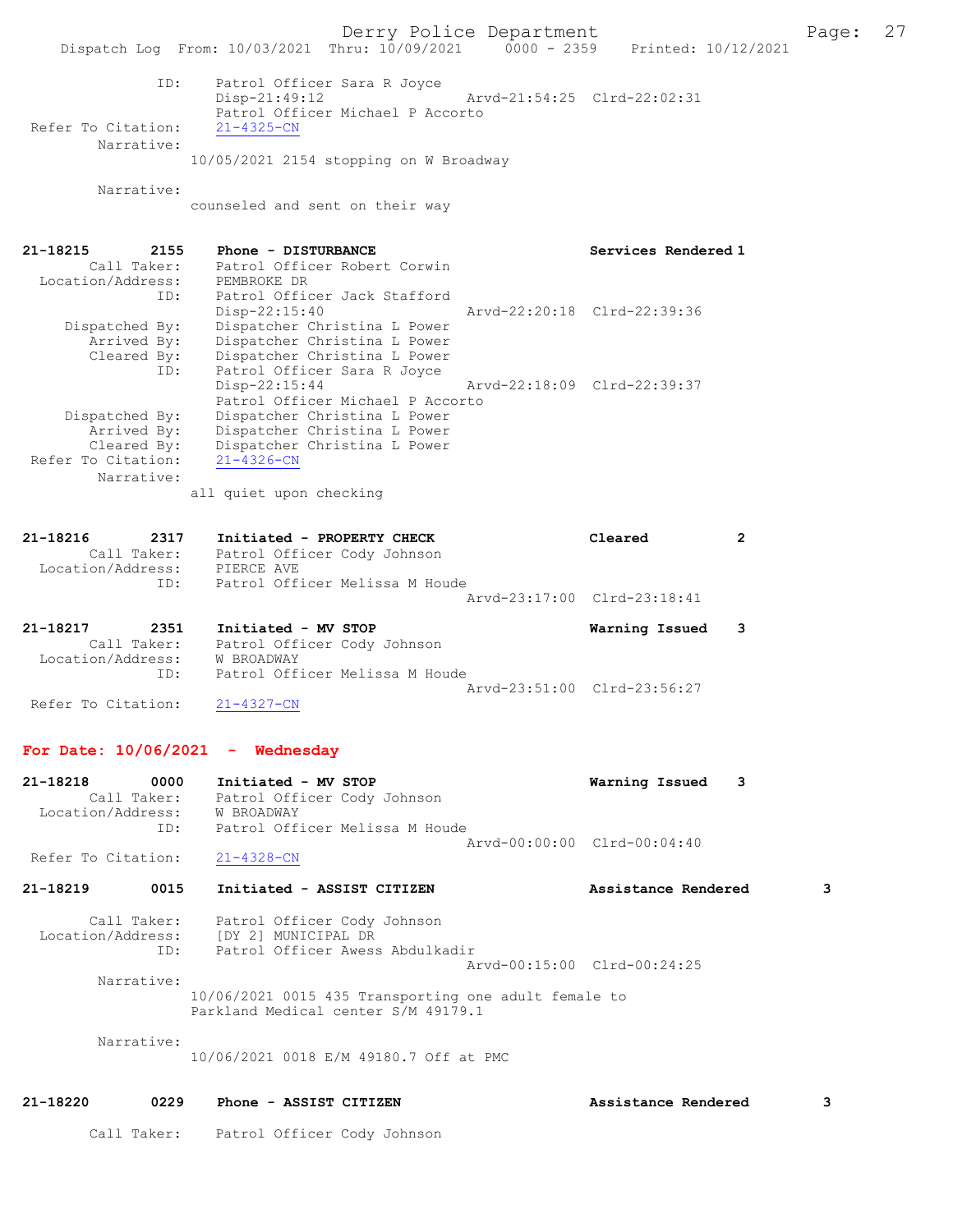```
            ID:     Patrol Officer Sara R Joyce
                    Disp-21:49:12               Arvd-21:54:25  Clrd-22:02:31
                    Patrol Officer Michael P Accorto
 Refer To Citation:  21-4325-CN
        Narrative:
                  10/05/2021 2154 stopping on W Broadway

        Narrative:
                  counseled and sent on their way


21-18215       2155    Phone - DISTURBANCE                        Services Rendered 1
        Call Taker:    Patrol Officer Robert Corwin
  Location/Address:    PEMBROKE DR
               ID:     Patrol Officer Jack Stafford
                       Disp-22:15:40            Arvd-22:20:18  Clrd-22:39:36
     Dispatched By:    Dispatcher Christina L Power
        Arrived By:    Dispatcher Christina L Power
        Cleared By:    Dispatcher Christina L Power
               ID:     Patrol Officer Sara R Joyce
                       Disp-22:15:44            Arvd-22:18:09  Clrd-22:39:37
                       Patrol Officer Michael P Accorto
     Dispatched By:    Dispatcher Christina L Power
        Arrived By:    Dispatcher Christina L Power
        Cleared By:    Dispatcher Christina L Power
 Refer To Citation:    21-4326-CN
        Narrative:
                  all quiet upon checking


21-18216       2317    Initiated - PROPERTY CHECK                 Cleared          2
        Call Taker:    Patrol Officer Cody Johnson
  Location/Address:    PIERCE AVE
               ID:     Patrol Officer Melissa M Houde
                                                Arvd-23:17:00  Clrd-23:18:41

21-18217       2351    Initiated - MV STOP                        Warning Issued   3
        Call Taker:    Patrol Officer Cody Johnson
  Location/Address:    W BROADWAY
               ID:     Patrol Officer Melissa M Houde
                                                Arvd-23:51:00  Clrd-23:56:27
 Refer To Citation:    21-4327-CN
```

**For Date: 10/06/2021 - Wednesday**

```
21-18218       0000    Initiated - MV STOP                        Warning Issued   3
        Call Taker:    Patrol Officer Cody Johnson
  Location/Address:    W BROADWAY
               ID:     Patrol Officer Melissa M Houde
                                                Arvd-00:00:00  Clrd-00:04:40
 Refer To Citation:    21-4328-CN

21-18219       0015    Initiated - ASSIST CITIZEN                 Assistance Rendered        3

        Call Taker:    Patrol Officer Cody Johnson
  Location/Address:    [DY 2] MUNICIPAL DR
               ID:     Patrol Officer Awess Abdulkadir
                                                Arvd-00:15:00  Clrd-00:24:25
        Narrative:
                  10/06/2021 0015 435 Transporting one adult female to
                  Parkland Medical center S/M 49179.1

        Narrative:
                  10/06/2021 0018 E/M 49180.7 Off at PMC


21-18220       0229    Phone - ASSIST CITIZEN                     Assistance Rendered        3

        Call Taker:    Patrol Officer Cody Johnson
```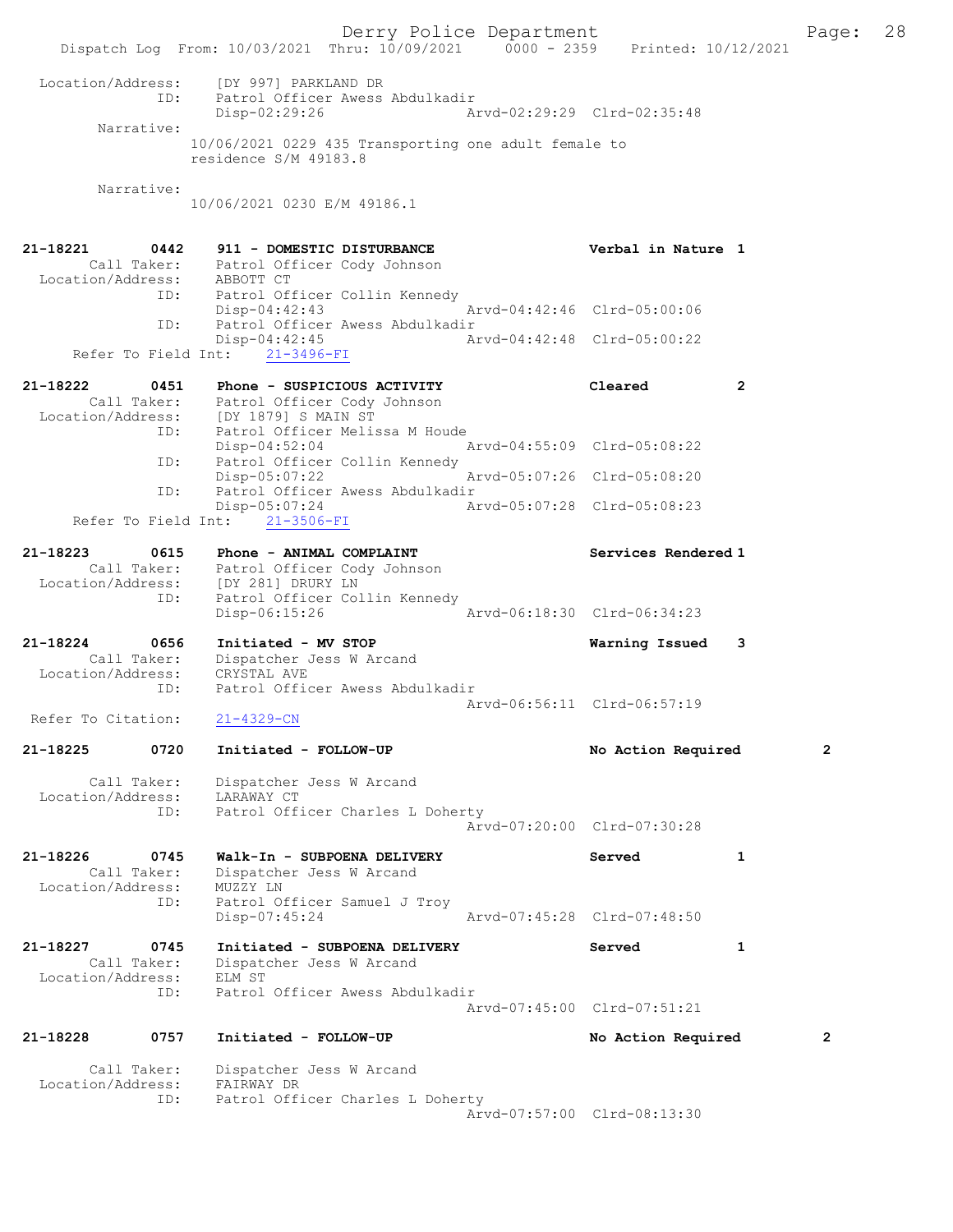```
Location/Address:     [DY 997] PARKLAND DR
              ID:     Patrol Officer Awess Abdulkadir
                      Disp-02:29:26              Arvd-02:29:29  Clrd-02:35:48
        Narrative:
                      10/06/2021 0229 435 Transporting one adult female to
                      residence S/M 49183.8

        Narrative:
                      10/06/2021 0230 E/M 49186.1


21-18221        0442    911 - DOMESTIC DISTURBANCE                  Verbal in Nature  1
        Call Taker:     Patrol Officer Cody Johnson
  Location/Address:     ABBOTT CT
              ID:       Patrol Officer Collin Kennedy
                        Disp-04:42:43              Arvd-04:42:46  Clrd-05:00:06
              ID:       Patrol Officer Awess Abdulkadir
                        Disp-04:42:45              Arvd-04:42:48  Clrd-05:00:22
     Refer To Field Int:    21-3496-FI

21-18222        0451    Phone - SUSPICIOUS ACTIVITY                 Cleared           2
        Call Taker:     Patrol Officer Cody Johnson
  Location/Address:     [DY 1879] S MAIN ST
              ID:       Patrol Officer Melissa M Houde
                        Disp-04:52:04              Arvd-04:55:09  Clrd-05:08:22
              ID:       Patrol Officer Collin Kennedy
                        Disp-05:07:22              Arvd-05:07:26  Clrd-05:08:20
              ID:       Patrol Officer Awess Abdulkadir
                        Disp-05:07:24              Arvd-05:07:28  Clrd-05:08:23
     Refer To Field Int:    21-3506-FI

21-18223        0615    Phone - ANIMAL COMPLAINT                    Services Rendered 1
        Call Taker:     Patrol Officer Cody Johnson
  Location/Address:     [DY 281] DRURY LN
              ID:       Patrol Officer Collin Kennedy
                        Disp-06:15:26              Arvd-06:18:30  Clrd-06:34:23

21-18224        0656    Initiated - MV STOP                         Warning Issued    3
        Call Taker:     Dispatcher Jess W Arcand
  Location/Address:     CRYSTAL AVE
              ID:       Patrol Officer Awess Abdulkadir
                                                   Arvd-06:56:11  Clrd-06:57:19
 Refer To Citation:     21-4329-CN

21-18225        0720    Initiated - FOLLOW-UP                       No Action Required        2

        Call Taker:     Dispatcher Jess W Arcand
  Location/Address:     LARAWAY CT
              ID:       Patrol Officer Charles L Doherty
                                                   Arvd-07:20:00  Clrd-07:30:28

21-18226        0745    Walk-In - SUBPOENA DELIVERY                 Served            1
        Call Taker:     Dispatcher Jess W Arcand
  Location/Address:     MUZZY LN
              ID:       Patrol Officer Samuel J Troy
                        Disp-07:45:24              Arvd-07:45:28  Clrd-07:48:50

21-18227        0745    Initiated - SUBPOENA DELIVERY               Served            1
        Call Taker:     Dispatcher Jess W Arcand
  Location/Address:     ELM ST
              ID:       Patrol Officer Awess Abdulkadir
                                                   Arvd-07:45:00  Clrd-07:51:21

21-18228        0757    Initiated - FOLLOW-UP                       No Action Required        2

        Call Taker:     Dispatcher Jess W Arcand
  Location/Address:     FAIRWAY DR
              ID:       Patrol Officer Charles L Doherty
                                                   Arvd-07:57:00  Clrd-08:13:30
```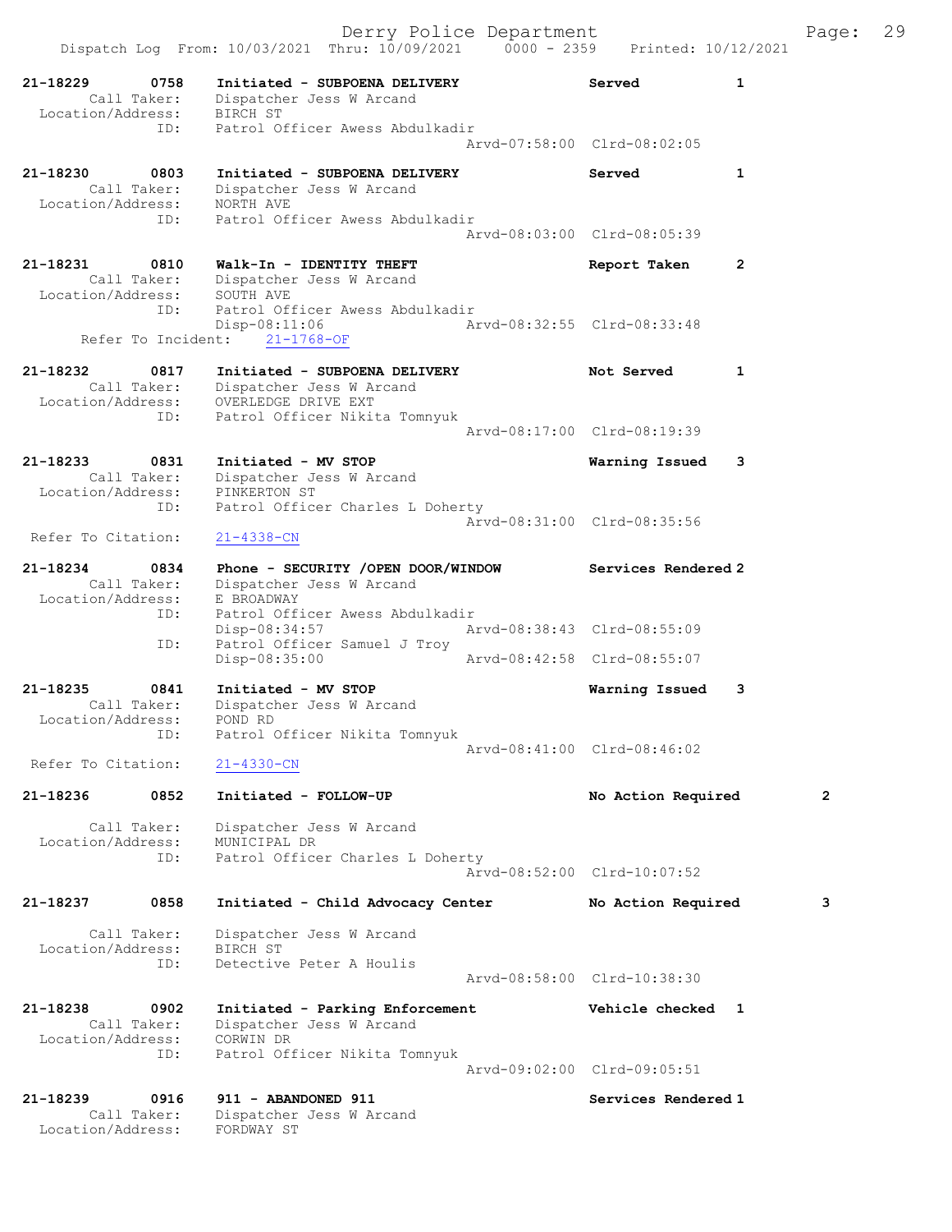```
21-18229        0758    Initiated - SUBPOENA DELIVERY            Served          1
        Call Taker:     Dispatcher Jess W Arcand
  Location/Address:     BIRCH ST
                ID:     Patrol Officer Awess Abdulkadir
                                               Arvd-07:58:00  Clrd-08:02:05

21-18230        0803    Initiated - SUBPOENA DELIVERY            Served          1
        Call Taker:     Dispatcher Jess W Arcand
  Location/Address:     NORTH AVE
                ID:     Patrol Officer Awess Abdulkadir
                                               Arvd-08:03:00  Clrd-08:05:39

21-18231        0810    Walk-In - IDENTITY THEFT                 Report Taken    2
        Call Taker:     Dispatcher Jess W Arcand
  Location/Address:     SOUTH AVE
                ID:     Patrol Officer Awess Abdulkadir
                        Disp-08:11:06          Arvd-08:32:55  Clrd-08:33:48
      Refer To Incident:    21-1768-OF

21-18232        0817    Initiated - SUBPOENA DELIVERY            Not Served      1
        Call Taker:     Dispatcher Jess W Arcand
  Location/Address:     OVERLEDGE DRIVE EXT
                ID:     Patrol Officer Nikita Tomnyuk
                                               Arvd-08:17:00  Clrd-08:19:39

21-18233        0831    Initiated - MV STOP                      Warning Issued   3
        Call Taker:     Dispatcher Jess W Arcand
  Location/Address:     PINKERTON ST
                ID:     Patrol Officer Charles L Doherty
                                               Arvd-08:31:00  Clrd-08:35:56
  Refer To Citation:    21-4338-CN

21-18234        0834    Phone - SECURITY /OPEN DOOR/WINDOW       Services Rendered 2
        Call Taker:     Dispatcher Jess W Arcand
  Location/Address:     E BROADWAY
                ID:     Patrol Officer Awess Abdulkadir
                        Disp-08:34:57          Arvd-08:38:43  Clrd-08:55:09
                ID:     Patrol Officer Samuel J Troy
                        Disp-08:35:00          Arvd-08:42:58  Clrd-08:55:07

21-18235        0841    Initiated - MV STOP                      Warning Issued   3
        Call Taker:     Dispatcher Jess W Arcand
  Location/Address:     POND RD
                ID:     Patrol Officer Nikita Tomnyuk
                                               Arvd-08:41:00  Clrd-08:46:02
  Refer To Citation:    21-4330-CN

21-18236        0852    Initiated - FOLLOW-UP                    No Action Required        2

        Call Taker:     Dispatcher Jess W Arcand
  Location/Address:     MUNICIPAL DR
                ID:     Patrol Officer Charles L Doherty
                                               Arvd-08:52:00  Clrd-10:07:52

21-18237        0858    Initiated - Child Advocacy Center        No Action Required        3

        Call Taker:     Dispatcher Jess W Arcand
  Location/Address:     BIRCH ST
                ID:     Detective Peter A Houlis
                                               Arvd-08:58:00  Clrd-10:38:30

21-18238        0902    Initiated - Parking Enforcement          Vehicle checked  1
        Call Taker:     Dispatcher Jess W Arcand
  Location/Address:     CORWIN DR
                ID:     Patrol Officer Nikita Tomnyuk
                                               Arvd-09:02:00  Clrd-09:05:51

21-18239        0916    911 - ABANDONED 911                      Services Rendered 1
        Call Taker:     Dispatcher Jess W Arcand
  Location/Address:     FORDWAY ST
```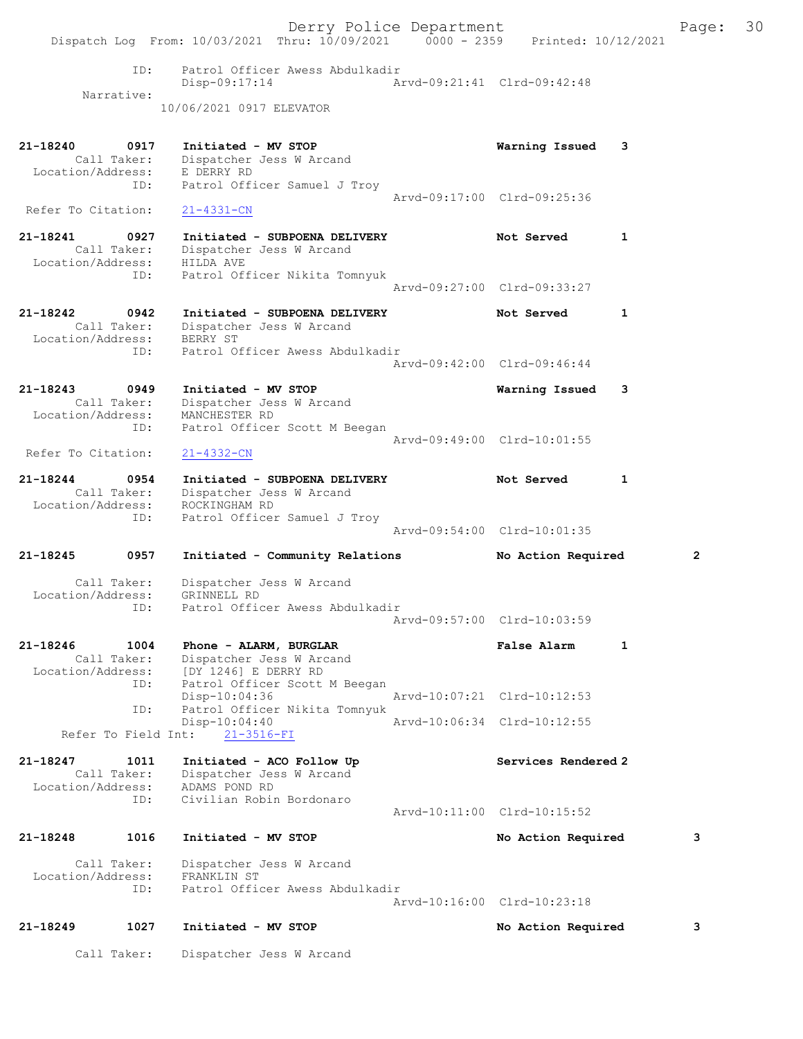ID: Patrol Officer Awess Abdulkadir
Disp-09:17:14 Arvd-09:21:41 Clrd-09:42:48

Narrative:
10/06/2021 0917 ELEVATOR

**21-18240 0917 Initiated - MV STOP** — Warning Issued 3
Call Taker: Dispatcher Jess W Arcand
Location/Address: E DERRY RD
ID: Patrol Officer Samuel J Troy
Arvd-09:17:00 Clrd-09:25:36
Refer To Citation: 21-4331-CN

**21-18241 0927 Initiated - SUBPOENA DELIVERY** — Not Served 1
Call Taker: Dispatcher Jess W Arcand
Location/Address: HILDA AVE
ID: Patrol Officer Nikita Tomnyuk
Arvd-09:27:00 Clrd-09:33:27

**21-18242 0942 Initiated - SUBPOENA DELIVERY** — Not Served 1
Call Taker: Dispatcher Jess W Arcand
Location/Address: BERRY ST
ID: Patrol Officer Awess Abdulkadir
Arvd-09:42:00 Clrd-09:46:44

**21-18243 0949 Initiated - MV STOP** — Warning Issued 3
Call Taker: Dispatcher Jess W Arcand
Location/Address: MANCHESTER RD
ID: Patrol Officer Scott M Beegan
Arvd-09:49:00 Clrd-10:01:55
Refer To Citation: 21-4332-CN

**21-18244 0954 Initiated - SUBPOENA DELIVERY** — Not Served 1
Call Taker: Dispatcher Jess W Arcand
Location/Address: ROCKINGHAM RD
ID: Patrol Officer Samuel J Troy
Arvd-09:54:00 Clrd-10:01:35

**21-18245 0957 Initiated - Community Relations** — No Action Required 2
Call Taker: Dispatcher Jess W Arcand
Location/Address: GRINNELL RD
ID: Patrol Officer Awess Abdulkadir
Arvd-09:57:00 Clrd-10:03:59

**21-18246 1004 Phone - ALARM, BURGLAR** — False Alarm 1
Call Taker: Dispatcher Jess W Arcand
Location/Address: [DY 1246] E DERRY RD
ID: Patrol Officer Scott M Beegan
Disp-10:04:36 Arvd-10:07:21 Clrd-10:12:53
ID: Patrol Officer Nikita Tomnyuk
Disp-10:04:40 Arvd-10:06:34 Clrd-10:12:55
Refer To Field Int: 21-3516-FI

**21-18247 1011 Initiated - ACO Follow Up** — Services Rendered 2
Call Taker: Dispatcher Jess W Arcand
Location/Address: ADAMS POND RD
ID: Civilian Robin Bordonaro
Arvd-10:11:00 Clrd-10:15:52

**21-18248 1016 Initiated - MV STOP** — No Action Required 3
Call Taker: Dispatcher Jess W Arcand
Location/Address: FRANKLIN ST
ID: Patrol Officer Awess Abdulkadir
Arvd-10:16:00 Clrd-10:23:18

**21-18249 1027 Initiated - MV STOP** — No Action Required 3
Call Taker: Dispatcher Jess W Arcand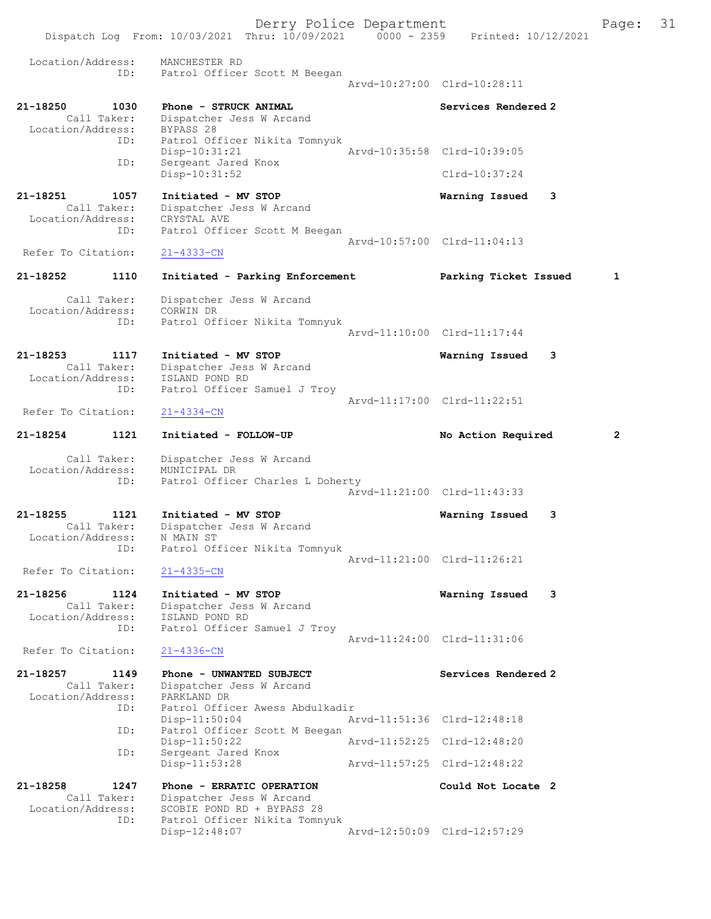```
 Location/Address:   MANCHESTER RD
               ID:   Patrol Officer Scott M Beegan
                                          Arvd-10:27:00  Clrd-10:28:11

21-18250       1030  Phone - STRUCK ANIMAL                Services Rendered 2
       Call Taker:   Dispatcher Jess W Arcand
 Location/Address:   BYPASS 28
               ID:   Patrol Officer Nikita Tomnyuk
                     Disp-10:31:21        Arvd-10:35:58  Clrd-10:39:05
               ID:   Sergeant Jared Knox
                     Disp-10:31:52                       Clrd-10:37:24

21-18251       1057  Initiated - MV STOP                  Warning Issued    3
       Call Taker:   Dispatcher Jess W Arcand
 Location/Address:   CRYSTAL AVE
               ID:   Patrol Officer Scott M Beegan
                                          Arvd-10:57:00  Clrd-11:04:13
 Refer To Citation:  21-4333-CN

21-18252       1110  Initiated - Parking Enforcement      Parking Ticket Issued     1

       Call Taker:   Dispatcher Jess W Arcand
 Location/Address:   CORWIN DR
               ID:   Patrol Officer Nikita Tomnyuk
                                          Arvd-11:10:00  Clrd-11:17:44

21-18253       1117  Initiated - MV STOP                  Warning Issued    3
       Call Taker:   Dispatcher Jess W Arcand
 Location/Address:   ISLAND POND RD
               ID:   Patrol Officer Samuel J Troy
                                          Arvd-11:17:00  Clrd-11:22:51
 Refer To Citation:  21-4334-CN

21-18254       1121  Initiated - FOLLOW-UP                No Action Required        2

       Call Taker:   Dispatcher Jess W Arcand
 Location/Address:   MUNICIPAL DR
               ID:   Patrol Officer Charles L Doherty
                                          Arvd-11:21:00  Clrd-11:43:33

21-18255       1121  Initiated - MV STOP                  Warning Issued    3
       Call Taker:   Dispatcher Jess W Arcand
 Location/Address:   N MAIN ST
               ID:   Patrol Officer Nikita Tomnyuk
                                          Arvd-11:21:00  Clrd-11:26:21
 Refer To Citation:  21-4335-CN

21-18256       1124  Initiated - MV STOP                  Warning Issued    3
       Call Taker:   Dispatcher Jess W Arcand
 Location/Address:   ISLAND POND RD
               ID:   Patrol Officer Samuel J Troy
                                          Arvd-11:24:00  Clrd-11:31:06
 Refer To Citation:  21-4336-CN

21-18257       1149  Phone - UNWANTED SUBJECT             Services Rendered 2
       Call Taker:   Dispatcher Jess W Arcand
 Location/Address:   PARKLAND DR
               ID:   Patrol Officer Awess Abdulkadir
                     Disp-11:50:04        Arvd-11:51:36  Clrd-12:48:18
               ID:   Patrol Officer Scott M Beegan
                     Disp-11:50:22        Arvd-11:52:25  Clrd-12:48:20
               ID:   Sergeant Jared Knox
                     Disp-11:53:28        Arvd-11:57:25  Clrd-12:48:22

21-18258       1247  Phone - ERRATIC OPERATION            Could Not Locate  2
       Call Taker:   Dispatcher Jess W Arcand
 Location/Address:   SCOBIE POND RD + BYPASS 28
               ID:   Patrol Officer Nikita Tomnyuk
                     Disp-12:48:07        Arvd-12:50:09  Clrd-12:57:29
```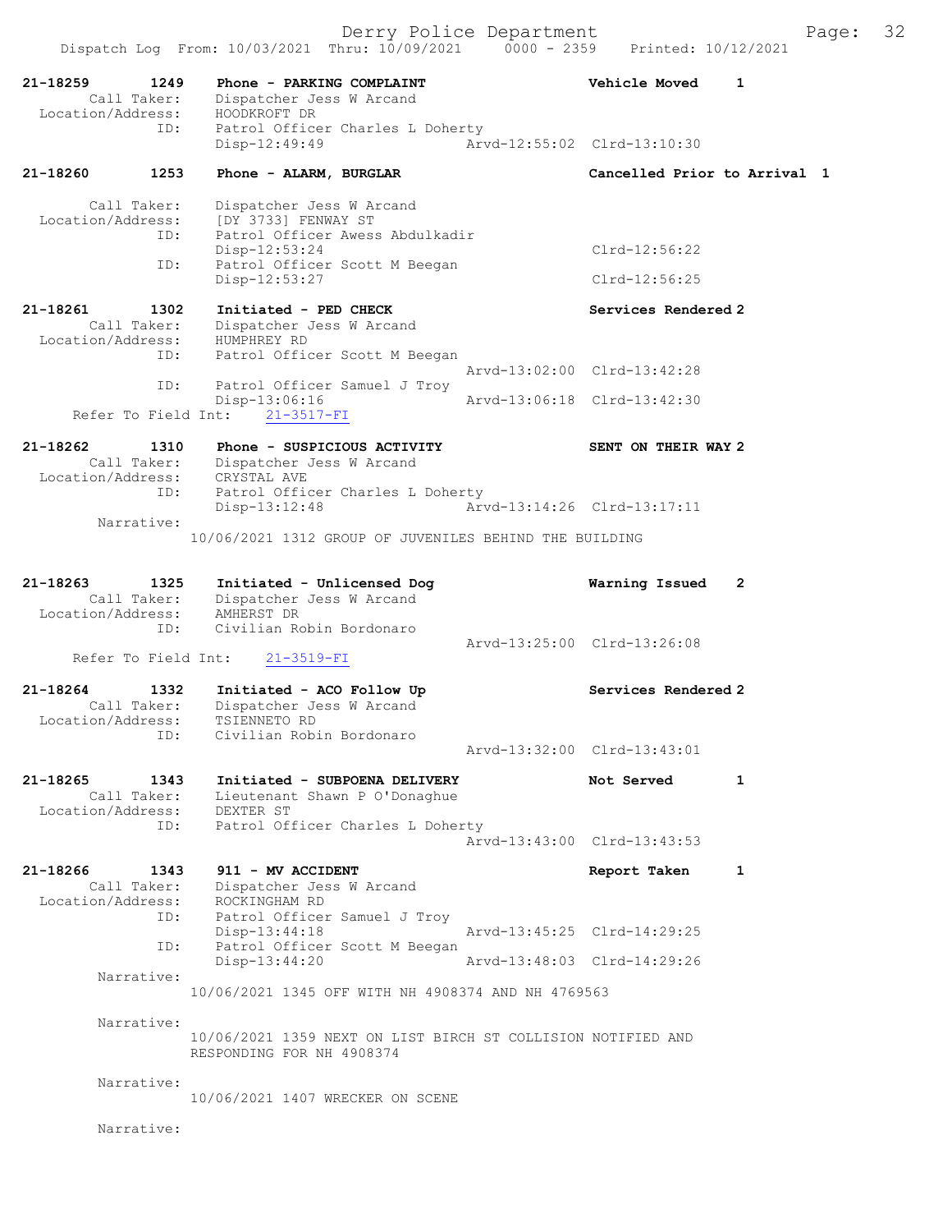```
21-18259        1249    Phone - PARKING COMPLAINT                    Vehicle Moved      1
         Call Taker:    Dispatcher Jess W Arcand
  Location/Address:     HOODKROFT DR
                 ID:    Patrol Officer Charles L Doherty
                        Disp-12:49:49               Arvd-12:55:02  Clrd-13:10:30

21-18260        1253    Phone - ALARM, BURGLAR                       Cancelled Prior to Arrival  1

         Call Taker:    Dispatcher Jess W Arcand
  Location/Address:     [DY 3733] FENWAY ST
                 ID:    Patrol Officer Awess Abdulkadir
                        Disp-12:53:24                              Clrd-12:56:22
                 ID:    Patrol Officer Scott M Beegan
                        Disp-12:53:27                              Clrd-12:56:25

21-18261        1302    Initiated - PED CHECK                        Services Rendered 2
         Call Taker:    Dispatcher Jess W Arcand
  Location/Address:     HUMPHREY RD
                 ID:    Patrol Officer Scott M Beegan
                                                    Arvd-13:02:00  Clrd-13:42:28
                 ID:    Patrol Officer Samuel J Troy
                        Disp-13:06:16               Arvd-13:06:18  Clrd-13:42:30
      Refer To Field Int:     21-3517-FI

21-18262        1310    Phone - SUSPICIOUS ACTIVITY                  SENT ON THEIR WAY 2
         Call Taker:    Dispatcher Jess W Arcand
  Location/Address:     CRYSTAL AVE
                 ID:    Patrol Officer Charles L Doherty
                        Disp-13:12:48               Arvd-13:14:26  Clrd-13:17:11
          Narrative:
                  10/06/2021 1312 GROUP OF JUVENILES BEHIND THE BUILDING


21-18263        1325    Initiated - Unlicensed Dog                   Warning Issued     2
         Call Taker:    Dispatcher Jess W Arcand
  Location/Address:     AMHERST DR
                 ID:    Civilian Robin Bordonaro
                                                    Arvd-13:25:00  Clrd-13:26:08
      Refer To Field Int:     21-3519-FI

21-18264        1332    Initiated - ACO Follow Up                    Services Rendered 2
         Call Taker:    Dispatcher Jess W Arcand
  Location/Address:     TSIENNETO RD
                 ID:    Civilian Robin Bordonaro
                                                    Arvd-13:32:00  Clrd-13:43:01

21-18265        1343    Initiated - SUBPOENA DELIVERY                Not Served         1
         Call Taker:    Lieutenant Shawn P O'Donaghue
  Location/Address:     DEXTER ST
                 ID:    Patrol Officer Charles L Doherty
                                                    Arvd-13:43:00  Clrd-13:43:53

21-18266        1343    911 - MV ACCIDENT                            Report Taken       1
         Call Taker:    Dispatcher Jess W Arcand
  Location/Address:     ROCKINGHAM RD
                 ID:    Patrol Officer Samuel J Troy
                        Disp-13:44:18               Arvd-13:45:25  Clrd-14:29:25
                 ID:    Patrol Officer Scott M Beegan
                        Disp-13:44:20               Arvd-13:48:03  Clrd-14:29:26
          Narrative:
                  10/06/2021 1345 OFF WITH NH 4908374 AND NH 4769563

          Narrative:
                  10/06/2021 1359 NEXT ON LIST BIRCH ST COLLISION NOTIFIED AND
                  RESPONDING FOR NH 4908374

          Narrative:
                  10/06/2021 1407 WRECKER ON SCENE

          Narrative:
```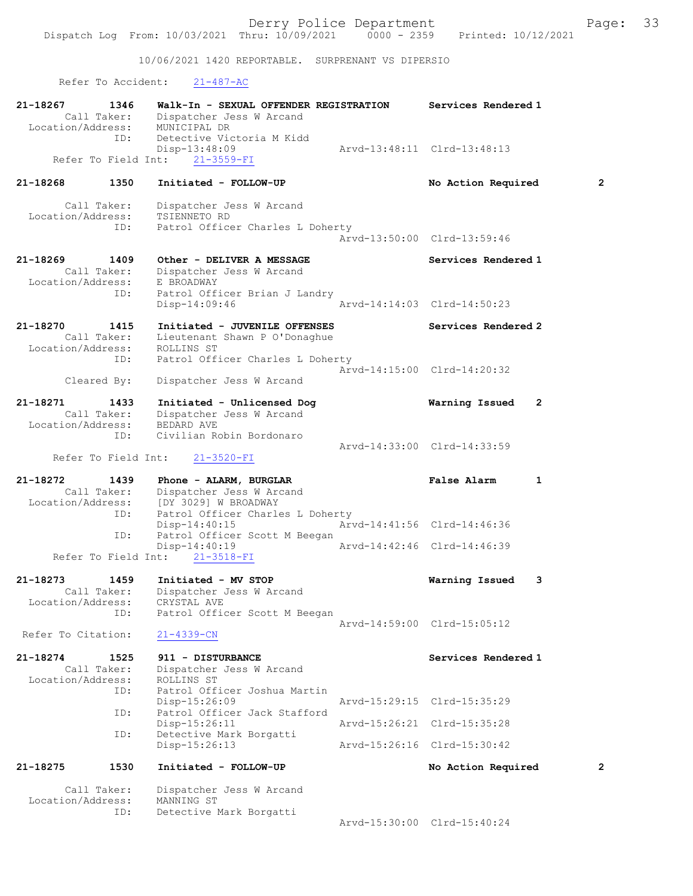10/06/2021 1420 REPORTABLE. SURPRENANT VS DIPERSIO

Refer To Accident: 21-487-AC

```
21-18267     1346    Walk-In - SEXUAL OFFENDER REGISTRATION     Services Rendered 1
      Call Taker:    Dispatcher Jess W Arcand
 Location/Address:   MUNICIPAL DR
              ID:    Detective Victoria M Kidd
                     Disp-13:48:09              Arvd-13:48:11  Clrd-13:48:13
   Refer To Field Int:    21-3559-FI

21-18268     1350    Initiated - FOLLOW-UP                      No Action Required       2

      Call Taker:    Dispatcher Jess W Arcand
 Location/Address:   TSIENNETO RD
              ID:    Patrol Officer Charles L Doherty
                                                Arvd-13:50:00  Clrd-13:59:46

21-18269     1409    Other - DELIVER A MESSAGE                  Services Rendered 1
      Call Taker:    Dispatcher Jess W Arcand
 Location/Address:   E BROADWAY
              ID:    Patrol Officer Brian J Landry
                     Disp-14:09:46              Arvd-14:14:03  Clrd-14:50:23

21-18270     1415    Initiated - JUVENILE OFFENSES              Services Rendered 2
      Call Taker:    Lieutenant Shawn P O'Donaghue
 Location/Address:   ROLLINS ST
              ID:    Patrol Officer Charles L Doherty
                                                Arvd-14:15:00  Clrd-14:20:32
       Cleared By:   Dispatcher Jess W Arcand

21-18271     1433    Initiated - Unlicensed Dog                 Warning Issued    2
      Call Taker:    Dispatcher Jess W Arcand
 Location/Address:   BEDARD AVE
              ID:    Civilian Robin Bordonaro
                                                Arvd-14:33:00  Clrd-14:33:59
   Refer To Field Int:    21-3520-FI

21-18272     1439    Phone - ALARM, BURGLAR                     False Alarm       1
      Call Taker:    Dispatcher Jess W Arcand
 Location/Address:   [DY 3029] W BROADWAY
              ID:    Patrol Officer Charles L Doherty
                     Disp-14:40:15              Arvd-14:41:56  Clrd-14:46:36
              ID:    Patrol Officer Scott M Beegan
                     Disp-14:40:19              Arvd-14:42:46  Clrd-14:46:39
   Refer To Field Int:    21-3518-FI

21-18273     1459    Initiated - MV STOP                        Warning Issued    3
      Call Taker:    Dispatcher Jess W Arcand
 Location/Address:   CRYSTAL AVE
              ID:    Patrol Officer Scott M Beegan
                                                Arvd-14:59:00  Clrd-15:05:12
 Refer To Citation:   21-4339-CN

21-18274     1525    911 - DISTURBANCE                          Services Rendered 1
      Call Taker:    Dispatcher Jess W Arcand
 Location/Address:   ROLLINS ST
              ID:    Patrol Officer Joshua Martin
                     Disp-15:26:09              Arvd-15:29:15  Clrd-15:35:29
              ID:    Patrol Officer Jack Stafford
                     Disp-15:26:11              Arvd-15:26:21  Clrd-15:35:28
              ID:    Detective Mark Borgatti
                     Disp-15:26:13              Arvd-15:26:16  Clrd-15:30:42

21-18275     1530    Initiated - FOLLOW-UP                      No Action Required       2

      Call Taker:    Dispatcher Jess W Arcand
 Location/Address:   MANNING ST
              ID:    Detective Mark Borgatti
                                                Arvd-15:30:00  Clrd-15:40:24
```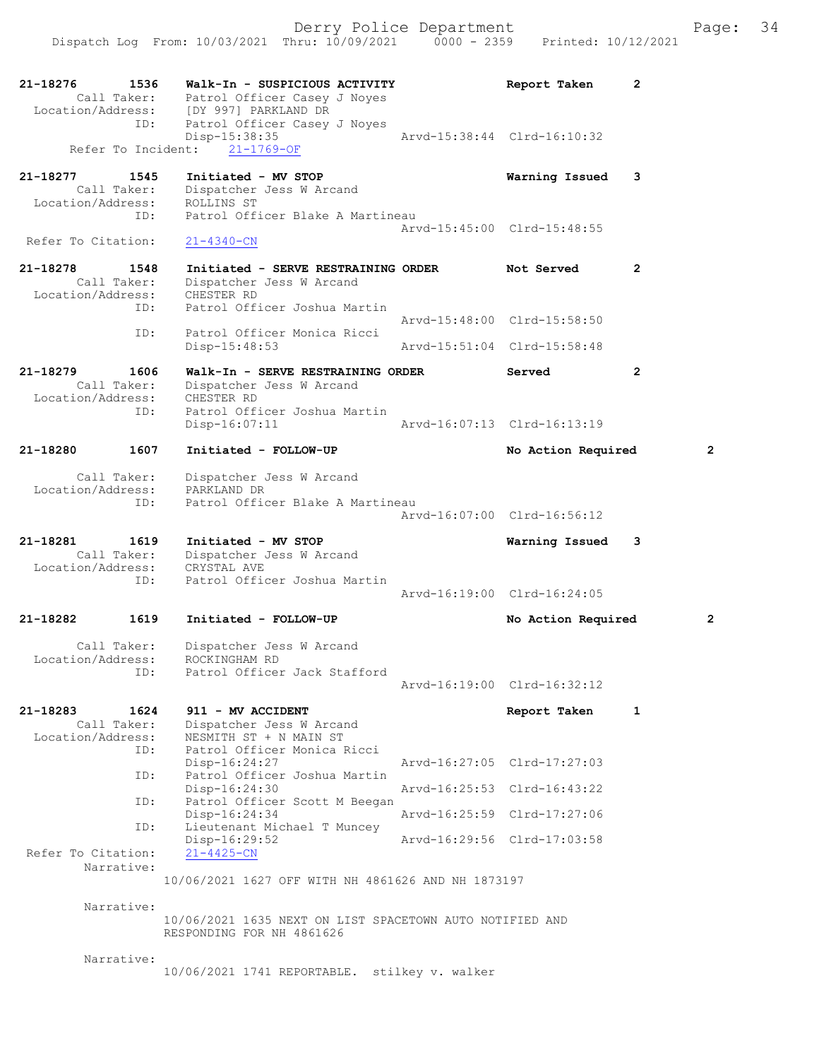21-18276 1536 Walk-In - SUSPICIOUS ACTIVITY Report Taken 2
Call Taker: Patrol Officer Casey J Noyes
Location/Address: [DY 997] PARKLAND DR
ID: Patrol Officer Casey J Noyes
Disp-15:38:35 Arvd-15:38:44 Clrd-16:10:32
Refer To Incident: 21-1769-OF

21-18277 1545 Initiated - MV STOP Warning Issued 3
Call Taker: Dispatcher Jess W Arcand
Location/Address: ROLLINS ST
ID: Patrol Officer Blake A Martineau
Arvd-15:45:00 Clrd-15:48:55
Refer To Citation: 21-4340-CN

21-18278 1548 Initiated - SERVE RESTRAINING ORDER Not Served 2
Call Taker: Dispatcher Jess W Arcand
Location/Address: CHESTER RD
ID: Patrol Officer Joshua Martin
Arvd-15:48:00 Clrd-15:58:50
ID: Patrol Officer Monica Ricci
Disp-15:48:53 Arvd-15:51:04 Clrd-15:58:48

21-18279 1606 Walk-In - SERVE RESTRAINING ORDER Served 2
Call Taker: Dispatcher Jess W Arcand
Location/Address: CHESTER RD
ID: Patrol Officer Joshua Martin
Disp-16:07:11 Arvd-16:07:13 Clrd-16:13:19

21-18280 1607 Initiated - FOLLOW-UP No Action Required 2
Call Taker: Dispatcher Jess W Arcand
Location/Address: PARKLAND DR
ID: Patrol Officer Blake A Martineau
Arvd-16:07:00 Clrd-16:56:12

21-18281 1619 Initiated - MV STOP Warning Issued 3
Call Taker: Dispatcher Jess W Arcand
Location/Address: CRYSTAL AVE
ID: Patrol Officer Joshua Martin
Arvd-16:19:00 Clrd-16:24:05

21-18282 1619 Initiated - FOLLOW-UP No Action Required 2
Call Taker: Dispatcher Jess W Arcand
Location/Address: ROCKINGHAM RD
ID: Patrol Officer Jack Stafford
Arvd-16:19:00 Clrd-16:32:12

21-18283 1624 911 - MV ACCIDENT Report Taken 1
Call Taker: Dispatcher Jess W Arcand
Location/Address: NESMITH ST + N MAIN ST
ID: Patrol Officer Monica Ricci
Disp-16:24:27 Arvd-16:27:05 Clrd-17:27:03
ID: Patrol Officer Joshua Martin
Disp-16:24:30 Arvd-16:25:53 Clrd-16:43:22
ID: Patrol Officer Scott M Beegan
Disp-16:24:34 Arvd-16:25:59 Clrd-17:27:06
ID: Lieutenant Michael T Muncey
Disp-16:29:52 Arvd-16:29:56 Clrd-17:03:58
Refer To Citation: 21-4425-CN
Narrative:
10/06/2021 1627 OFF WITH NH 4861626 AND NH 1873197

Narrative:
10/06/2021 1635 NEXT ON LIST SPACETOWN AUTO NOTIFIED AND RESPONDING FOR NH 4861626

Narrative:
10/06/2021 1741 REPORTABLE. stilkey v. walker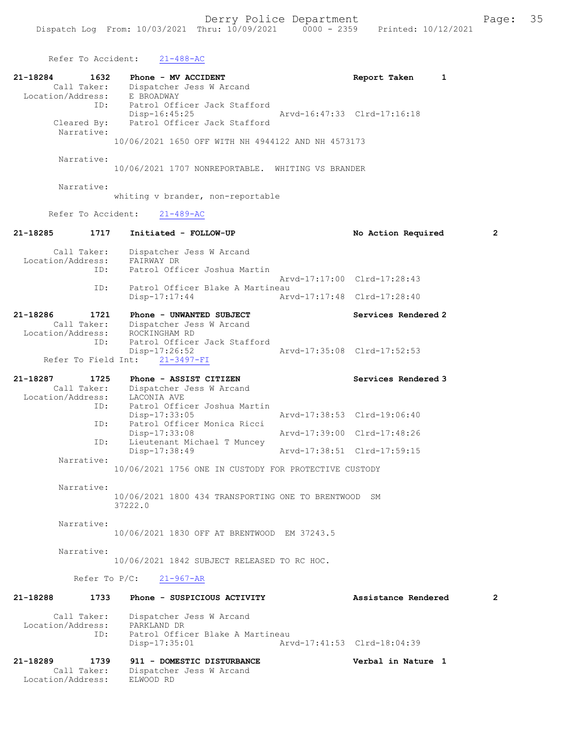Refer To Accident: 21-488-AC

```
21-18284        1632    Phone - MV ACCIDENT                          Report Taken      1
        Call Taker:     Dispatcher Jess W Arcand
  Location/Address:     E BROADWAY
                ID:     Patrol Officer Jack Stafford
                        Disp-16:45:25                  Arvd-16:47:33  Clrd-17:16:18
        Cleared By:     Patrol Officer Jack Stafford
         Narrative:
                  10/06/2021 1650 OFF WITH NH 4944122 AND NH 4573173

         Narrative:
                  10/06/2021 1707 NONREPORTABLE.  WHITING VS BRANDER

         Narrative:
                  whiting v brander, non-reportable

       Refer To Accident:    21-489-AC

21-18285        1717    Initiated - FOLLOW-UP                        No Action Required        2

        Call Taker:     Dispatcher Jess W Arcand
  Location/Address:     FAIRWAY DR
                ID:     Patrol Officer Joshua Martin
                                                       Arvd-17:17:00  Clrd-17:28:43
                ID:     Patrol Officer Blake A Martineau
                        Disp-17:17:44                  Arvd-17:17:48  Clrd-17:28:40

21-18286        1721    Phone - UNWANTED SUBJECT                     Services Rendered 2
        Call Taker:     Dispatcher Jess W Arcand
  Location/Address:     ROCKINGHAM RD
                ID:     Patrol Officer Jack Stafford
                        Disp-17:26:52                  Arvd-17:35:08  Clrd-17:52:53
     Refer To Field Int:    21-3497-FI

21-18287        1725    Phone - ASSIST CITIZEN                       Services Rendered 3
        Call Taker:     Dispatcher Jess W Arcand
  Location/Address:     LACONIA AVE
                ID:     Patrol Officer Joshua Martin
                        Disp-17:33:05                  Arvd-17:38:53  Clrd-19:06:40
                ID:     Patrol Officer Monica Ricci
                        Disp-17:33:08                  Arvd-17:39:00  Clrd-17:48:26
                ID:     Lieutenant Michael T Muncey
                        Disp-17:38:49                  Arvd-17:38:51  Clrd-17:59:15
         Narrative:
                  10/06/2021 1756 ONE IN CUSTODY FOR PROTECTIVE CUSTODY

         Narrative:
                  10/06/2021 1800 434 TRANSPORTING ONE TO BRENTWOOD  SM
                  37222.0

         Narrative:
                  10/06/2021 1830 OFF AT BRENTWOOD  EM 37243.5

         Narrative:
                  10/06/2021 1842 SUBJECT RELEASED TO RC HOC.

           Refer To P/C:    21-967-AR

21-18288        1733    Phone - SUSPICIOUS ACTIVITY                  Assistance Rendered       2

        Call Taker:     Dispatcher Jess W Arcand
  Location/Address:     PARKLAND DR
                ID:     Patrol Officer Blake A Martineau
                        Disp-17:35:01                  Arvd-17:41:53  Clrd-18:04:39

21-18289        1739    911 - DOMESTIC DISTURBANCE                   Verbal in Nature  1
        Call Taker:     Dispatcher Jess W Arcand
  Location/Address:     ELWOOD RD
```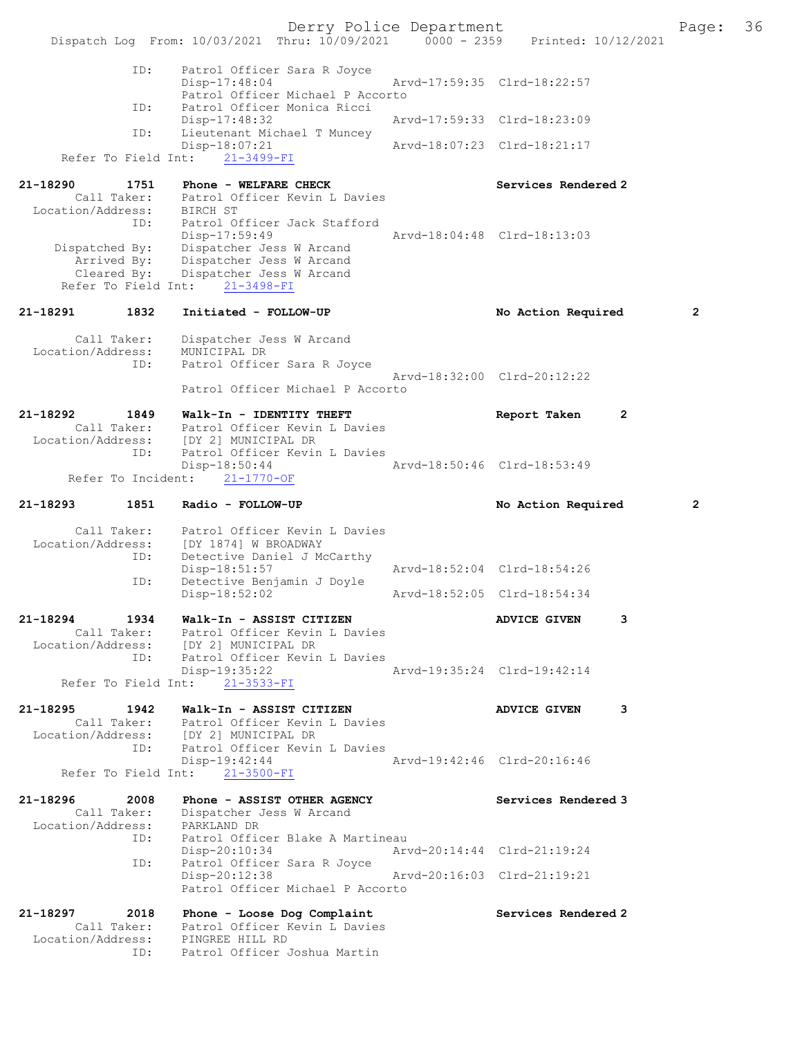```
            ID:      Patrol Officer Sara R Joyce
                     Disp-17:48:04                 Arvd-17:59:35  Clrd-18:22:57
                     Patrol Officer Michael P Accorto
            ID:      Patrol Officer Monica Ricci
                     Disp-17:48:32                 Arvd-17:59:33  Clrd-18:23:09
            ID:      Lieutenant Michael T Muncey
                     Disp-18:07:21                 Arvd-18:07:23  Clrd-18:21:17
     Refer To Field Int:    21-3499-FI

21-18290      1751   Phone - WELFARE CHECK                        Services Rendered 2
       Call Taker:   Patrol Officer Kevin L Davies
  Location/Address:  BIRCH ST
               ID:   Patrol Officer Jack Stafford
                     Disp-17:59:49                 Arvd-18:04:48  Clrd-18:13:03
     Dispatched By:  Dispatcher Jess W Arcand
        Arrived By:  Dispatcher Jess W Arcand
        Cleared By:  Dispatcher Jess W Arcand
     Refer To Field Int:    21-3498-FI

21-18291      1832   Initiated - FOLLOW-UP                        No Action Required      2

       Call Taker:   Dispatcher Jess W Arcand
  Location/Address:  MUNICIPAL DR
               ID:   Patrol Officer Sara R Joyce
                                                   Arvd-18:32:00  Clrd-20:12:22
                     Patrol Officer Michael P Accorto

21-18292      1849   Walk-In - IDENTITY THEFT                     Report Taken      2
       Call Taker:   Patrol Officer Kevin L Davies
  Location/Address:  [DY 2] MUNICIPAL DR
               ID:   Patrol Officer Kevin L Davies
                     Disp-18:50:44                 Arvd-18:50:46  Clrd-18:53:49
     Refer To Incident:    21-1770-OF

21-18293      1851   Radio - FOLLOW-UP                            No Action Required      2

       Call Taker:   Patrol Officer Kevin L Davies
  Location/Address:  [DY 1874] W BROADWAY
               ID:   Detective Daniel J McCarthy
                     Disp-18:51:57                 Arvd-18:52:04  Clrd-18:54:26
               ID:   Detective Benjamin J Doyle
                     Disp-18:52:02                 Arvd-18:52:05  Clrd-18:54:34

21-18294      1934   Walk-In - ASSIST CITIZEN                     ADVICE GIVEN      3
       Call Taker:   Patrol Officer Kevin L Davies
  Location/Address:  [DY 2] MUNICIPAL DR
               ID:   Patrol Officer Kevin L Davies
                     Disp-19:35:22                 Arvd-19:35:24  Clrd-19:42:14
     Refer To Field Int:    21-3533-FI

21-18295      1942   Walk-In - ASSIST CITIZEN                     ADVICE GIVEN      3
       Call Taker:   Patrol Officer Kevin L Davies
  Location/Address:  [DY 2] MUNICIPAL DR
               ID:   Patrol Officer Kevin L Davies
                     Disp-19:42:44                 Arvd-19:42:46  Clrd-20:16:46
     Refer To Field Int:    21-3500-FI

21-18296      2008   Phone - ASSIST OTHER AGENCY                  Services Rendered 3
       Call Taker:   Dispatcher Jess W Arcand
  Location/Address:  PARKLAND DR
               ID:   Patrol Officer Blake A Martineau
                     Disp-20:10:34                 Arvd-20:14:44  Clrd-21:19:24
               ID:   Patrol Officer Sara R Joyce
                     Disp-20:12:38                 Arvd-20:16:03  Clrd-21:19:21
                     Patrol Officer Michael P Accorto

21-18297      2018   Phone - Loose Dog Complaint                  Services Rendered 2
       Call Taker:   Patrol Officer Kevin L Davies
  Location/Address:  PINGREE HILL RD
               ID:   Patrol Officer Joshua Martin
```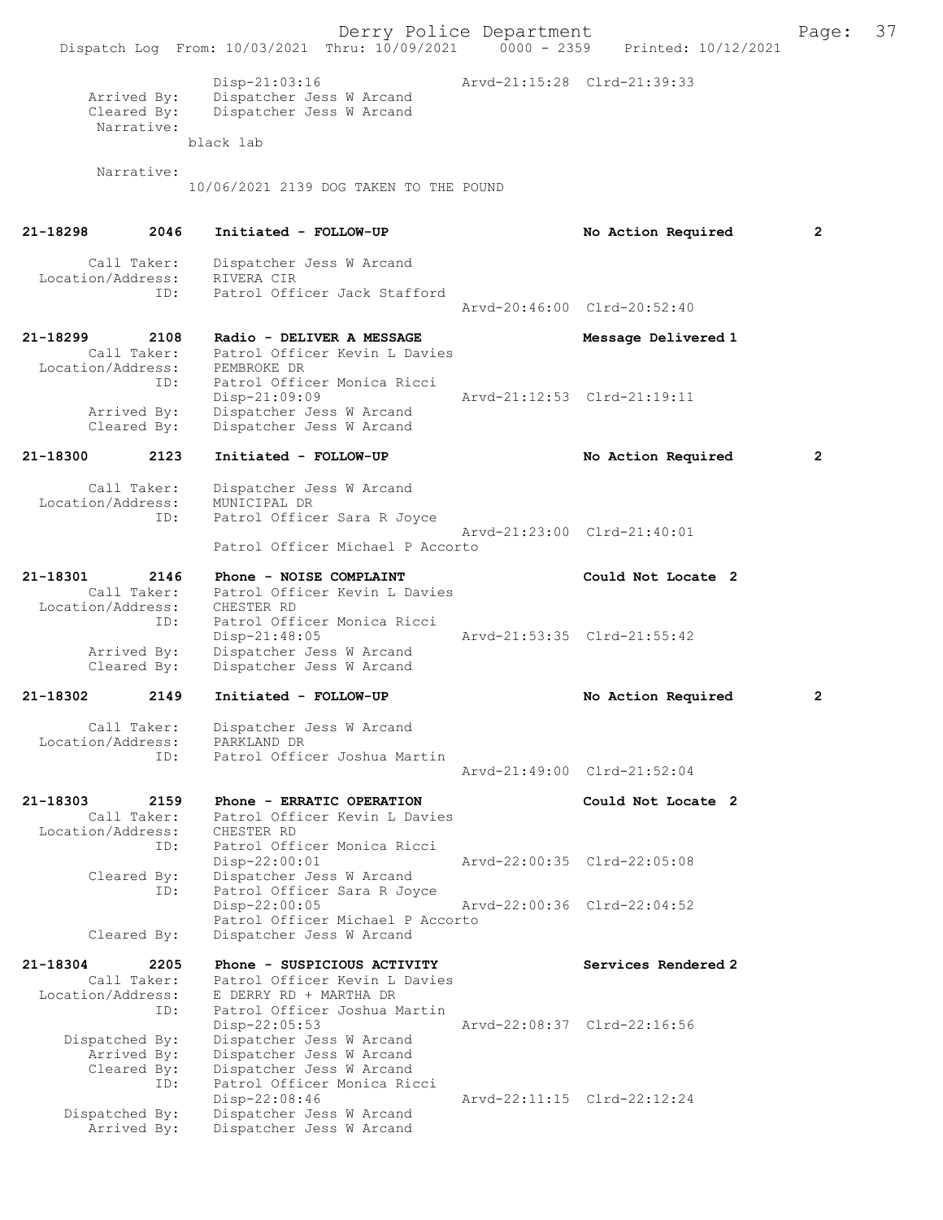```
                Disp-21:03:16                   Arvd-21:15:28  Clrd-21:39:33
        Arrived By:     Dispatcher Jess W Arcand
        Cleared By:     Dispatcher Jess W Arcand
         Narrative:
                black lab

         Narrative:
                10/06/2021 2139 DOG TAKEN TO THE POUND


21-18298        2046    Initiated - FOLLOW-UP                           No Action Required      2

        Call Taker:     Dispatcher Jess W Arcand
  Location/Address:     RIVERA CIR
                ID:     Patrol Officer Jack Stafford
                                                Arvd-20:46:00  Clrd-20:52:40

21-18299        2108    Radio - DELIVER A MESSAGE                       Message Delivered 1
        Call Taker:     Patrol Officer Kevin L Davies
  Location/Address:     PEMBROKE DR
                ID:     Patrol Officer Monica Ricci
                        Disp-21:09:09                   Arvd-21:12:53  Clrd-21:19:11
        Arrived By:     Dispatcher Jess W Arcand
        Cleared By:     Dispatcher Jess W Arcand

21-18300        2123    Initiated - FOLLOW-UP                           No Action Required      2

        Call Taker:     Dispatcher Jess W Arcand
  Location/Address:     MUNICIPAL DR
                ID:     Patrol Officer Sara R Joyce
                                                Arvd-21:23:00  Clrd-21:40:01
                        Patrol Officer Michael P Accorto

21-18301        2146    Phone - NOISE COMPLAINT                         Could Not Locate  2
        Call Taker:     Patrol Officer Kevin L Davies
  Location/Address:     CHESTER RD
                ID:     Patrol Officer Monica Ricci
                        Disp-21:48:05                   Arvd-21:53:35  Clrd-21:55:42
        Arrived By:     Dispatcher Jess W Arcand
        Cleared By:     Dispatcher Jess W Arcand

21-18302        2149    Initiated - FOLLOW-UP                           No Action Required      2

        Call Taker:     Dispatcher Jess W Arcand
  Location/Address:     PARKLAND DR
                ID:     Patrol Officer Joshua Martin
                                                Arvd-21:49:00  Clrd-21:52:04

21-18303        2159    Phone - ERRATIC OPERATION                       Could Not Locate  2
        Call Taker:     Patrol Officer Kevin L Davies
  Location/Address:     CHESTER RD
                ID:     Patrol Officer Monica Ricci
                        Disp-22:00:01                   Arvd-22:00:35  Clrd-22:05:08
        Cleared By:     Dispatcher Jess W Arcand
                ID:     Patrol Officer Sara R Joyce
                        Disp-22:00:05                   Arvd-22:00:36  Clrd-22:04:52
                        Patrol Officer Michael P Accorto
        Cleared By:     Dispatcher Jess W Arcand

21-18304        2205    Phone - SUSPICIOUS ACTIVITY                     Services Rendered 2
        Call Taker:     Patrol Officer Kevin L Davies
  Location/Address:     E DERRY RD + MARTHA DR
                ID:     Patrol Officer Joshua Martin
                        Disp-22:05:53                   Arvd-22:08:37  Clrd-22:16:56
    Dispatched By:      Dispatcher Jess W Arcand
        Arrived By:     Dispatcher Jess W Arcand
        Cleared By:     Dispatcher Jess W Arcand
                ID:     Patrol Officer Monica Ricci
                        Disp-22:08:46                   Arvd-22:11:15  Clrd-22:12:24
    Dispatched By:      Dispatcher Jess W Arcand
        Arrived By:     Dispatcher Jess W Arcand
```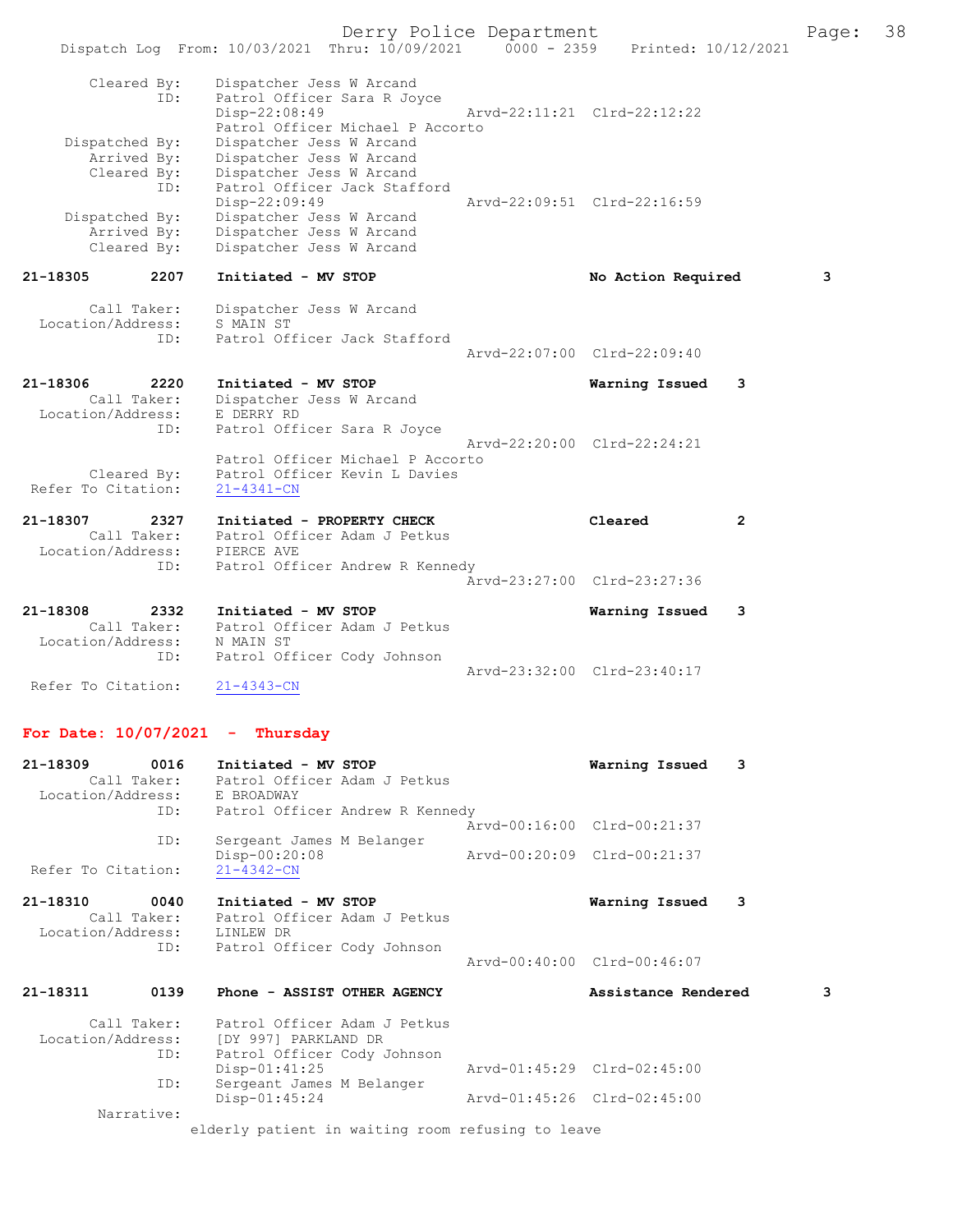```
        Cleared By:     Dispatcher Jess W Arcand
                ID:     Patrol Officer Sara R Joyce
                        Disp-22:08:49                Arvd-22:11:21  Clrd-22:12:22
                        Patrol Officer Michael P Accorto
     Dispatched By:     Dispatcher Jess W Arcand
        Arrived By:     Dispatcher Jess W Arcand
        Cleared By:     Dispatcher Jess W Arcand
                ID:     Patrol Officer Jack Stafford
                        Disp-22:09:49                Arvd-22:09:51  Clrd-22:16:59
     Dispatched By:     Dispatcher Jess W Arcand
        Arrived By:     Dispatcher Jess W Arcand
        Cleared By:     Dispatcher Jess W Arcand

21-18305        2207    Initiated - MV STOP                          No Action Required         3

        Call Taker:     Dispatcher Jess W Arcand
  Location/Address:     S MAIN ST
                ID:     Patrol Officer Jack Stafford
                                                     Arvd-22:07:00  Clrd-22:09:40

21-18306        2220    Initiated - MV STOP                          Warning Issued     3
        Call Taker:     Dispatcher Jess W Arcand
  Location/Address:     E DERRY RD
                ID:     Patrol Officer Sara R Joyce
                                                     Arvd-22:20:00  Clrd-22:24:21
                        Patrol Officer Michael P Accorto
        Cleared By:     Patrol Officer Kevin L Davies
 Refer To Citation:     21-4341-CN

21-18307        2327    Initiated - PROPERTY CHECK                   Cleared            2
        Call Taker:     Patrol Officer Adam J Petkus
  Location/Address:     PIERCE AVE
                ID:     Patrol Officer Andrew R Kennedy
                                                     Arvd-23:27:00  Clrd-23:27:36

21-18308        2332    Initiated - MV STOP                          Warning Issued     3
        Call Taker:     Patrol Officer Adam J Petkus
  Location/Address:     N MAIN ST
                ID:     Patrol Officer Cody Johnson
                                                     Arvd-23:32:00  Clrd-23:40:17
 Refer To Citation:     21-4343-CN
```

**For Date: 10/07/2021 - Thursday**

```
21-18309        0016    Initiated - MV STOP                          Warning Issued     3
        Call Taker:     Patrol Officer Adam J Petkus
  Location/Address:     E BROADWAY
                ID:     Patrol Officer Andrew R Kennedy
                                                     Arvd-00:16:00  Clrd-00:21:37
                ID:     Sergeant James M Belanger
                        Disp-00:20:08                Arvd-00:20:09  Clrd-00:21:37
 Refer To Citation:     21-4342-CN

21-18310        0040    Initiated - MV STOP                          Warning Issued     3
        Call Taker:     Patrol Officer Adam J Petkus
  Location/Address:     LINLEW DR
                ID:     Patrol Officer Cody Johnson
                                                     Arvd-00:40:00  Clrd-00:46:07

21-18311        0139    Phone - ASSIST OTHER AGENCY                  Assistance Rendered        3

        Call Taker:     Patrol Officer Adam J Petkus
  Location/Address:     [DY 997] PARKLAND DR
                ID:     Patrol Officer Cody Johnson
                        Disp-01:41:25                Arvd-01:45:29  Clrd-02:45:00
                ID:     Sergeant James M Belanger
                        Disp-01:45:24                Arvd-01:45:26  Clrd-02:45:00
         Narrative:
                    elderly patient in waiting room refusing to leave
```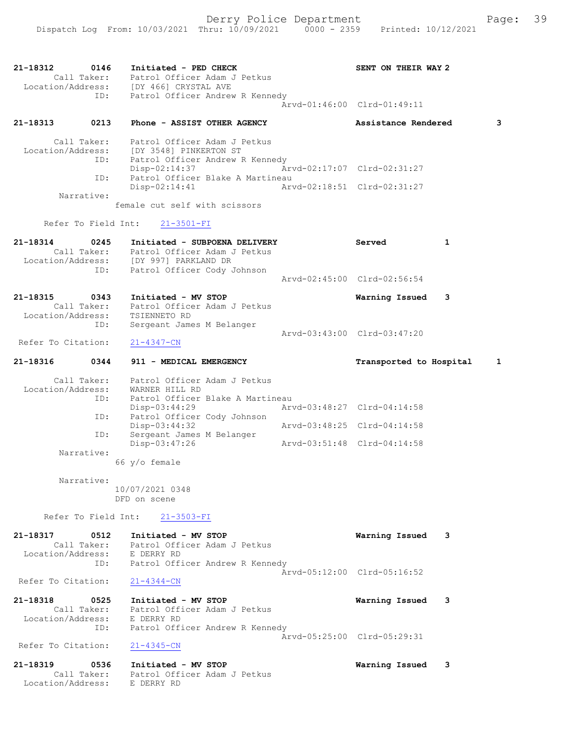21-18312 0146 Initiated - PED CHECK SENT ON THEIR WAY 2
Call Taker: Patrol Officer Adam J Petkus
Location/Address: [DY 466] CRYSTAL AVE
ID: Patrol Officer Andrew R Kennedy
Arvd-01:46:00 Clrd-01:49:11

21-18313 0213 Phone - ASSIST OTHER AGENCY Assistance Rendered 3

Call Taker: Patrol Officer Adam J Petkus
Location/Address: [DY 3548] PINKERTON ST
ID: Patrol Officer Andrew R Kennedy
Disp-02:14:37 Arvd-02:17:07 Clrd-02:31:27
ID: Patrol Officer Blake A Martineau
Disp-02:14:41 Arvd-02:18:51 Clrd-02:31:27
Narrative:
female cut self with scissors

Refer To Field Int: 21-3501-FI

21-18314 0245 Initiated - SUBPOENA DELIVERY Served 1
Call Taker: Patrol Officer Adam J Petkus
Location/Address: [DY 997] PARKLAND DR
ID: Patrol Officer Cody Johnson
Arvd-02:45:00 Clrd-02:56:54

21-18315 0343 Initiated - MV STOP Warning Issued 3
Call Taker: Patrol Officer Adam J Petkus
Location/Address: TSIENNETO RD
ID: Sergeant James M Belanger
Arvd-03:43:00 Clrd-03:47:20
Refer To Citation: 21-4347-CN

21-18316 0344 911 - MEDICAL EMERGENCY Transported to Hospital 1

Call Taker: Patrol Officer Adam J Petkus
Location/Address: WARNER HILL RD
ID: Patrol Officer Blake A Martineau
Disp-03:44:29 Arvd-03:48:27 Clrd-04:14:58
ID: Patrol Officer Cody Johnson
Disp-03:44:32 Arvd-03:48:25 Clrd-04:14:58
ID: Sergeant James M Belanger
Disp-03:47:26 Arvd-03:51:48 Clrd-04:14:58
Narrative:
66 y/o female

Narrative:
10/07/2021 0348
DFD on scene

Refer To Field Int: 21-3503-FI

21-18317 0512 Initiated - MV STOP Warning Issued 3
Call Taker: Patrol Officer Adam J Petkus
Location/Address: E DERRY RD
ID: Patrol Officer Andrew R Kennedy
Arvd-05:12:00 Clrd-05:16:52
Refer To Citation: 21-4344-CN

21-18318 0525 Initiated - MV STOP Warning Issued 3
Call Taker: Patrol Officer Adam J Petkus
Location/Address: E DERRY RD
ID: Patrol Officer Andrew R Kennedy
Arvd-05:25:00 Clrd-05:29:31
Refer To Citation: 21-4345-CN

21-18319 0536 Initiated - MV STOP Warning Issued 3
Call Taker: Patrol Officer Adam J Petkus
Location/Address: E DERRY RD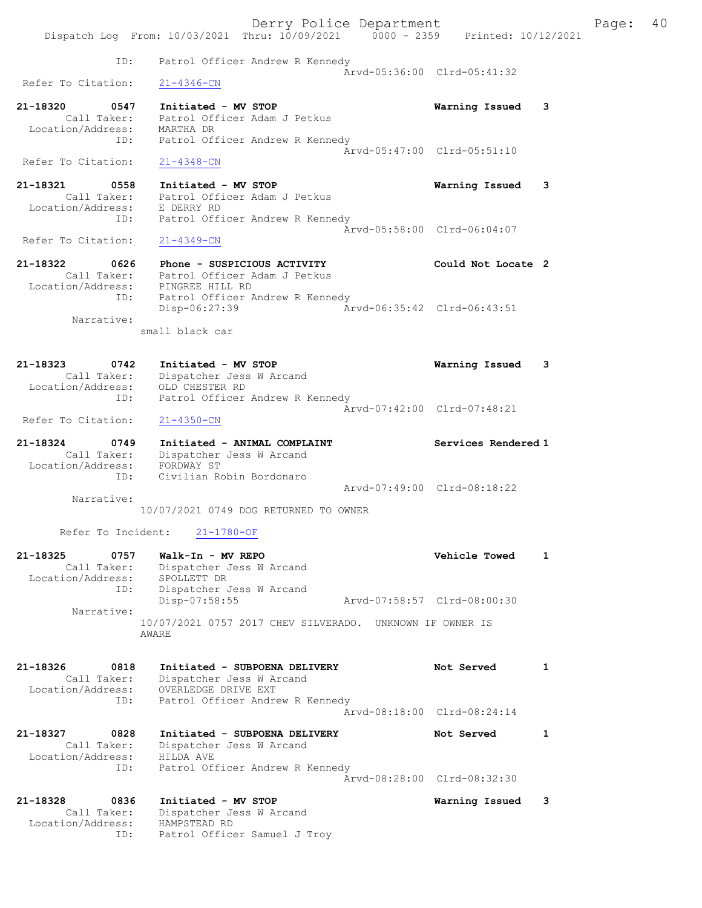ID: Patrol Officer Andrew R Kennedy
Arvd-05:36:00 Clrd-05:41:32
Refer To Citation: 21-4346-CN

21-18320 0547 Initiated - MV STOP Warning Issued 3
Call Taker: Patrol Officer Adam J Petkus
Location/Address: MARTHA DR
ID: Patrol Officer Andrew R Kennedy
Arvd-05:47:00 Clrd-05:51:10
Refer To Citation: 21-4348-CN

21-18321 0558 Initiated - MV STOP Warning Issued 3
Call Taker: Patrol Officer Adam J Petkus
Location/Address: E DERRY RD
ID: Patrol Officer Andrew R Kennedy
Arvd-05:58:00 Clrd-06:04:07
Refer To Citation: 21-4349-CN

21-18322 0626 Phone - SUSPICIOUS ACTIVITY Could Not Locate 2
Call Taker: Patrol Officer Adam J Petkus
Location/Address: PINGREE HILL RD
ID: Patrol Officer Andrew R Kennedy
Disp-06:27:39 Arvd-06:35:42 Clrd-06:43:51
Narrative:
small black car

21-18323 0742 Initiated - MV STOP Warning Issued 3
Call Taker: Dispatcher Jess W Arcand
Location/Address: OLD CHESTER RD
ID: Patrol Officer Andrew R Kennedy
Arvd-07:42:00 Clrd-07:48:21
Refer To Citation: 21-4350-CN

21-18324 0749 Initiated - ANIMAL COMPLAINT Services Rendered 1
Call Taker: Dispatcher Jess W Arcand
Location/Address: FORDWAY ST
ID: Civilian Robin Bordonaro
Arvd-07:49:00 Clrd-08:18:22
Narrative:
10/07/2021 0749 DOG RETURNED TO OWNER

Refer To Incident: 21-1780-OF

21-18325 0757 Walk-In - MV REPO Vehicle Towed 1
Call Taker: Dispatcher Jess W Arcand
Location/Address: SPOLLETT DR
ID: Dispatcher Jess W Arcand
Disp-07:58:55 Arvd-07:58:57 Clrd-08:00:30
Narrative:
10/07/2021 0757 2017 CHEV SILVERADO. UNKNOWN IF OWNER IS AWARE

21-18326 0818 Initiated - SUBPOENA DELIVERY Not Served 1
Call Taker: Dispatcher Jess W Arcand
Location/Address: OVERLEDGE DRIVE EXT
ID: Patrol Officer Andrew R Kennedy
Arvd-08:18:00 Clrd-08:24:14

21-18327 0828 Initiated - SUBPOENA DELIVERY Not Served 1
Call Taker: Dispatcher Jess W Arcand
Location/Address: HILDA AVE
ID: Patrol Officer Andrew R Kennedy
Arvd-08:28:00 Clrd-08:32:30

21-18328 0836 Initiated - MV STOP Warning Issued 3
Call Taker: Dispatcher Jess W Arcand
Location/Address: HAMPSTEAD RD
ID: Patrol Officer Samuel J Troy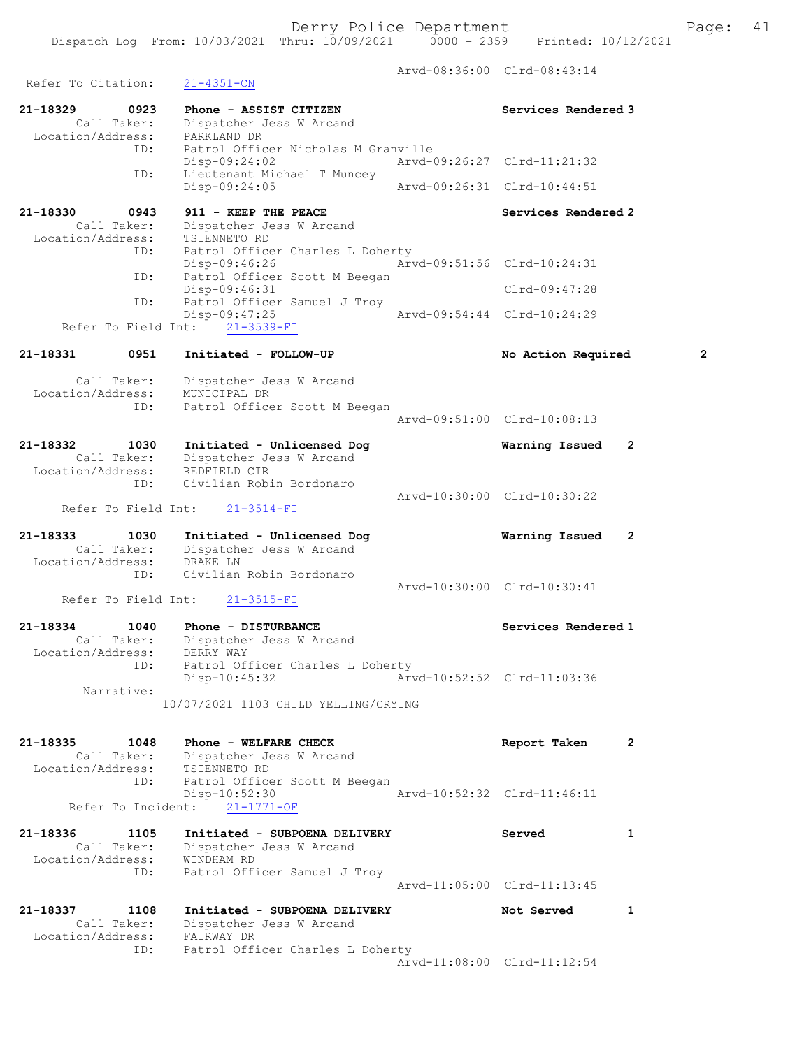```
                                                 Arvd-08:36:00  Clrd-08:43:14
  Refer To Citation:     21-4351-CN

21-18329       0923     Phone - ASSIST CITIZEN                       Services Rendered 3
         Call Taker:    Dispatcher Jess W Arcand
   Location/Address:    PARKLAND DR
                 ID:    Patrol Officer Nicholas M Granville
                        Disp-09:24:02            Arvd-09:26:27  Clrd-11:21:32
                 ID:    Lieutenant Michael T Muncey
                        Disp-09:24:05            Arvd-09:26:31  Clrd-10:44:51

21-18330       0943     911 - KEEP THE PEACE                         Services Rendered 2
         Call Taker:    Dispatcher Jess W Arcand
   Location/Address:    TSIENNETO RD
                 ID:    Patrol Officer Charles L Doherty
                        Disp-09:46:26            Arvd-09:51:56  Clrd-10:24:31
                 ID:    Patrol Officer Scott M Beegan
                        Disp-09:46:31                           Clrd-09:47:28
                 ID:    Patrol Officer Samuel J Troy
                        Disp-09:47:25            Arvd-09:54:44  Clrd-10:24:29
      Refer To Field Int:    21-3539-FI

21-18331       0951     Initiated - FOLLOW-UP                        No Action Required        2

         Call Taker:    Dispatcher Jess W Arcand
   Location/Address:    MUNICIPAL DR
                 ID:    Patrol Officer Scott M Beegan
                                                 Arvd-09:51:00  Clrd-10:08:13

21-18332       1030     Initiated - Unlicensed Dog                   Warning Issued    2
         Call Taker:    Dispatcher Jess W Arcand
   Location/Address:    REDFIELD CIR
                 ID:    Civilian Robin Bordonaro
                                                 Arvd-10:30:00  Clrd-10:30:22
      Refer To Field Int:    21-3514-FI

21-18333       1030     Initiated - Unlicensed Dog                   Warning Issued    2
         Call Taker:    Dispatcher Jess W Arcand
   Location/Address:    DRAKE LN
                 ID:    Civilian Robin Bordonaro
                                                 Arvd-10:30:00  Clrd-10:30:41
      Refer To Field Int:    21-3515-FI

21-18334       1040     Phone - DISTURBANCE                          Services Rendered 1
         Call Taker:    Dispatcher Jess W Arcand
   Location/Address:    DERRY WAY
                 ID:    Patrol Officer Charles L Doherty
                        Disp-10:45:32            Arvd-10:52:52  Clrd-11:03:36
          Narrative:
                 10/07/2021 1103 CHILD YELLING/CRYING


21-18335       1048     Phone - WELFARE CHECK                        Report Taken      2
         Call Taker:    Dispatcher Jess W Arcand
   Location/Address:    TSIENNETO RD
                 ID:    Patrol Officer Scott M Beegan
                        Disp-10:52:30            Arvd-10:52:32  Clrd-11:46:11
       Refer To Incident:    21-1771-OF

21-18336       1105     Initiated - SUBPOENA DELIVERY                Served            1
         Call Taker:    Dispatcher Jess W Arcand
   Location/Address:    WINDHAM RD
                 ID:    Patrol Officer Samuel J Troy
                                                 Arvd-11:05:00  Clrd-11:13:45

21-18337       1108     Initiated - SUBPOENA DELIVERY                Not Served        1
         Call Taker:    Dispatcher Jess W Arcand
   Location/Address:    FAIRWAY DR
                 ID:    Patrol Officer Charles L Doherty
                                                 Arvd-11:08:00  Clrd-11:12:54
```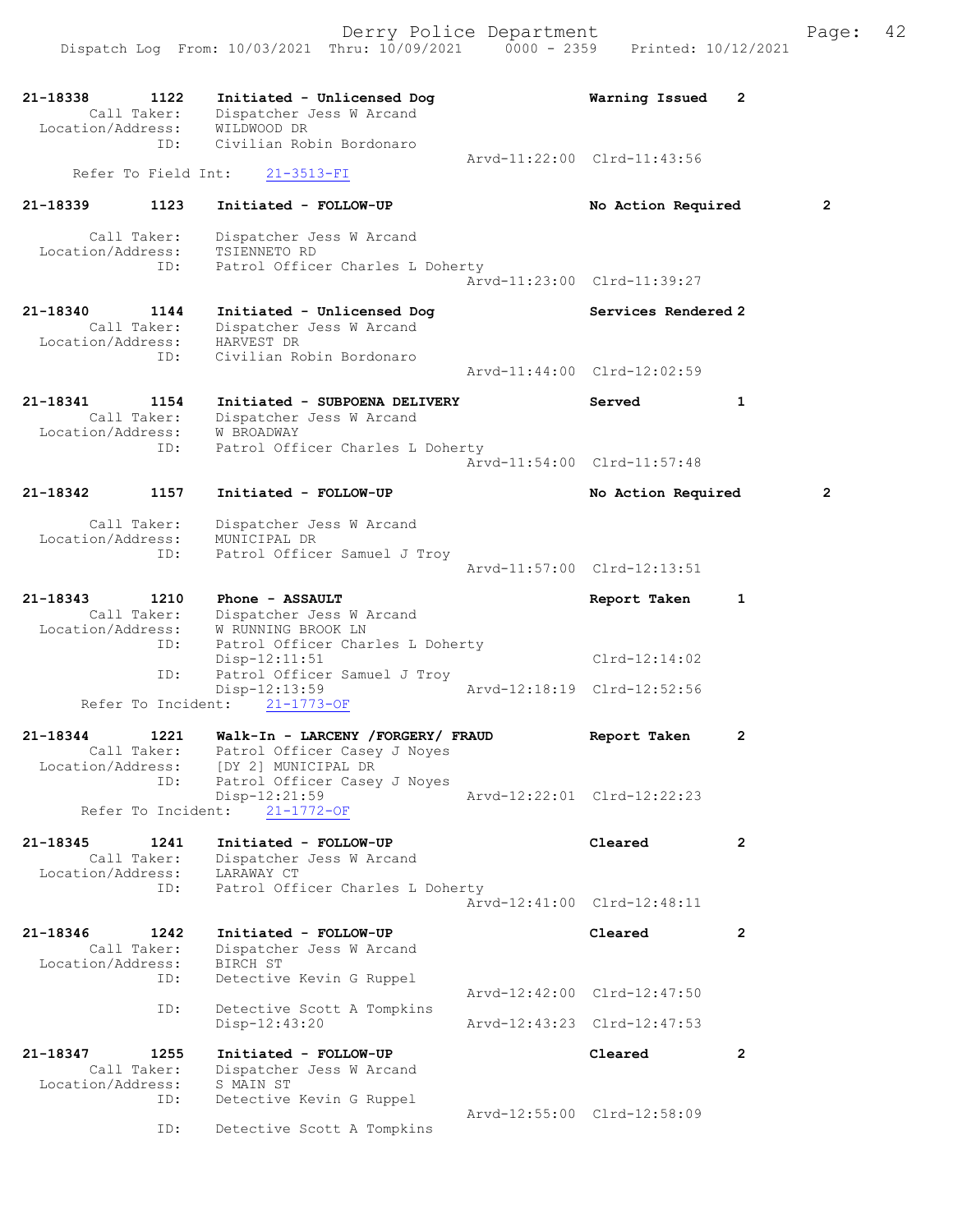21-18338 1122 Initiated - Unlicensed Dog Warning Issued 2
Call Taker: Dispatcher Jess W Arcand
Location/Address: WILDWOOD DR
ID: Civilian Robin Bordonaro
Arvd-11:22:00 Clrd-11:43:56
Refer To Field Int: 21-3513-FI

21-18339 1123 Initiated - FOLLOW-UP No Action Required 2
Call Taker: Dispatcher Jess W Arcand
Location/Address: TSIENNETO RD
ID: Patrol Officer Charles L Doherty
Arvd-11:23:00 Clrd-11:39:27

21-18340 1144 Initiated - Unlicensed Dog Services Rendered 2
Call Taker: Dispatcher Jess W Arcand
Location/Address: HARVEST DR
ID: Civilian Robin Bordonaro
Arvd-11:44:00 Clrd-12:02:59

21-18341 1154 Initiated - SUBPOENA DELIVERY Served 1
Call Taker: Dispatcher Jess W Arcand
Location/Address: W BROADWAY
ID: Patrol Officer Charles L Doherty
Arvd-11:54:00 Clrd-11:57:48

21-18342 1157 Initiated - FOLLOW-UP No Action Required 2
Call Taker: Dispatcher Jess W Arcand
Location/Address: MUNICIPAL DR
ID: Patrol Officer Samuel J Troy
Arvd-11:57:00 Clrd-12:13:51

21-18343 1210 Phone - ASSAULT Report Taken 1
Call Taker: Dispatcher Jess W Arcand
Location/Address: W RUNNING BROOK LN
ID: Patrol Officer Charles L Doherty
Disp-12:11:51 Clrd-12:14:02
ID: Patrol Officer Samuel J Troy
Disp-12:13:59 Arvd-12:18:19 Clrd-12:52:56
Refer To Incident: 21-1773-OF

21-18344 1221 Walk-In - LARCENY /FORGERY/ FRAUD Report Taken 2
Call Taker: Patrol Officer Casey J Noyes
Location/Address: [DY 2] MUNICIPAL DR
ID: Patrol Officer Casey J Noyes
Disp-12:21:59 Arvd-12:22:01 Clrd-12:22:23
Refer To Incident: 21-1772-OF

21-18345 1241 Initiated - FOLLOW-UP Cleared 2
Call Taker: Dispatcher Jess W Arcand
Location/Address: LARAWAY CT
ID: Patrol Officer Charles L Doherty
Arvd-12:41:00 Clrd-12:48:11

21-18346 1242 Initiated - FOLLOW-UP Cleared 2
Call Taker: Dispatcher Jess W Arcand
Location/Address: BIRCH ST
ID: Detective Kevin G Ruppel
Arvd-12:42:00 Clrd-12:47:50
ID: Detective Scott A Tompkins
Disp-12:43:20 Arvd-12:43:23 Clrd-12:47:53

21-18347 1255 Initiated - FOLLOW-UP Cleared 2
Call Taker: Dispatcher Jess W Arcand
Location/Address: S MAIN ST
ID: Detective Kevin G Ruppel
Arvd-12:55:00 Clrd-12:58:09
ID: Detective Scott A Tompkins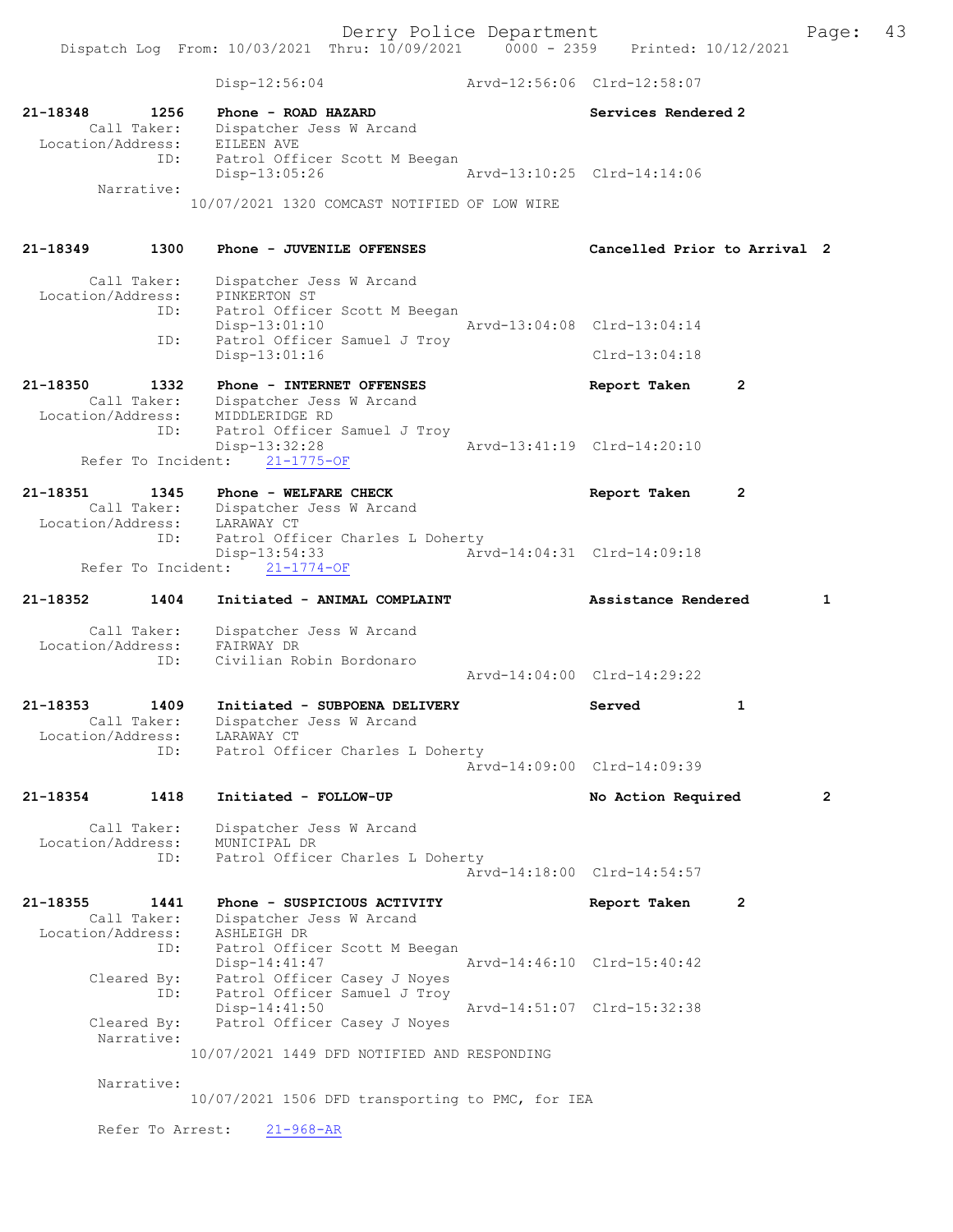Disp-12:56:04 Arvd-12:56:06 Clrd-12:58:07

**21-18348 1256 Phone - ROAD HAZARD** Services Rendered 2
Call Taker: Dispatcher Jess W Arcand
Location/Address: EILEEN AVE
ID: Patrol Officer Scott M Beegan
Disp-13:05:26 Arvd-13:10:25 Clrd-14:14:06
Narrative:
10/07/2021 1320 COMCAST NOTIFIED OF LOW WIRE

**21-18349 1300 Phone - JUVENILE OFFENSES** Cancelled Prior to Arrival 2
Call Taker: Dispatcher Jess W Arcand
Location/Address: PINKERTON ST
ID: Patrol Officer Scott M Beegan
Disp-13:01:10 Arvd-13:04:08 Clrd-13:04:14
ID: Patrol Officer Samuel J Troy
Disp-13:01:16 Clrd-13:04:18

**21-18350 1332 Phone - INTERNET OFFENSES** Report Taken 2
Call Taker: Dispatcher Jess W Arcand
Location/Address: MIDDLERIDGE RD
ID: Patrol Officer Samuel J Troy
Disp-13:32:28 Arvd-13:41:19 Clrd-14:20:10
Refer To Incident: 21-1775-OF

**21-18351 1345 Phone - WELFARE CHECK** Report Taken 2
Call Taker: Dispatcher Jess W Arcand
Location/Address: LARAWAY CT
ID: Patrol Officer Charles L Doherty
Disp-13:54:33 Arvd-14:04:31 Clrd-14:09:18
Refer To Incident: 21-1774-OF

**21-18352 1404 Initiated - ANIMAL COMPLAINT** Assistance Rendered 1
Call Taker: Dispatcher Jess W Arcand
Location/Address: FAIRWAY DR
ID: Civilian Robin Bordonaro
Arvd-14:04:00 Clrd-14:29:22

**21-18353 1409 Initiated - SUBPOENA DELIVERY** Served 1
Call Taker: Dispatcher Jess W Arcand
Location/Address: LARAWAY CT
ID: Patrol Officer Charles L Doherty
Arvd-14:09:00 Clrd-14:09:39

**21-18354 1418 Initiated - FOLLOW-UP** No Action Required 2
Call Taker: Dispatcher Jess W Arcand
Location/Address: MUNICIPAL DR
ID: Patrol Officer Charles L Doherty
Arvd-14:18:00 Clrd-14:54:57

**21-18355 1441 Phone - SUSPICIOUS ACTIVITY** Report Taken 2
Call Taker: Dispatcher Jess W Arcand
Location/Address: ASHLEIGH DR
ID: Patrol Officer Scott M Beegan
Disp-14:41:47 Arvd-14:46:10 Clrd-15:40:42
Cleared By: Patrol Officer Casey J Noyes
ID: Patrol Officer Samuel J Troy
Disp-14:41:50 Arvd-14:51:07 Clrd-15:32:38
Cleared By: Patrol Officer Casey J Noyes
Narrative:
10/07/2021 1449 DFD NOTIFIED AND RESPONDING

Narrative:
10/07/2021 1506 DFD transporting to PMC, for IEA

Refer To Arrest: 21-968-AR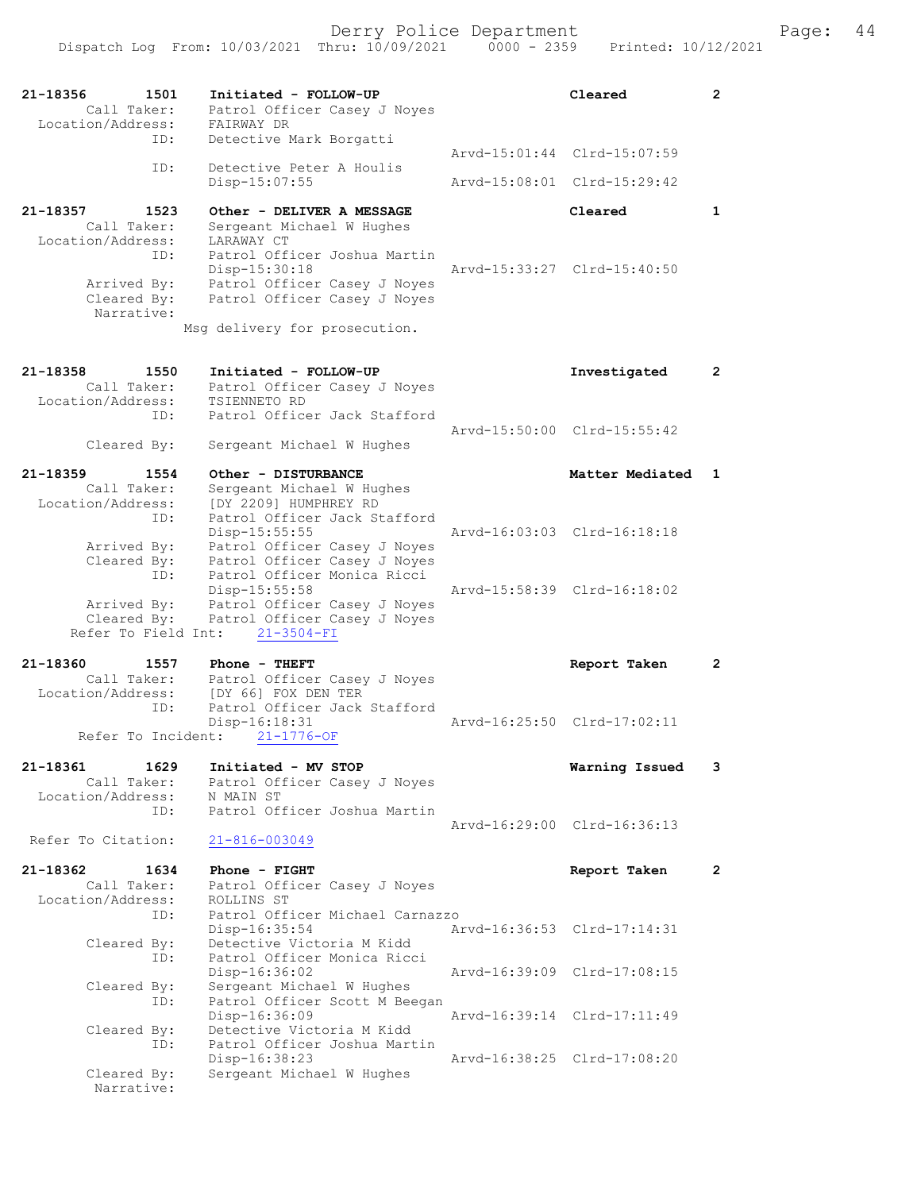```
21-18356        1501    Initiated - FOLLOW-UP                        Cleared          2
         Call Taker:    Patrol Officer Casey J Noyes
   Location/Address:    FAIRWAY DR
                 ID:    Detective Mark Borgatti
                                                       Arvd-15:01:44  Clrd-15:07:59
                 ID:    Detective Peter A Houlis
                        Disp-15:07:55                  Arvd-15:08:01  Clrd-15:29:42

21-18357        1523    Other - DELIVER A MESSAGE                    Cleared          1
         Call Taker:    Sergeant Michael W Hughes
   Location/Address:    LARAWAY CT
                 ID:    Patrol Officer Joshua Martin
                        Disp-15:30:18                  Arvd-15:33:27  Clrd-15:40:50
         Arrived By:    Patrol Officer Casey J Noyes
         Cleared By:    Patrol Officer Casey J Noyes
          Narrative:
                    Msg delivery for prosecution.

21-18358        1550    Initiated - FOLLOW-UP                        Investigated     2
         Call Taker:    Patrol Officer Casey J Noyes
   Location/Address:    TSIENNETO RD
                 ID:    Patrol Officer Jack Stafford
                                                       Arvd-15:50:00  Clrd-15:55:42
         Cleared By:    Sergeant Michael W Hughes

21-18359        1554    Other - DISTURBANCE                          Matter Mediated  1
         Call Taker:    Sergeant Michael W Hughes
   Location/Address:    [DY 2209] HUMPHREY RD
                 ID:    Patrol Officer Jack Stafford
                        Disp-15:55:55                  Arvd-16:03:03  Clrd-16:18:18
         Arrived By:    Patrol Officer Casey J Noyes
         Cleared By:    Patrol Officer Casey J Noyes
                 ID:    Patrol Officer Monica Ricci
                        Disp-15:55:58                  Arvd-15:58:39  Clrd-16:18:02
         Arrived By:    Patrol Officer Casey J Noyes
         Cleared By:    Patrol Officer Casey J Noyes
     Refer To Field Int:    21-3504-FI

21-18360        1557    Phone - THEFT                                Report Taken     2
         Call Taker:    Patrol Officer Casey J Noyes
   Location/Address:    [DY 66] FOX DEN TER
                 ID:    Patrol Officer Jack Stafford
                        Disp-16:18:31                  Arvd-16:25:50  Clrd-17:02:11
      Refer To Incident:    21-1776-OF

21-18361        1629    Initiated - MV STOP                          Warning Issued   3
         Call Taker:    Patrol Officer Casey J Noyes
   Location/Address:    N MAIN ST
                 ID:    Patrol Officer Joshua Martin
                                                       Arvd-16:29:00  Clrd-16:36:13
   Refer To Citation:    21-816-003049

21-18362        1634    Phone - FIGHT                                Report Taken     2
         Call Taker:    Patrol Officer Casey J Noyes
   Location/Address:    ROLLINS ST
                 ID:    Patrol Officer Michael Carnazzo
                        Disp-16:35:54                  Arvd-16:36:53  Clrd-17:14:31
         Cleared By:    Detective Victoria M Kidd
                 ID:    Patrol Officer Monica Ricci
                        Disp-16:36:02                  Arvd-16:39:09  Clrd-17:08:15
         Cleared By:    Sergeant Michael W Hughes
                 ID:    Patrol Officer Scott M Beegan
                        Disp-16:36:09                  Arvd-16:39:14  Clrd-17:11:49
         Cleared By:    Detective Victoria M Kidd
                 ID:    Patrol Officer Joshua Martin
                        Disp-16:38:23                  Arvd-16:38:25  Clrd-17:08:20
         Cleared By:    Sergeant Michael W Hughes
          Narrative:
```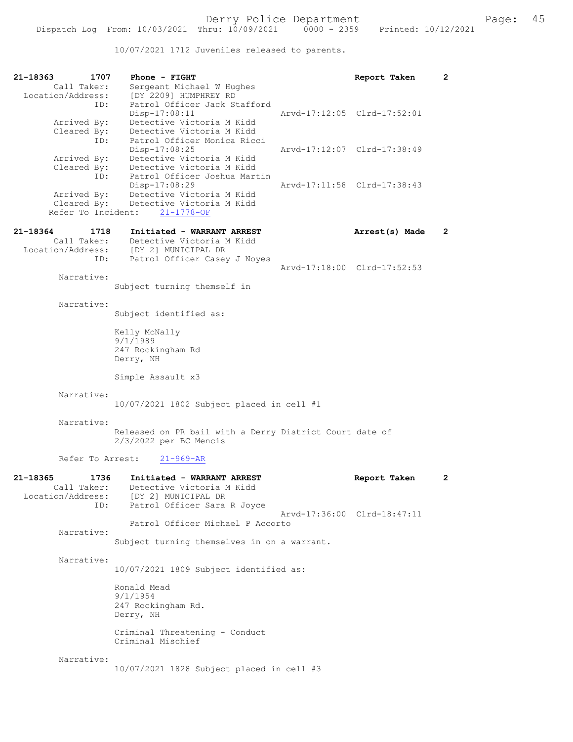10/07/2021 1712 Juveniles released to parents.

```
21-18363        1707    Phone - FIGHT                              Report Taken      2
        Call Taker:     Sergeant Michael W Hughes
  Location/Address:     [DY 2209] HUMPHREY RD
                ID:     Patrol Officer Jack Stafford
                        Disp-17:08:11                  Arvd-17:12:05  Clrd-17:52:01
        Arrived By:     Detective Victoria M Kidd
        Cleared By:     Detective Victoria M Kidd
                ID:     Patrol Officer Monica Ricci
                        Disp-17:08:25                  Arvd-17:12:07  Clrd-17:38:49
        Arrived By:     Detective Victoria M Kidd
        Cleared By:     Detective Victoria M Kidd
                ID:     Patrol Officer Joshua Martin
                        Disp-17:08:29                  Arvd-17:11:58  Clrd-17:38:43
        Arrived By:     Detective Victoria M Kidd
        Cleared By:     Detective Victoria M Kidd
     Refer To Incident:    21-1778-OF

21-18364        1718    Initiated - WARRANT ARREST                 Arrest(s) Made    2
        Call Taker:     Detective Victoria M Kidd
  Location/Address:     [DY 2] MUNICIPAL DR
                ID:     Patrol Officer Casey J Noyes
                                                       Arvd-17:18:00  Clrd-17:52:53
        Narrative:
                Subject turning themself in

        Narrative:
                Subject identified as:

                Kelly McNally
                9/1/1989
                247 Rockingham Rd
                Derry, NH

                Simple Assault x3

        Narrative:
                10/07/2021 1802 Subject placed in cell #1

        Narrative:
                Released on PR bail with a Derry District Court date of
                2/3/2022 per BC Mencis

        Refer To Arrest:    21-969-AR

21-18365        1736    Initiated - WARRANT ARREST                 Report Taken      2
        Call Taker:     Detective Victoria M Kidd
  Location/Address:     [DY 2] MUNICIPAL DR
                ID:     Patrol Officer Sara R Joyce
                                                       Arvd-17:36:00  Clrd-18:47:11
                        Patrol Officer Michael P Accorto
        Narrative:
                Subject turning themselves in on a warrant.

        Narrative:
                10/07/2021 1809 Subject identified as:

                Ronald Mead
                9/1/1954
                247 Rockingham Rd.
                Derry, NH

                Criminal Threatening - Conduct
                Criminal Mischief

        Narrative:
                10/07/2021 1828 Subject placed in cell #3
```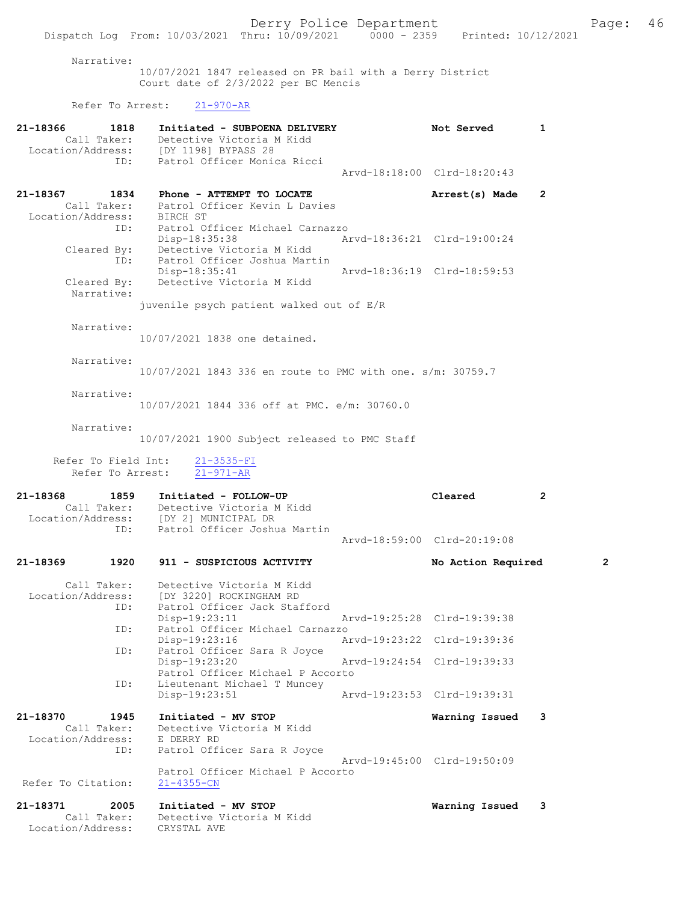Narrative:
10/07/2021 1847 released on PR bail with a Derry District Court date of 2/3/2022 per BC Mencis

Refer To Arrest: 21-970-AR

**21-18366 1818 Initiated - SUBPOENA DELIVERY — Not Served — 1**
Call Taker: Detective Victoria M Kidd
Location/Address: [DY 1198] BYPASS 28
ID: Patrol Officer Monica Ricci
Arvd-18:18:00 Clrd-18:20:43

**21-18367 1834 Phone - ATTEMPT TO LOCATE — Arrest(s) Made — 2**
Call Taker: Patrol Officer Kevin L Davies
Location/Address: BIRCH ST
ID: Patrol Officer Michael Carnazzo
Disp-18:35:38 Arvd-18:36:21 Clrd-19:00:24
Cleared By: Detective Victoria M Kidd
ID: Patrol Officer Joshua Martin
Disp-18:35:41 Arvd-18:36:19 Clrd-18:59:53
Cleared By: Detective Victoria M Kidd
Narrative:
juvenile psych patient walked out of E/R

Narrative:
10/07/2021 1838 one detained.

Narrative:
10/07/2021 1843 336 en route to PMC with one. s/m: 30759.7

Narrative:
10/07/2021 1844 336 off at PMC. e/m: 30760.0

Narrative:
10/07/2021 1900 Subject released to PMC Staff

Refer To Field Int: 21-3535-FI
Refer To Arrest: 21-971-AR

**21-18368 1859 Initiated - FOLLOW-UP — Cleared — 2**
Call Taker: Detective Victoria M Kidd
Location/Address: [DY 2] MUNICIPAL DR
ID: Patrol Officer Joshua Martin
Arvd-18:59:00 Clrd-20:19:08

**21-18369 1920 911 - SUSPICIOUS ACTIVITY — No Action Required — 2**
Call Taker: Detective Victoria M Kidd
Location/Address: [DY 3220] ROCKINGHAM RD
ID: Patrol Officer Jack Stafford
Disp-19:23:11 Arvd-19:25:28 Clrd-19:39:38
ID: Patrol Officer Michael Carnazzo
Disp-19:23:16 Arvd-19:23:22 Clrd-19:39:36
ID: Patrol Officer Sara R Joyce
Disp-19:23:20 Arvd-19:24:54 Clrd-19:39:33
Patrol Officer Michael P Accorto
ID: Lieutenant Michael T Muncey
Disp-19:23:51 Arvd-19:23:53 Clrd-19:39:31

**21-18370 1945 Initiated - MV STOP — Warning Issued — 3**
Call Taker: Detective Victoria M Kidd
Location/Address: E DERRY RD
ID: Patrol Officer Sara R Joyce
Arvd-19:45:00 Clrd-19:50:09
Patrol Officer Michael P Accorto
Refer To Citation: 21-4355-CN

**21-18371 2005 Initiated - MV STOP — Warning Issued — 3**
Call Taker: Detective Victoria M Kidd
Location/Address: CRYSTAL AVE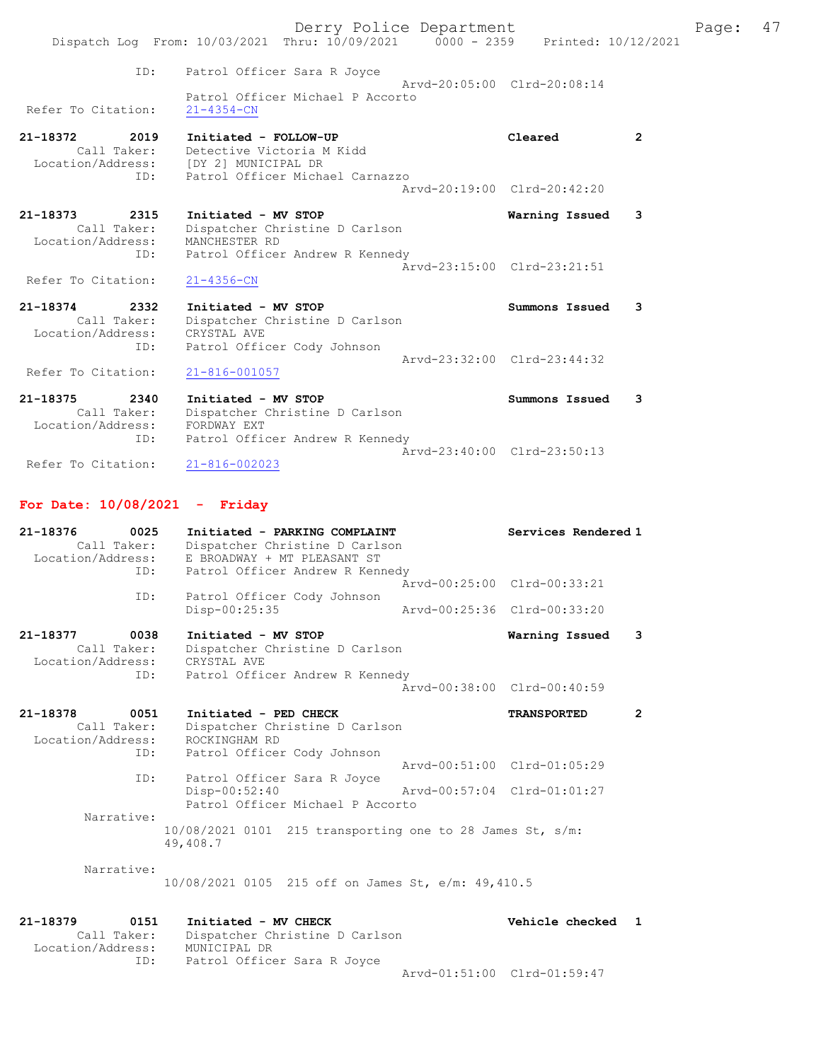ID: Patrol Officer Sara R Joyce
Arvd-20:05:00 Clrd-20:08:14
Patrol Officer Michael P Accorto
Refer To Citation: 21-4354-CN

21-18372 2019 Initiated - FOLLOW-UP Cleared 2
Call Taker: Detective Victoria M Kidd
Location/Address: [DY 2] MUNICIPAL DR
ID: Patrol Officer Michael Carnazzo
Arvd-20:19:00 Clrd-20:42:20

21-18373 2315 Initiated - MV STOP Warning Issued 3
Call Taker: Dispatcher Christine D Carlson
Location/Address: MANCHESTER RD
ID: Patrol Officer Andrew R Kennedy
Arvd-23:15:00 Clrd-23:21:51
Refer To Citation: 21-4356-CN

21-18374 2332 Initiated - MV STOP Summons Issued 3
Call Taker: Dispatcher Christine D Carlson
Location/Address: CRYSTAL AVE
ID: Patrol Officer Cody Johnson
Arvd-23:32:00 Clrd-23:44:32
Refer To Citation: 21-816-001057

21-18375 2340 Initiated - MV STOP Summons Issued 3
Call Taker: Dispatcher Christine D Carlson
Location/Address: FORDWAY EXT
ID: Patrol Officer Andrew R Kennedy
Arvd-23:40:00 Clrd-23:50:13
Refer To Citation: 21-816-002023

## For Date: 10/08/2021 - Friday

21-18376 0025 Initiated - PARKING COMPLAINT Services Rendered 1
Call Taker: Dispatcher Christine D Carlson
Location/Address: E BROADWAY + MT PLEASANT ST
ID: Patrol Officer Andrew R Kennedy
Arvd-00:25:00 Clrd-00:33:21
ID: Patrol Officer Cody Johnson
Disp-00:25:35 Arvd-00:25:36 Clrd-00:33:20

21-18377 0038 Initiated - MV STOP Warning Issued 3
Call Taker: Dispatcher Christine D Carlson
Location/Address: CRYSTAL AVE
ID: Patrol Officer Andrew R Kennedy
Arvd-00:38:00 Clrd-00:40:59

21-18378 0051 Initiated - PED CHECK TRANSPORTED 2
Call Taker: Dispatcher Christine D Carlson
Location/Address: ROCKINGHAM RD
ID: Patrol Officer Cody Johnson
Arvd-00:51:00 Clrd-01:05:29
ID: Patrol Officer Sara R Joyce
Disp-00:52:40 Arvd-00:57:04 Clrd-01:01:27
Patrol Officer Michael P Accorto
Narrative:
10/08/2021 0101 215 transporting one to 28 James St, s/m: 49,408.7

Narrative:
10/08/2021 0105 215 off on James St, e/m: 49,410.5

21-18379 0151 Initiated - MV CHECK Vehicle checked 1
Call Taker: Dispatcher Christine D Carlson
Location/Address: MUNICIPAL DR
ID: Patrol Officer Sara R Joyce
Arvd-01:51:00 Clrd-01:59:47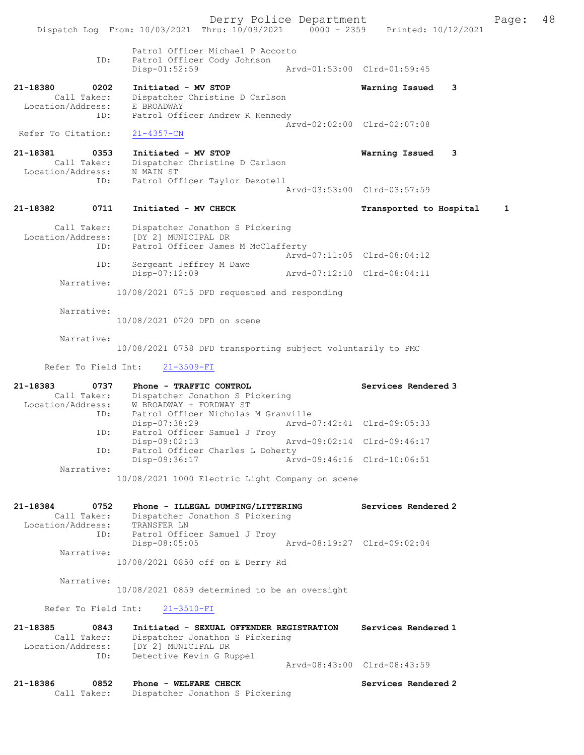Patrol Officer Michael P Accorto
ID: Patrol Officer Cody Johnson
Disp-01:52:59 Arvd-01:53:00 Clrd-01:59:45

**21-18380 0202 Initiated - MV STOP** **Warning Issued 3**
Call Taker: Dispatcher Christine D Carlson
Location/Address: E BROADWAY
ID: Patrol Officer Andrew R Kennedy
Arvd-02:02:00 Clrd-02:07:08
Refer To Citation: 21-4357-CN

**21-18381 0353 Initiated - MV STOP** **Warning Issued 3**
Call Taker: Dispatcher Christine D Carlson
Location/Address: N MAIN ST
ID: Patrol Officer Taylor Dezotell
Arvd-03:53:00 Clrd-03:57:59

**21-18382 0711 Initiated - MV CHECK** **Transported to Hospital 1**
Call Taker: Dispatcher Jonathon S Pickering
Location/Address: [DY 2] MUNICIPAL DR
ID: Patrol Officer James M McClafferty
Arvd-07:11:05 Clrd-08:04:12
ID: Sergeant Jeffrey M Dawe
Disp-07:12:09 Arvd-07:12:10 Clrd-08:04:11
Narrative:
10/08/2021 0715 DFD requested and responding

Narrative:
10/08/2021 0720 DFD on scene

Narrative:
10/08/2021 0758 DFD transporting subject voluntarily to PMC

Refer To Field Int: 21-3509-FI

**21-18383 0737 Phone - TRAFFIC CONTROL** **Services Rendered 3**
Call Taker: Dispatcher Jonathon S Pickering
Location/Address: W BROADWAY + FORDWAY ST
ID: Patrol Officer Nicholas M Granville
Disp-07:38:29 Arvd-07:42:41 Clrd-09:05:33
ID: Patrol Officer Samuel J Troy
Disp-09:02:13 Arvd-09:02:14 Clrd-09:46:17
ID: Patrol Officer Charles L Doherty
Disp-09:36:17 Arvd-09:46:16 Clrd-10:06:51
Narrative:
10/08/2021 1000 Electric Light Company on scene

**21-18384 0752 Phone - ILLEGAL DUMPING/LITTERING** **Services Rendered 2**
Call Taker: Dispatcher Jonathon S Pickering
Location/Address: TRANSFER LN
ID: Patrol Officer Samuel J Troy
Disp-08:05:05 Arvd-08:19:27 Clrd-09:02:04
Narrative:
10/08/2021 0850 off on E Derry Rd

Narrative:
10/08/2021 0859 determined to be an oversight

Refer To Field Int: 21-3510-FI

**21-18385 0843 Initiated - SEXUAL OFFENDER REGISTRATION** **Services Rendered 1**
Call Taker: Dispatcher Jonathon S Pickering
Location/Address: [DY 2] MUNICIPAL DR
ID: Detective Kevin G Ruppel
Arvd-08:43:00 Clrd-08:43:59

**21-18386 0852 Phone - WELFARE CHECK** **Services Rendered 2**
Call Taker: Dispatcher Jonathon S Pickering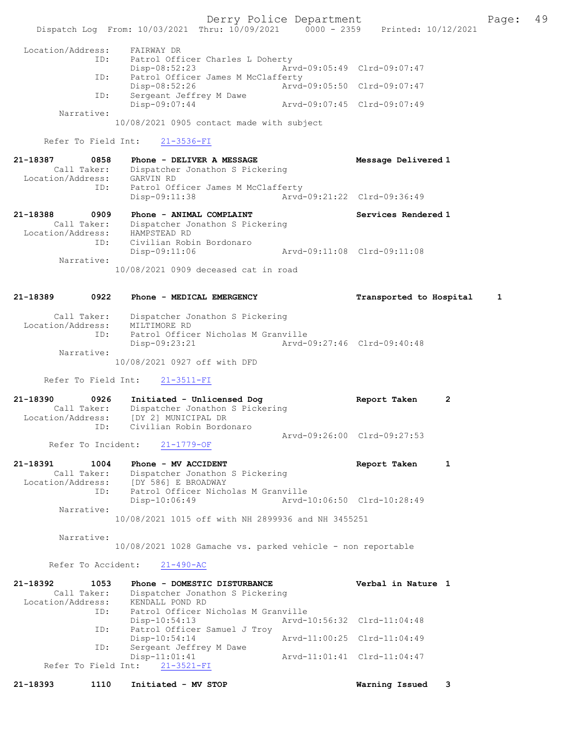```
    Location/Address:    FAIRWAY DR
                  ID:    Patrol Officer Charles L Doherty
                         Disp-08:52:23              Arvd-09:05:49  Clrd-09:07:47
                  ID:    Patrol Officer James M McClafferty
                         Disp-08:52:26              Arvd-09:05:50  Clrd-09:07:47
                  ID:    Sergeant Jeffrey M Dawe
                         Disp-09:07:44              Arvd-09:07:45  Clrd-09:07:49
           Narrative:
                     10/08/2021 0905 contact made with subject

       Refer To Field Int:    21-3536-FI

21-18387        0858    Phone - DELIVER A MESSAGE                  Message Delivered 1
           Call Taker:    Dispatcher Jonathon S Pickering
    Location/Address:    GARVIN RD
                  ID:    Patrol Officer James M McClafferty
                         Disp-09:11:38              Arvd-09:21:22  Clrd-09:36:49

21-18388        0909    Phone - ANIMAL COMPLAINT                   Services Rendered 1
           Call Taker:    Dispatcher Jonathon S Pickering
    Location/Address:    HAMPSTEAD RD
                  ID:    Civilian Robin Bordonaro
                         Disp-09:11:06              Arvd-09:11:08  Clrd-09:11:08
           Narrative:
                     10/08/2021 0909 deceased cat in road

21-18389        0922    Phone - MEDICAL EMERGENCY                  Transported to Hospital     1

           Call Taker:    Dispatcher Jonathon S Pickering
    Location/Address:    MILTIMORE RD
                  ID:    Patrol Officer Nicholas M Granville
                         Disp-09:23:21              Arvd-09:27:46  Clrd-09:40:48
           Narrative:
                     10/08/2021 0927 off with DFD

       Refer To Field Int:    21-3511-FI

21-18390        0926    Initiated - Unlicensed Dog                 Report Taken     2
           Call Taker:    Dispatcher Jonathon S Pickering
    Location/Address:    [DY 2] MUNICIPAL DR
                  ID:    Civilian Robin Bordonaro
                                                    Arvd-09:26:00  Clrd-09:27:53
        Refer To Incident:    21-1779-OF

21-18391        1004    Phone - MV ACCIDENT                        Report Taken     1
           Call Taker:    Dispatcher Jonathon S Pickering
    Location/Address:    [DY 586] E BROADWAY
                  ID:    Patrol Officer Nicholas M Granville
                         Disp-10:06:49              Arvd-10:06:50  Clrd-10:28:49
           Narrative:
                     10/08/2021 1015 off with NH 2899936 and NH 3455251

           Narrative:
                     10/08/2021 1028 Gamache vs. parked vehicle - non reportable

        Refer To Accident:    21-490-AC

21-18392        1053    Phone - DOMESTIC DISTURBANCE               Verbal in Nature 1
           Call Taker:    Dispatcher Jonathon S Pickering
    Location/Address:    KENDALL POND RD
                  ID:    Patrol Officer Nicholas M Granville
                         Disp-10:54:13              Arvd-10:56:32  Clrd-11:04:48
                  ID:    Patrol Officer Samuel J Troy
                         Disp-10:54:14              Arvd-11:00:25  Clrd-11:04:49
                  ID:    Sergeant Jeffrey M Dawe
                         Disp-11:01:41              Arvd-11:01:41  Clrd-11:04:47
       Refer To Field Int:    21-3521-FI

21-18393        1110    Initiated - MV STOP                        Warning Issued     3
```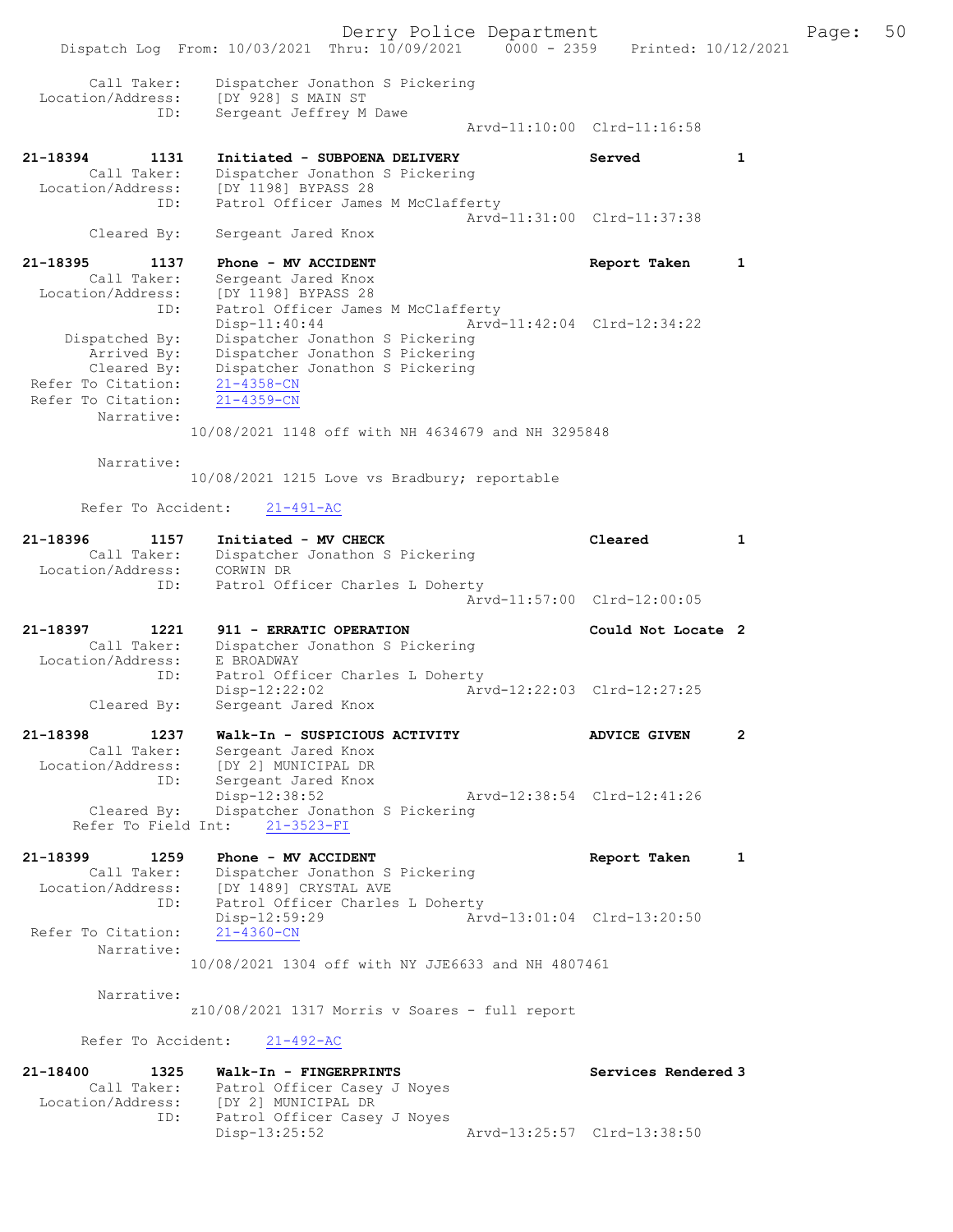```
        Call Taker:    Dispatcher Jonathon S Pickering
  Location/Address:    [DY 928] S MAIN ST
                ID:    Sergeant Jeffrey M Dawe
                                              Arvd-11:10:00  Clrd-11:16:58

21-18394        1131    Initiated - SUBPOENA DELIVERY              Served         1
        Call Taker:    Dispatcher Jonathon S Pickering
  Location/Address:    [DY 1198] BYPASS 28
                ID:    Patrol Officer James M McClafferty
                                              Arvd-11:31:00  Clrd-11:37:38
        Cleared By:    Sergeant Jared Knox

21-18395        1137    Phone - MV ACCIDENT                        Report Taken   1
        Call Taker:    Sergeant Jared Knox
  Location/Address:    [DY 1198] BYPASS 28
                ID:    Patrol Officer James M McClafferty
                       Disp-11:40:44          Arvd-11:42:04  Clrd-12:34:22
     Dispatched By:    Dispatcher Jonathon S Pickering
        Arrived By:    Dispatcher Jonathon S Pickering
        Cleared By:    Dispatcher Jonathon S Pickering
 Refer To Citation:    21-4358-CN
 Refer To Citation:    21-4359-CN
         Narrative:
                   10/08/2021 1148 off with NH 4634679 and NH 3295848

         Narrative:
                   10/08/2021 1215 Love vs Bradbury; reportable

       Refer To Accident:    21-491-AC

21-18396        1157    Initiated - MV CHECK                       Cleared        1
        Call Taker:    Dispatcher Jonathon S Pickering
  Location/Address:    CORWIN DR
                ID:    Patrol Officer Charles L Doherty
                                              Arvd-11:57:00  Clrd-12:00:05

21-18397        1221    911 - ERRATIC OPERATION                    Could Not Locate 2
        Call Taker:    Dispatcher Jonathon S Pickering
  Location/Address:    E BROADWAY
                ID:    Patrol Officer Charles L Doherty
                       Disp-12:22:02          Arvd-12:22:03  Clrd-12:27:25
        Cleared By:    Sergeant Jared Knox

21-18398        1237    Walk-In - SUSPICIOUS ACTIVITY              ADVICE GIVEN   2
        Call Taker:    Sergeant Jared Knox
  Location/Address:    [DY 2] MUNICIPAL DR
                ID:    Sergeant Jared Knox
                       Disp-12:38:52          Arvd-12:38:54  Clrd-12:41:26
        Cleared By:    Dispatcher Jonathon S Pickering
      Refer To Field Int:    21-3523-FI

21-18399        1259    Phone - MV ACCIDENT                        Report Taken   1
        Call Taker:    Dispatcher Jonathon S Pickering
  Location/Address:    [DY 1489] CRYSTAL AVE
                ID:    Patrol Officer Charles L Doherty
                       Disp-12:59:29          Arvd-13:01:04  Clrd-13:20:50
 Refer To Citation:    21-4360-CN
         Narrative:
                   10/08/2021 1304 off with NY JJE6633 and NH 4807461

         Narrative:
                   z10/08/2021 1317 Morris v Soares - full report

       Refer To Accident:    21-492-AC

21-18400        1325    Walk-In - FINGERPRINTS                     Services Rendered 3
        Call Taker:    Patrol Officer Casey J Noyes
  Location/Address:    [DY 2] MUNICIPAL DR
                ID:    Patrol Officer Casey J Noyes
                       Disp-13:25:52          Arvd-13:25:57  Clrd-13:38:50
```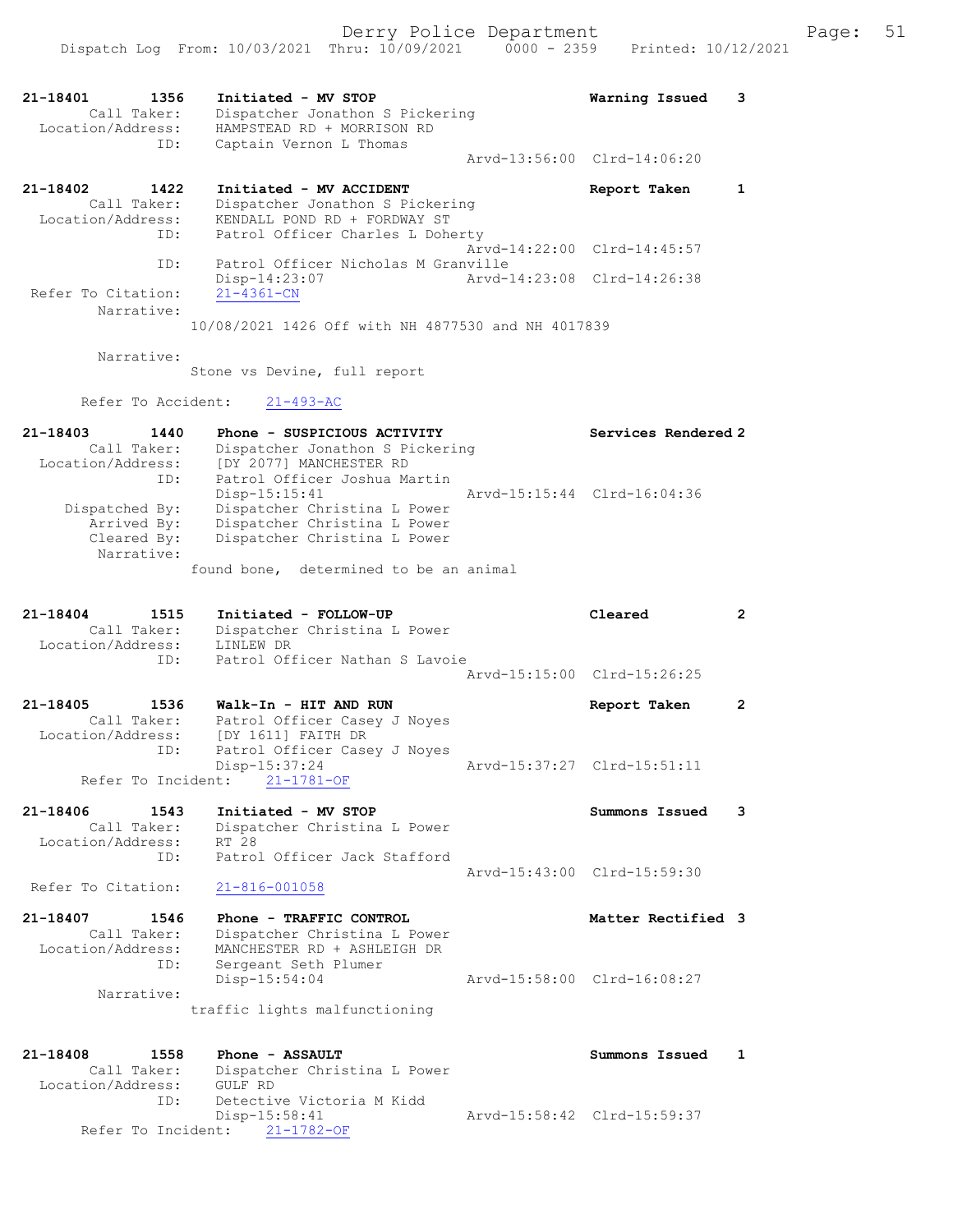```
21-18401        1356    Initiated - MV STOP                       Warning Issued    3
         Call Taker:    Dispatcher Jonathon S Pickering
   Location/Address:    HAMPSTEAD RD + MORRISON RD
                 ID:    Captain Vernon L Thomas
                                                   Arvd-13:56:00  Clrd-14:06:20

21-18402        1422    Initiated - MV ACCIDENT                   Report Taken      1
         Call Taker:    Dispatcher Jonathon S Pickering
   Location/Address:    KENDALL POND RD + FORDWAY ST
                 ID:    Patrol Officer Charles L Doherty
                                                   Arvd-14:22:00  Clrd-14:45:57
                 ID:    Patrol Officer Nicholas M Granville
                        Disp-14:23:07              Arvd-14:23:08  Clrd-14:26:38
  Refer To Citation:    21-4361-CN
          Narrative:
                      10/08/2021 1426 Off with NH 4877530 and NH 4017839

          Narrative:
                      Stone vs Devine, full report

       Refer To Accident:    21-493-AC

21-18403        1440    Phone - SUSPICIOUS ACTIVITY               Services Rendered 2
         Call Taker:    Dispatcher Jonathon S Pickering
   Location/Address:    [DY 2077] MANCHESTER RD
                 ID:    Patrol Officer Joshua Martin
                        Disp-15:15:41              Arvd-15:15:44  Clrd-16:04:36
      Dispatched By:    Dispatcher Christina L Power
         Arrived By:    Dispatcher Christina L Power
         Cleared By:    Dispatcher Christina L Power
          Narrative:
                      found bone,  determined to be an animal

21-18404        1515    Initiated - FOLLOW-UP                     Cleared           2
         Call Taker:    Dispatcher Christina L Power
   Location/Address:    LINLEW DR
                 ID:    Patrol Officer Nathan S Lavoie
                                                   Arvd-15:15:00  Clrd-15:26:25

21-18405        1536    Walk-In - HIT AND RUN                     Report Taken      2
         Call Taker:    Patrol Officer Casey J Noyes
   Location/Address:    [DY 1611] FAITH DR
                 ID:    Patrol Officer Casey J Noyes
                        Disp-15:37:24              Arvd-15:37:27  Clrd-15:51:11
     Refer To Incident:    21-1781-OF

21-18406        1543    Initiated - MV STOP                       Summons Issued    3
         Call Taker:    Dispatcher Christina L Power
   Location/Address:    RT 28
                 ID:    Patrol Officer Jack Stafford
                                                   Arvd-15:43:00  Clrd-15:59:30
  Refer To Citation:    21-816-001058

21-18407        1546    Phone - TRAFFIC CONTROL                   Matter Rectified 3
         Call Taker:    Dispatcher Christina L Power
   Location/Address:    MANCHESTER RD + ASHLEIGH DR
                 ID:    Sergeant Seth Plumer
                        Disp-15:54:04              Arvd-15:58:00  Clrd-16:08:27
          Narrative:
                      traffic lights malfunctioning

21-18408        1558    Phone - ASSAULT                           Summons Issued    1
         Call Taker:    Dispatcher Christina L Power
   Location/Address:    GULF RD
                 ID:    Detective Victoria M Kidd
                        Disp-15:58:41              Arvd-15:58:42  Clrd-15:59:37
     Refer To Incident:    21-1782-OF
```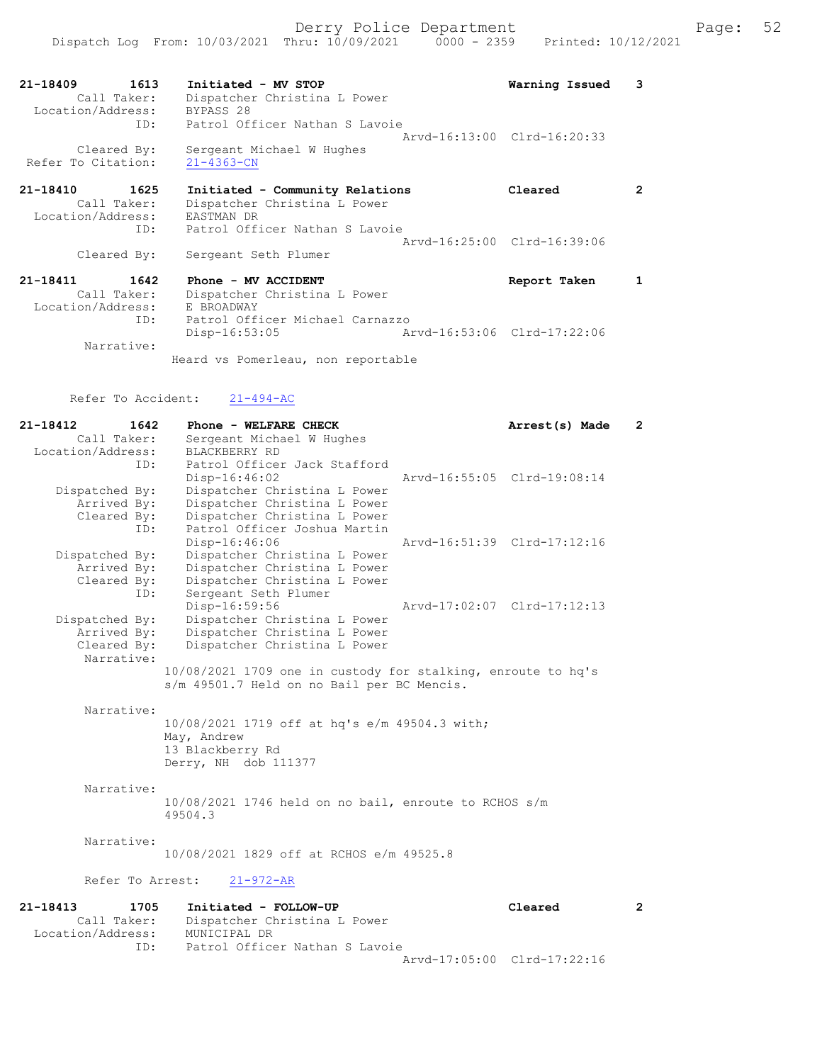```
21-18409        1613    Initiated - MV STOP                      Warning Issued    3
         Call Taker:    Dispatcher Christina L Power
  Location/Address:     BYPASS 28
                ID:     Patrol Officer Nathan S Lavoie
                                                  Arvd-16:13:00  Clrd-16:20:33
        Cleared By:     Sergeant Michael W Hughes
 Refer To Citation:     21-4363-CN

21-18410        1625    Initiated - Community Relations          Cleared           2
         Call Taker:    Dispatcher Christina L Power
  Location/Address:     EASTMAN DR
                ID:     Patrol Officer Nathan S Lavoie
                                                  Arvd-16:25:00  Clrd-16:39:06
        Cleared By:     Sergeant Seth Plumer

21-18411        1642    Phone - MV ACCIDENT                      Report Taken      1
         Call Taker:    Dispatcher Christina L Power
  Location/Address:     E BROADWAY
                ID:     Patrol Officer Michael Carnazzo
                        Disp-16:53:05             Arvd-16:53:06  Clrd-17:22:06
         Narrative:
                       Heard vs Pomerleau, non reportable

       Refer To Accident:    21-494-AC

21-18412        1642    Phone - WELFARE CHECK                    Arrest(s) Made    2
         Call Taker:    Sergeant Michael W Hughes
  Location/Address:     BLACKBERRY RD
                ID:     Patrol Officer Jack Stafford
                        Disp-16:46:02             Arvd-16:55:05  Clrd-19:08:14
     Dispatched By:     Dispatcher Christina L Power
        Arrived By:     Dispatcher Christina L Power
        Cleared By:     Dispatcher Christina L Power
                ID:     Patrol Officer Joshua Martin
                        Disp-16:46:06             Arvd-16:51:39  Clrd-17:12:16
     Dispatched By:     Dispatcher Christina L Power
        Arrived By:     Dispatcher Christina L Power
        Cleared By:     Dispatcher Christina L Power
                ID:     Sergeant Seth Plumer
                        Disp-16:59:56             Arvd-17:02:07  Clrd-17:12:13
     Dispatched By:     Dispatcher Christina L Power
        Arrived By:     Dispatcher Christina L Power
        Cleared By:     Dispatcher Christina L Power
         Narrative:
                      10/08/2021 1709 one in custody for stalking, enroute to hq's
                      s/m 49501.7 Held on no Bail per BC Mencis.

         Narrative:
                      10/08/2021 1719 off at hq's e/m 49504.3 with;
                      May, Andrew
                      13 Blackberry Rd
                      Derry, NH  dob 111377

         Narrative:
                      10/08/2021 1746 held on no bail, enroute to RCHOS s/m
                      49504.3

         Narrative:
                      10/08/2021 1829 off at RCHOS e/m 49525.8

         Refer To Arrest:    21-972-AR

21-18413        1705    Initiated - FOLLOW-UP                    Cleared           2
         Call Taker:    Dispatcher Christina L Power
  Location/Address:     MUNICIPAL DR
                ID:     Patrol Officer Nathan S Lavoie
                                                  Arvd-17:05:00  Clrd-17:22:16
```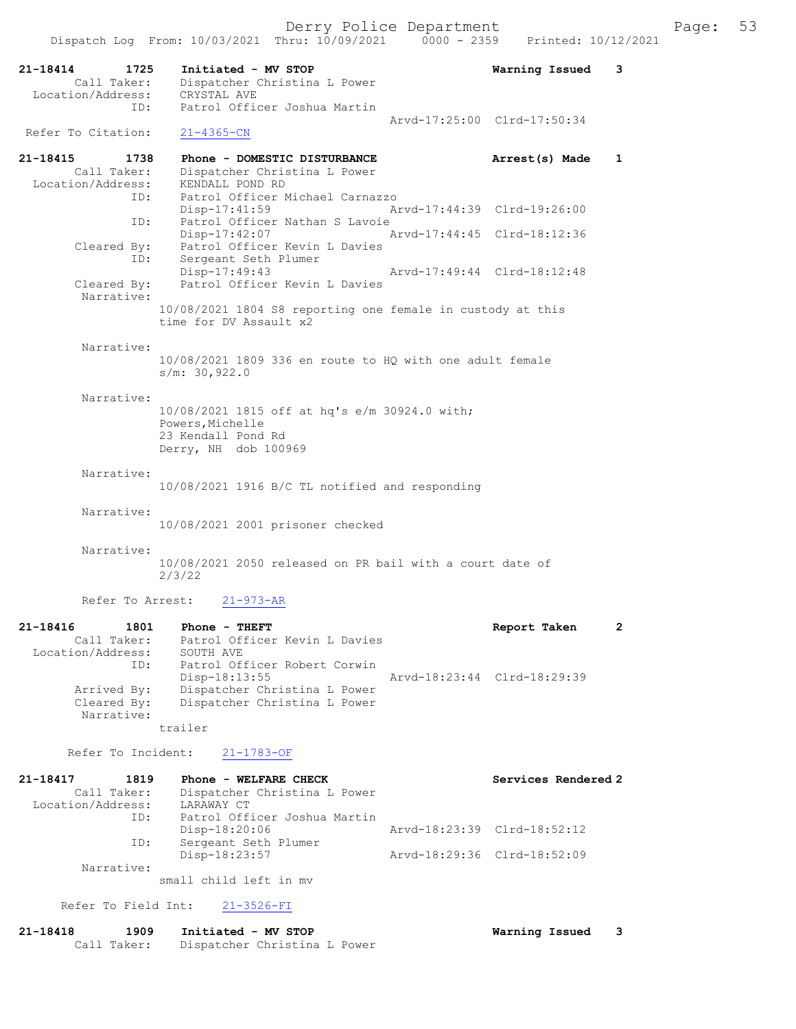21-18414 1725 Initiated - MV STOP Warning Issued 3
Call Taker: Dispatcher Christina L Power
Location/Address: CRYSTAL AVE
ID: Patrol Officer Joshua Martin
Arvd-17:25:00 Clrd-17:50:34
Refer To Citation: 21-4365-CN

21-18415 1738 Phone - DOMESTIC DISTURBANCE Arrest(s) Made 1
Call Taker: Dispatcher Christina L Power
Location/Address: KENDALL POND RD
ID: Patrol Officer Michael Carnazzo
Disp-17:41:59 Arvd-17:44:39 Clrd-19:26:00
ID: Patrol Officer Nathan S Lavoie
Disp-17:42:07 Arvd-17:44:45 Clrd-18:12:36
Cleared By: Patrol Officer Kevin L Davies
ID: Sergeant Seth Plumer
Disp-17:49:43 Arvd-17:49:44 Clrd-18:12:48
Cleared By: Patrol Officer Kevin L Davies
Narrative:
10/08/2021 1804 S8 reporting one female in custody at this time for DV Assault x2

Narrative:
10/08/2021 1809 336 en route to HQ with one adult female s/m: 30,922.0

Narrative:
10/08/2021 1815 off at hq's e/m 30924.0 with;
Powers,Michelle
23 Kendall Pond Rd
Derry, NH dob 100969

Narrative:
10/08/2021 1916 B/C TL notified and responding

Narrative:
10/08/2021 2001 prisoner checked

Narrative:
10/08/2021 2050 released on PR bail with a court date of 2/3/22

Refer To Arrest: 21-973-AR

21-18416 1801 Phone - THEFT Report Taken 2
Call Taker: Patrol Officer Kevin L Davies
Location/Address: SOUTH AVE
ID: Patrol Officer Robert Corwin
Disp-18:13:55 Arvd-18:23:44 Clrd-18:29:39
Arrived By: Dispatcher Christina L Power
Cleared By: Dispatcher Christina L Power
Narrative:
trailer

Refer To Incident: 21-1783-OF

21-18417 1819 Phone - WELFARE CHECK Services Rendered 2
Call Taker: Dispatcher Christina L Power
Location/Address: LARAWAY CT
ID: Patrol Officer Joshua Martin
Disp-18:20:06 Arvd-18:23:39 Clrd-18:52:12
ID: Sergeant Seth Plumer
Disp-18:23:57 Arvd-18:29:36 Clrd-18:52:09
Narrative:
small child left in mv

Refer To Field Int: 21-3526-FI

21-18418 1909 Initiated - MV STOP Warning Issued 3
Call Taker: Dispatcher Christina L Power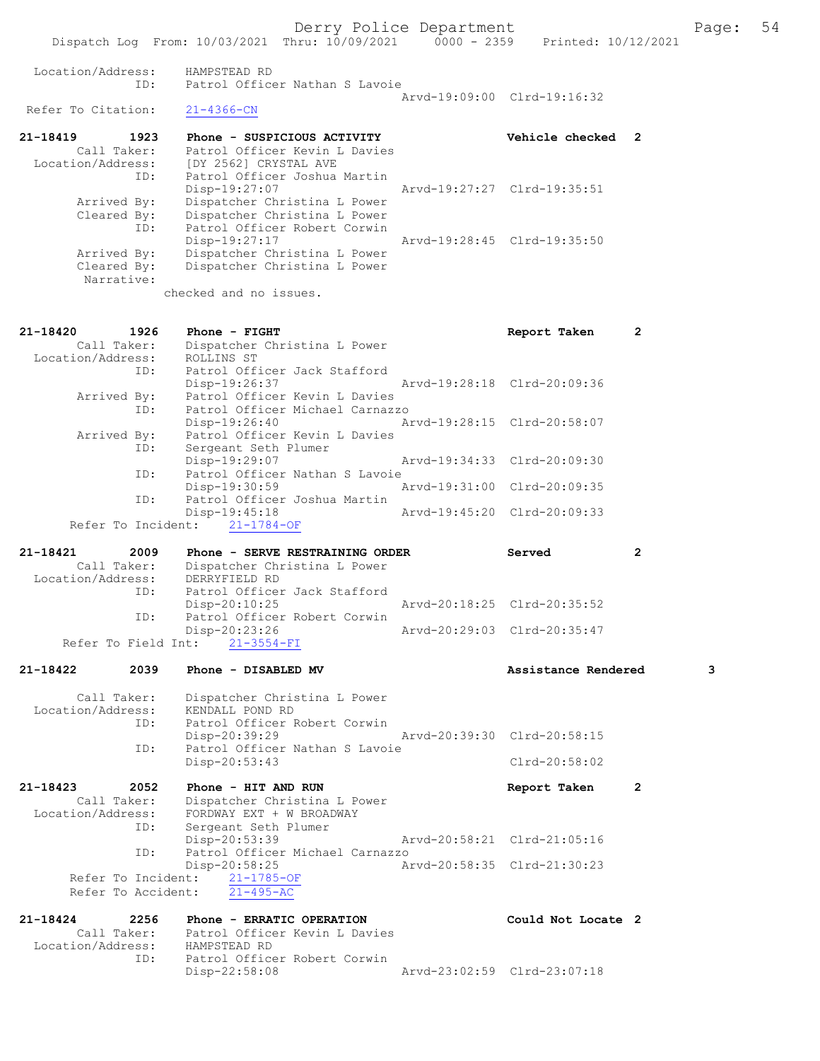Location/Address: HAMPSTEAD RD
ID: Patrol Officer Nathan S Lavoie
Arvd-19:09:00 Clrd-19:16:32
Refer To Citation: 21-4366-CN

**21-18419 1923 Phone - SUSPICIOUS ACTIVITY** Vehicle checked 2
Call Taker: Patrol Officer Kevin L Davies
Location/Address: [DY 2562] CRYSTAL AVE
ID: Patrol Officer Joshua Martin
Disp-19:27:07 Arvd-19:27:27 Clrd-19:35:51
Arrived By: Dispatcher Christina L Power
Cleared By: Dispatcher Christina L Power
ID: Patrol Officer Robert Corwin
Disp-19:27:17 Arvd-19:28:45 Clrd-19:35:50
Arrived By: Dispatcher Christina L Power
Cleared By: Dispatcher Christina L Power
Narrative:
checked and no issues.

**21-18420 1926 Phone - FIGHT** Report Taken 2
Call Taker: Dispatcher Christina L Power
Location/Address: ROLLINS ST
ID: Patrol Officer Jack Stafford
Disp-19:26:37 Arvd-19:28:18 Clrd-20:09:36
Arrived By: Patrol Officer Kevin L Davies
ID: Patrol Officer Michael Carnazzo
Disp-19:26:40 Arvd-19:28:15 Clrd-20:58:07
Arrived By: Patrol Officer Kevin L Davies
ID: Sergeant Seth Plumer
Disp-19:29:07 Arvd-19:34:33 Clrd-20:09:30
ID: Patrol Officer Nathan S Lavoie
Disp-19:30:59 Arvd-19:31:00 Clrd-20:09:35
ID: Patrol Officer Joshua Martin
Disp-19:45:18 Arvd-19:45:20 Clrd-20:09:33
Refer To Incident: 21-1784-OF

**21-18421 2009 Phone - SERVE RESTRAINING ORDER** Served 2
Call Taker: Dispatcher Christina L Power
Location/Address: DERRYFIELD RD
ID: Patrol Officer Jack Stafford
Disp-20:10:25 Arvd-20:18:25 Clrd-20:35:52
ID: Patrol Officer Robert Corwin
Disp-20:23:26 Arvd-20:29:03 Clrd-20:35:47
Refer To Field Int: 21-3554-FI

**21-18422 2039 Phone - DISABLED MV** Assistance Rendered 3
Call Taker: Dispatcher Christina L Power
Location/Address: KENDALL POND RD
ID: Patrol Officer Robert Corwin
Disp-20:39:29 Arvd-20:39:30 Clrd-20:58:15
ID: Patrol Officer Nathan S Lavoie
Disp-20:53:43 Clrd-20:58:02

**21-18423 2052 Phone - HIT AND RUN** Report Taken 2
Call Taker: Dispatcher Christina L Power
Location/Address: FORDWAY EXT + W BROADWAY
ID: Sergeant Seth Plumer
Disp-20:53:39 Arvd-20:58:21 Clrd-21:05:16
ID: Patrol Officer Michael Carnazzo
Disp-20:58:25 Arvd-20:58:35 Clrd-21:30:23
Refer To Incident: 21-1785-OF
Refer To Accident: 21-495-AC

**21-18424 2256 Phone - ERRATIC OPERATION** Could Not Locate 2
Call Taker: Patrol Officer Kevin L Davies
Location/Address: HAMPSTEAD RD
ID: Patrol Officer Robert Corwin
Disp-22:58:08 Arvd-23:02:59 Clrd-23:07:18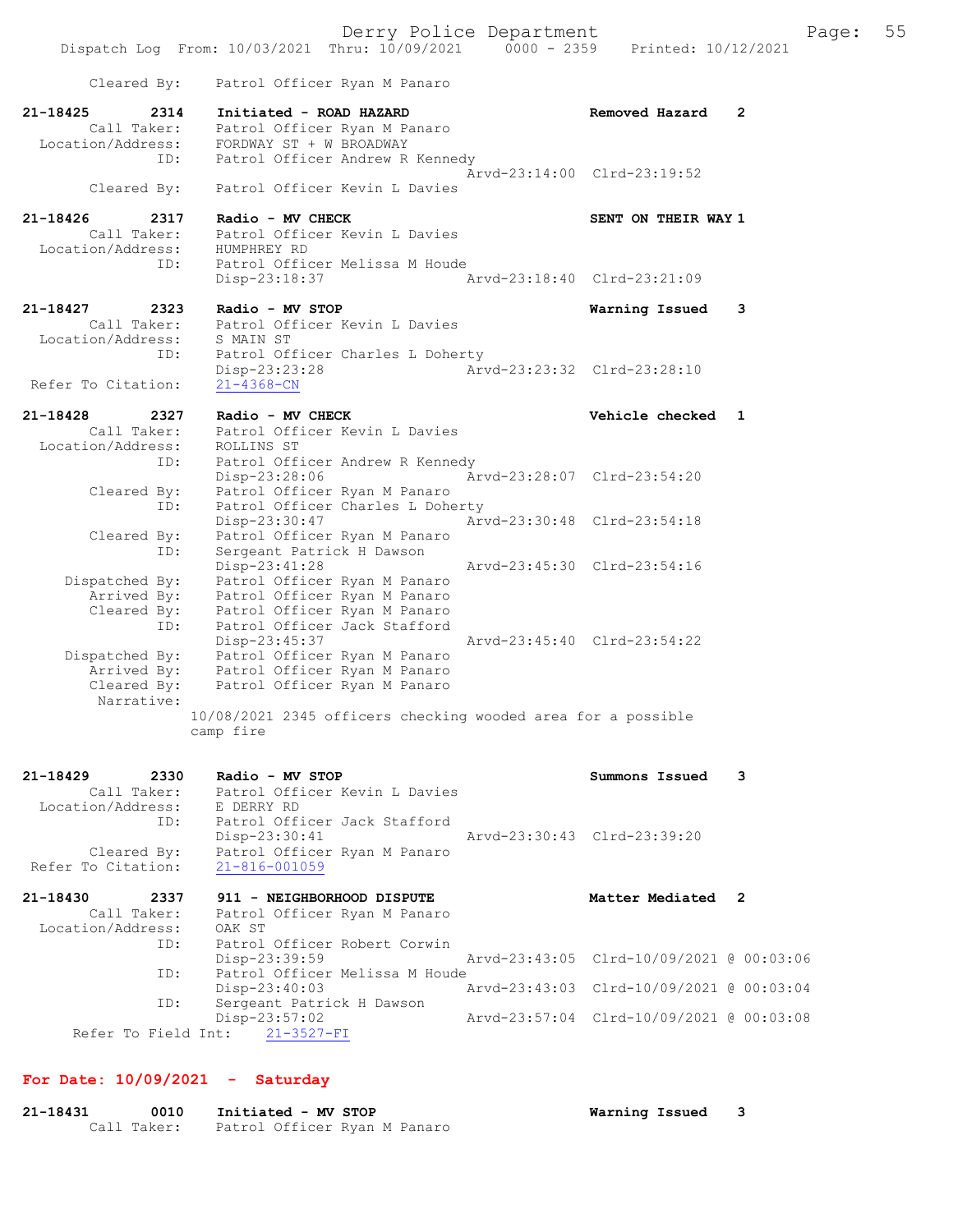Cleared By: Patrol Officer Ryan M Panaro

```
21-18425       2314    Initiated - ROAD HAZARD                    Removed Hazard    2
        Call Taker:    Patrol Officer Ryan M Panaro
  Location/Address:    FORDWAY ST + W BROADWAY
               ID:     Patrol Officer Andrew R Kennedy
                                                Arvd-23:14:00  Clrd-23:19:52
        Cleared By:    Patrol Officer Kevin L Davies

21-18426       2317    Radio - MV CHECK                           SENT ON THEIR WAY 1
        Call Taker:    Patrol Officer Kevin L Davies
  Location/Address:    HUMPHREY RD
               ID:     Patrol Officer Melissa M Houde
                       Disp-23:18:37            Arvd-23:18:40  Clrd-23:21:09

21-18427       2323    Radio - MV STOP                            Warning Issued    3
        Call Taker:    Patrol Officer Kevin L Davies
  Location/Address:    S MAIN ST
               ID:     Patrol Officer Charles L Doherty
                       Disp-23:23:28            Arvd-23:23:32  Clrd-23:28:10
 Refer To Citation:    21-4368-CN

21-18428       2327    Radio - MV CHECK                           Vehicle checked   1
        Call Taker:    Patrol Officer Kevin L Davies
  Location/Address:    ROLLINS ST
               ID:     Patrol Officer Andrew R Kennedy
                       Disp-23:28:06            Arvd-23:28:07  Clrd-23:54:20
        Cleared By:    Patrol Officer Ryan M Panaro
               ID:     Patrol Officer Charles L Doherty
                       Disp-23:30:47            Arvd-23:30:48  Clrd-23:54:18
        Cleared By:    Patrol Officer Ryan M Panaro
               ID:     Sergeant Patrick H Dawson
                       Disp-23:41:28            Arvd-23:45:30  Clrd-23:54:16
     Dispatched By:    Patrol Officer Ryan M Panaro
        Arrived By:    Patrol Officer Ryan M Panaro
        Cleared By:    Patrol Officer Ryan M Panaro
               ID:     Patrol Officer Jack Stafford
                       Disp-23:45:37            Arvd-23:45:40  Clrd-23:54:22
     Dispatched By:    Patrol Officer Ryan M Panaro
        Arrived By:    Patrol Officer Ryan M Panaro
        Cleared By:    Patrol Officer Ryan M Panaro
         Narrative:
                    10/08/2021 2345 officers checking wooded area for a possible
                    camp fire

21-18429       2330    Radio - MV STOP                            Summons Issued    3
        Call Taker:    Patrol Officer Kevin L Davies
  Location/Address:    E DERRY RD
               ID:     Patrol Officer Jack Stafford
                       Disp-23:30:41            Arvd-23:30:43  Clrd-23:39:20
        Cleared By:    Patrol Officer Ryan M Panaro
 Refer To Citation:    21-816-001059

21-18430       2337    911 - NEIGHBORHOOD DISPUTE                 Matter Mediated   2
        Call Taker:    Patrol Officer Ryan M Panaro
  Location/Address:    OAK ST
               ID:     Patrol Officer Robert Corwin
                       Disp-23:39:59            Arvd-23:43:05  Clrd-10/09/2021 @ 00:03:06
               ID:     Patrol Officer Melissa M Houde
                       Disp-23:40:03            Arvd-23:43:03  Clrd-10/09/2021 @ 00:03:04
               ID:     Sergeant Patrick H Dawson
                       Disp-23:57:02            Arvd-23:57:04  Clrd-10/09/2021 @ 00:03:08
   Refer To Field Int:    21-3527-FI
```

## For Date: 10/09/2021 - Saturday

```
21-18431       0010    Initiated - MV STOP                        Warning Issued    3
        Call Taker:    Patrol Officer Ryan M Panaro
```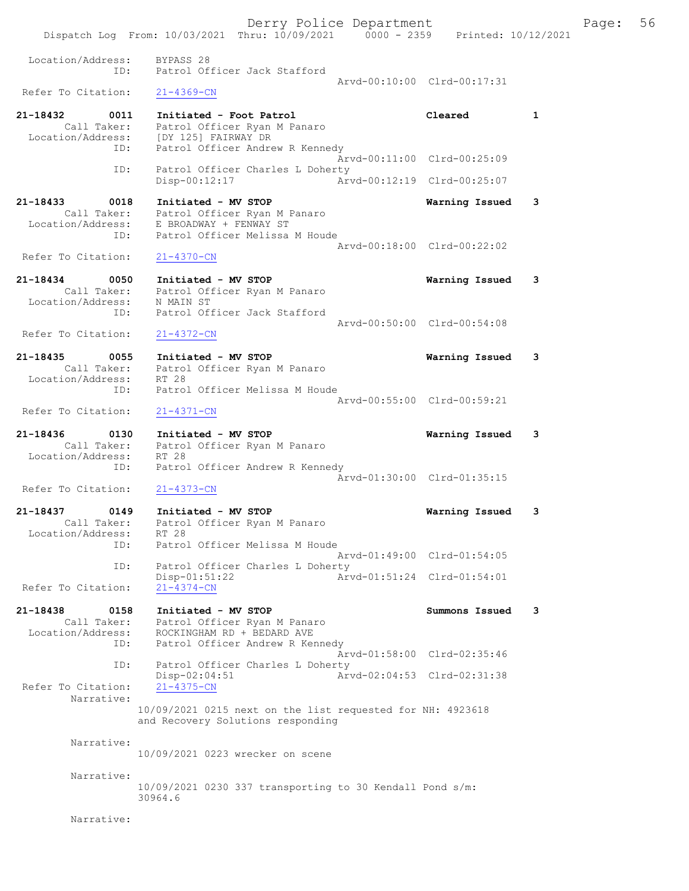```
Location/Address:     BYPASS 28
              ID:     Patrol Officer Jack Stafford
                                                  Arvd-00:10:00  Clrd-00:17:31
 Refer To Citation:   21-4369-CN

21-18432        0011   Initiated - Foot Patrol                    Cleared           1
     Call Taker:      Patrol Officer Ryan M Panaro
  Location/Address:   [DY 125] FAIRWAY DR
              ID:     Patrol Officer Andrew R Kennedy
                                                  Arvd-00:11:00  Clrd-00:25:09
              ID:     Patrol Officer Charles L Doherty
                      Disp-00:12:17               Arvd-00:12:19  Clrd-00:25:07

21-18433        0018   Initiated - MV STOP                        Warning Issued    3
     Call Taker:      Patrol Officer Ryan M Panaro
  Location/Address:   E BROADWAY + FENWAY ST
              ID:     Patrol Officer Melissa M Houde
                                                  Arvd-00:18:00  Clrd-00:22:02
 Refer To Citation:   21-4370-CN

21-18434        0050   Initiated - MV STOP                        Warning Issued    3
     Call Taker:      Patrol Officer Ryan M Panaro
  Location/Address:   N MAIN ST
              ID:     Patrol Officer Jack Stafford
                                                  Arvd-00:50:00  Clrd-00:54:08
 Refer To Citation:   21-4372-CN

21-18435        0055   Initiated - MV STOP                        Warning Issued    3
     Call Taker:      Patrol Officer Ryan M Panaro
  Location/Address:   RT 28
              ID:     Patrol Officer Melissa M Houde
                                                  Arvd-00:55:00  Clrd-00:59:21
 Refer To Citation:   21-4371-CN

21-18436        0130   Initiated - MV STOP                        Warning Issued    3
     Call Taker:      Patrol Officer Ryan M Panaro
  Location/Address:   RT 28
              ID:     Patrol Officer Andrew R Kennedy
                                                  Arvd-01:30:00  Clrd-01:35:15
 Refer To Citation:   21-4373-CN

21-18437        0149   Initiated - MV STOP                        Warning Issued    3
     Call Taker:      Patrol Officer Ryan M Panaro
  Location/Address:   RT 28
              ID:     Patrol Officer Melissa M Houde
                                                  Arvd-01:49:00  Clrd-01:54:05
              ID:     Patrol Officer Charles L Doherty
                      Disp-01:51:22               Arvd-01:51:24  Clrd-01:54:01
 Refer To Citation:   21-4374-CN

21-18438        0158   Initiated - MV STOP                        Summons Issued    3
     Call Taker:      Patrol Officer Ryan M Panaro
  Location/Address:   ROCKINGHAM RD + BEDARD AVE
              ID:     Patrol Officer Andrew R Kennedy
                                                  Arvd-01:58:00  Clrd-02:35:46
              ID:     Patrol Officer Charles L Doherty
                      Disp-02:04:51               Arvd-02:04:53  Clrd-02:31:38
 Refer To Citation:   21-4375-CN
        Narrative:
                     10/09/2021 0215 next on the list requested for NH: 4923618
                     and Recovery Solutions responding

        Narrative:
                     10/09/2021 0223 wrecker on scene

        Narrative:
                     10/09/2021 0230 337 transporting to 30 Kendall Pond s/m:
                     30964.6

        Narrative:
```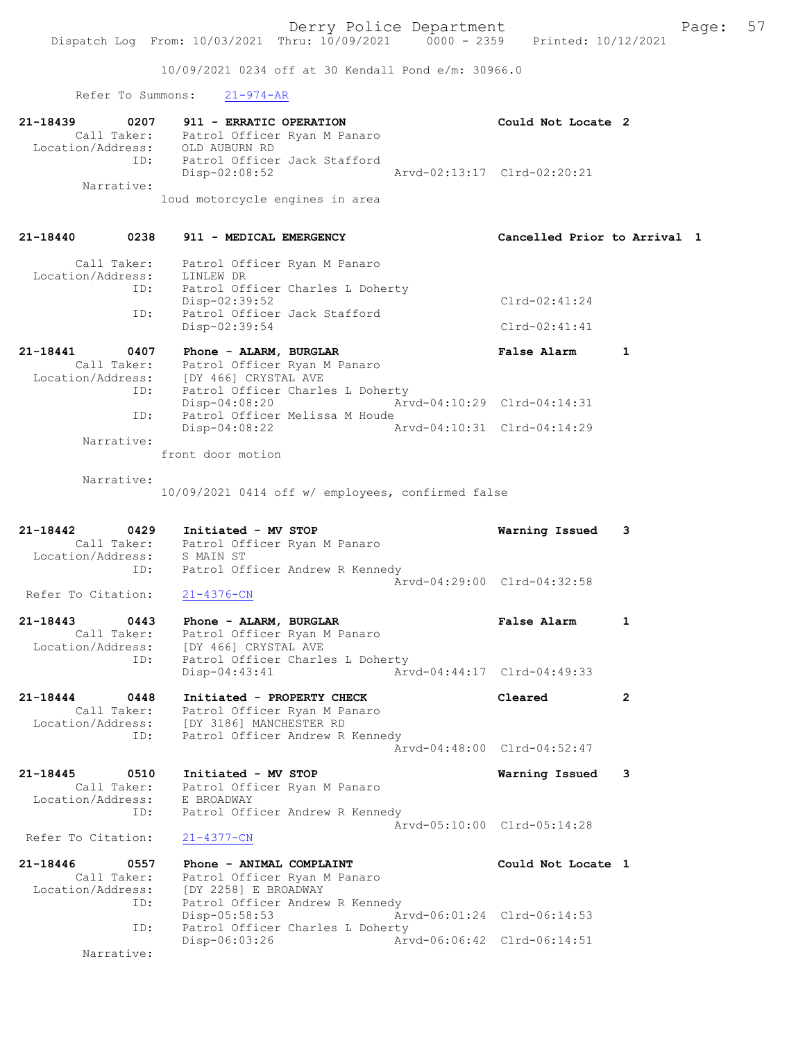10/09/2021 0234 off at 30 Kendall Pond e/m: 30966.0

Refer To Summons: 21-974-AR

**21-18439 0207 911 - ERRATIC OPERATION** **Could Not Locate 2**
Call Taker: Patrol Officer Ryan M Panaro
Location/Address: OLD AUBURN RD
ID: Patrol Officer Jack Stafford
Disp-02:08:52 Arvd-02:13:17 Clrd-02:20:21
Narrative:
loud motorcycle engines in area

**21-18440 0238 911 - MEDICAL EMERGENCY** **Cancelled Prior to Arrival 1**
Call Taker: Patrol Officer Ryan M Panaro
Location/Address: LINLEW DR
ID: Patrol Officer Charles L Doherty
Disp-02:39:52 Clrd-02:41:24
ID: Patrol Officer Jack Stafford
Disp-02:39:54 Clrd-02:41:41

**21-18441 0407 Phone - ALARM, BURGLAR** **False Alarm 1**
Call Taker: Patrol Officer Ryan M Panaro
Location/Address: [DY 466] CRYSTAL AVE
ID: Patrol Officer Charles L Doherty
Disp-04:08:20 Arvd-04:10:29 Clrd-04:14:31
ID: Patrol Officer Melissa M Houde
Disp-04:08:22 Arvd-04:10:31 Clrd-04:14:29
Narrative:
front door motion

Narrative:
10/09/2021 0414 off w/ employees, confirmed false

**21-18442 0429 Initiated - MV STOP** **Warning Issued 3**
Call Taker: Patrol Officer Ryan M Panaro
Location/Address: S MAIN ST
ID: Patrol Officer Andrew R Kennedy
Arvd-04:29:00 Clrd-04:32:58
Refer To Citation: 21-4376-CN

**21-18443 0443 Phone - ALARM, BURGLAR** **False Alarm 1**
Call Taker: Patrol Officer Ryan M Panaro
Location/Address: [DY 466] CRYSTAL AVE
ID: Patrol Officer Charles L Doherty
Disp-04:43:41 Arvd-04:44:17 Clrd-04:49:33

**21-18444 0448 Initiated - PROPERTY CHECK** **Cleared 2**
Call Taker: Patrol Officer Ryan M Panaro
Location/Address: [DY 3186] MANCHESTER RD
ID: Patrol Officer Andrew R Kennedy
Arvd-04:48:00 Clrd-04:52:47

**21-18445 0510 Initiated - MV STOP** **Warning Issued 3**
Call Taker: Patrol Officer Ryan M Panaro
Location/Address: E BROADWAY
ID: Patrol Officer Andrew R Kennedy
Arvd-05:10:00 Clrd-05:14:28
Refer To Citation: 21-4377-CN

**21-18446 0557 Phone - ANIMAL COMPLAINT** **Could Not Locate 1**
Call Taker: Patrol Officer Ryan M Panaro
Location/Address: [DY 2258] E BROADWAY
ID: Patrol Officer Andrew R Kennedy
Disp-05:58:53 Arvd-06:01:24 Clrd-06:14:53
ID: Patrol Officer Charles L Doherty
Disp-06:03:26 Arvd-06:06:42 Clrd-06:14:51
Narrative: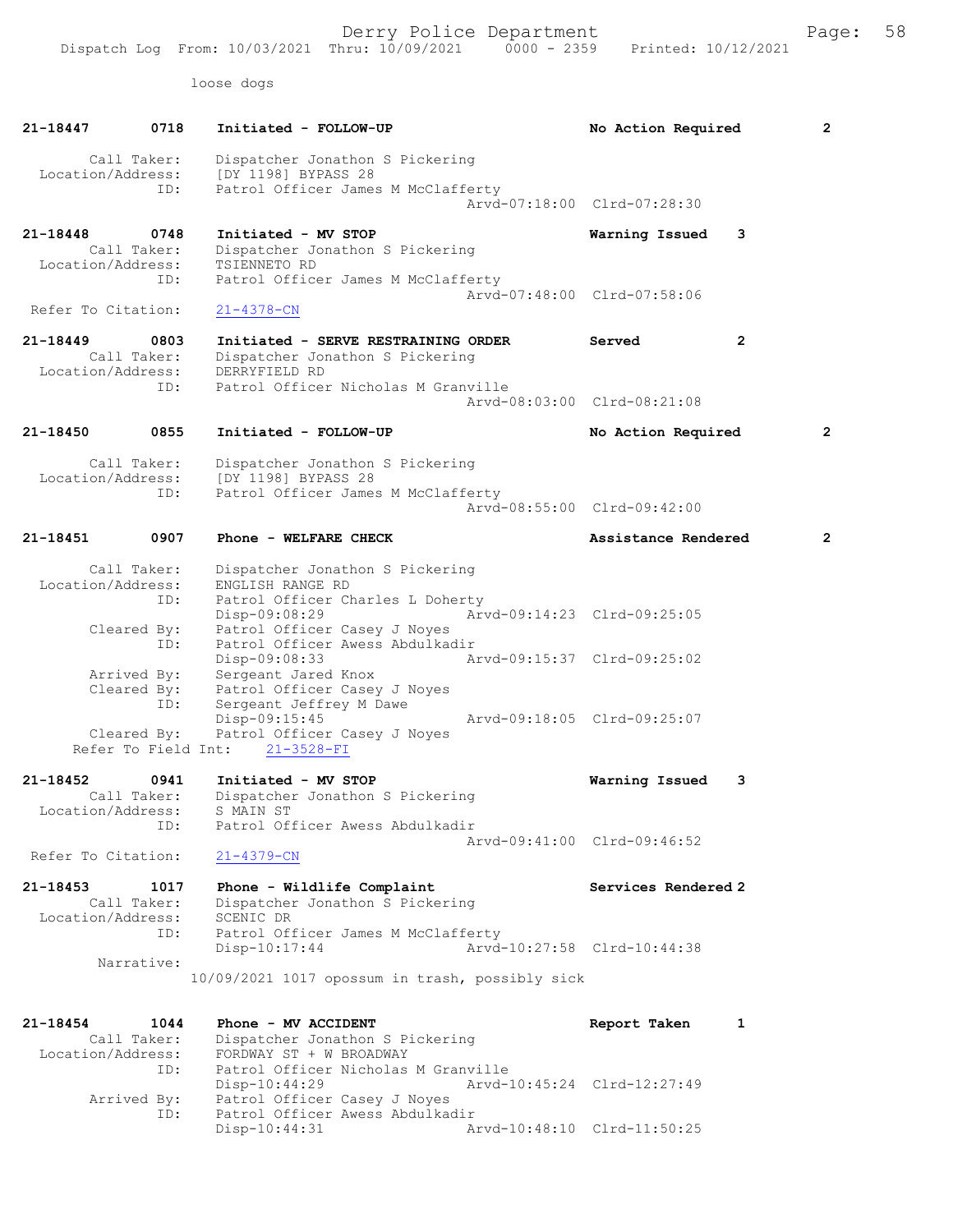loose dogs

```
21-18447        0718    Initiated - FOLLOW-UP                        No Action Required         2

        Call Taker:     Dispatcher Jonathon S Pickering
  Location/Address:     [DY 1198] BYPASS 28
                ID:     Patrol Officer James M McClafferty
                                                 Arvd-07:18:00  Clrd-07:28:30

21-18448        0748    Initiated - MV STOP                          Warning Issued     3
        Call Taker:     Dispatcher Jonathon S Pickering
  Location/Address:     TSIENNETO RD
                ID:     Patrol Officer James M McClafferty
                                                 Arvd-07:48:00  Clrd-07:58:06
 Refer To Citation:     21-4378-CN

21-18449        0803    Initiated - SERVE RESTRAINING ORDER          Served             2
        Call Taker:     Dispatcher Jonathon S Pickering
  Location/Address:     DERRYFIELD RD
                ID:     Patrol Officer Nicholas M Granville
                                                 Arvd-08:03:00  Clrd-08:21:08

21-18450        0855    Initiated - FOLLOW-UP                        No Action Required         2

        Call Taker:     Dispatcher Jonathon S Pickering
  Location/Address:     [DY 1198] BYPASS 28
                ID:     Patrol Officer James M McClafferty
                                                 Arvd-08:55:00  Clrd-09:42:00

21-18451        0907    Phone - WELFARE CHECK                        Assistance Rendered        2

        Call Taker:     Dispatcher Jonathon S Pickering
  Location/Address:     ENGLISH RANGE RD
                ID:     Patrol Officer Charles L Doherty
                        Disp-09:08:29            Arvd-09:14:23  Clrd-09:25:05
        Cleared By:     Patrol Officer Casey J Noyes
                ID:     Patrol Officer Awess Abdulkadir
                        Disp-09:08:33            Arvd-09:15:37  Clrd-09:25:02
        Arrived By:     Sergeant Jared Knox
        Cleared By:     Patrol Officer Casey J Noyes
                ID:     Sergeant Jeffrey M Dawe
                        Disp-09:15:45            Arvd-09:18:05  Clrd-09:25:07
        Cleared By:     Patrol Officer Casey J Noyes
      Refer To Field Int:    21-3528-FI

21-18452        0941    Initiated - MV STOP                          Warning Issued     3
        Call Taker:     Dispatcher Jonathon S Pickering
  Location/Address:     S MAIN ST
                ID:     Patrol Officer Awess Abdulkadir
                                                 Arvd-09:41:00  Clrd-09:46:52
 Refer To Citation:     21-4379-CN

21-18453        1017    Phone - Wildlife Complaint                   Services Rendered 2
        Call Taker:     Dispatcher Jonathon S Pickering
  Location/Address:     SCENIC DR
                ID:     Patrol Officer James M McClafferty
                        Disp-10:17:44            Arvd-10:27:58  Clrd-10:44:38
         Narrative:
                    10/09/2021 1017 opossum in trash, possibly sick

21-18454        1044    Phone - MV ACCIDENT                          Report Taken       1
        Call Taker:     Dispatcher Jonathon S Pickering
  Location/Address:     FORDWAY ST + W BROADWAY
                ID:     Patrol Officer Nicholas M Granville
                        Disp-10:44:29            Arvd-10:45:24  Clrd-12:27:49
        Arrived By:     Patrol Officer Casey J Noyes
                ID:     Patrol Officer Awess Abdulkadir
                        Disp-10:44:31            Arvd-10:48:10  Clrd-11:50:25
```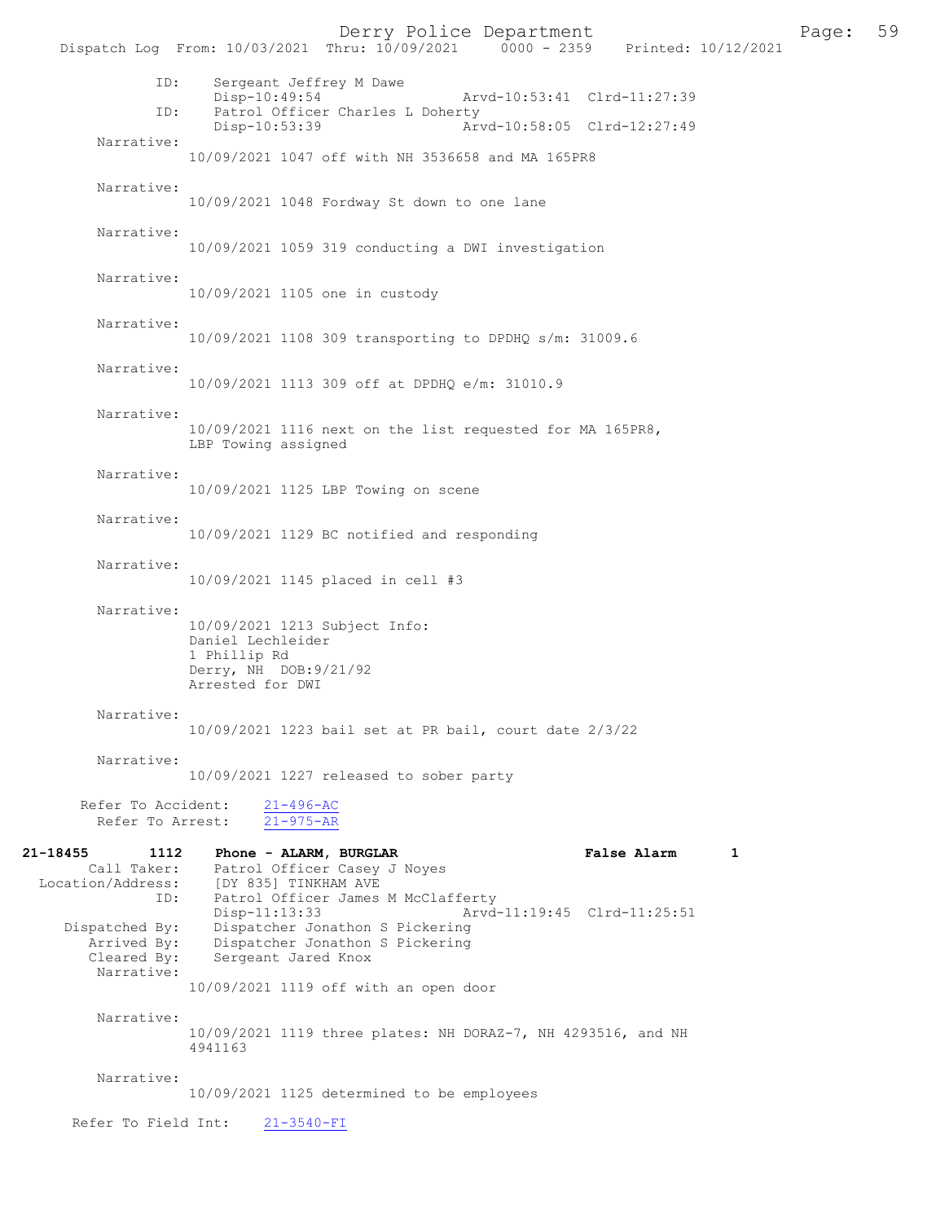```
            ID:     Sergeant Jeffrey M Dawe
                    Disp-10:49:54                Arvd-10:53:41  Clrd-11:27:39
            ID:     Patrol Officer Charles L Doherty
                    Disp-10:53:39                Arvd-10:58:05  Clrd-12:27:49
      Narrative:
                  10/09/2021 1047 off with NH 3536658 and MA 165PR8

      Narrative:
                  10/09/2021 1048 Fordway St down to one lane

      Narrative:
                  10/09/2021 1059 319 conducting a DWI investigation

      Narrative:
                  10/09/2021 1105 one in custody

      Narrative:
                  10/09/2021 1108 309 transporting to DPDHQ s/m: 31009.6

      Narrative:
                  10/09/2021 1113 309 off at DPDHQ e/m: 31010.9

      Narrative:
                  10/09/2021 1116 next on the list requested for MA 165PR8,
                  LBP Towing assigned

      Narrative:
                  10/09/2021 1125 LBP Towing on scene

      Narrative:
                  10/09/2021 1129 BC notified and responding

      Narrative:
                  10/09/2021 1145 placed in cell #3

      Narrative:
                  10/09/2021 1213 Subject Info:
                  Daniel Lechleider
                  1 Phillip Rd
                  Derry, NH  DOB:9/21/92
                  Arrested for DWI

      Narrative:
                  10/09/2021 1223 bail set at PR bail, court date 2/3/22

      Narrative:
                  10/09/2021 1227 released to sober party

    Refer To Accident:    21-496-AC
      Refer To Arrest:    21-975-AR

21-18455        1112    Phone - ALARM, BURGLAR                     False Alarm       1
       Call Taker:      Patrol Officer Casey J Noyes
  Location/Address:     [DY 835] TINKHAM AVE
               ID:      Patrol Officer James M McClafferty
                        Disp-11:13:33                Arvd-11:19:45  Clrd-11:25:51
    Dispatched By:      Dispatcher Jonathon S Pickering
       Arrived By:      Dispatcher Jonathon S Pickering
       Cleared By:      Sergeant Jared Knox
        Narrative:
                  10/09/2021 1119 off with an open door

        Narrative:
                  10/09/2021 1119 three plates: NH DORAZ-7, NH 4293516, and NH
                  4941163

        Narrative:
                  10/09/2021 1125 determined to be employees

   Refer To Field Int:    21-3540-FI
```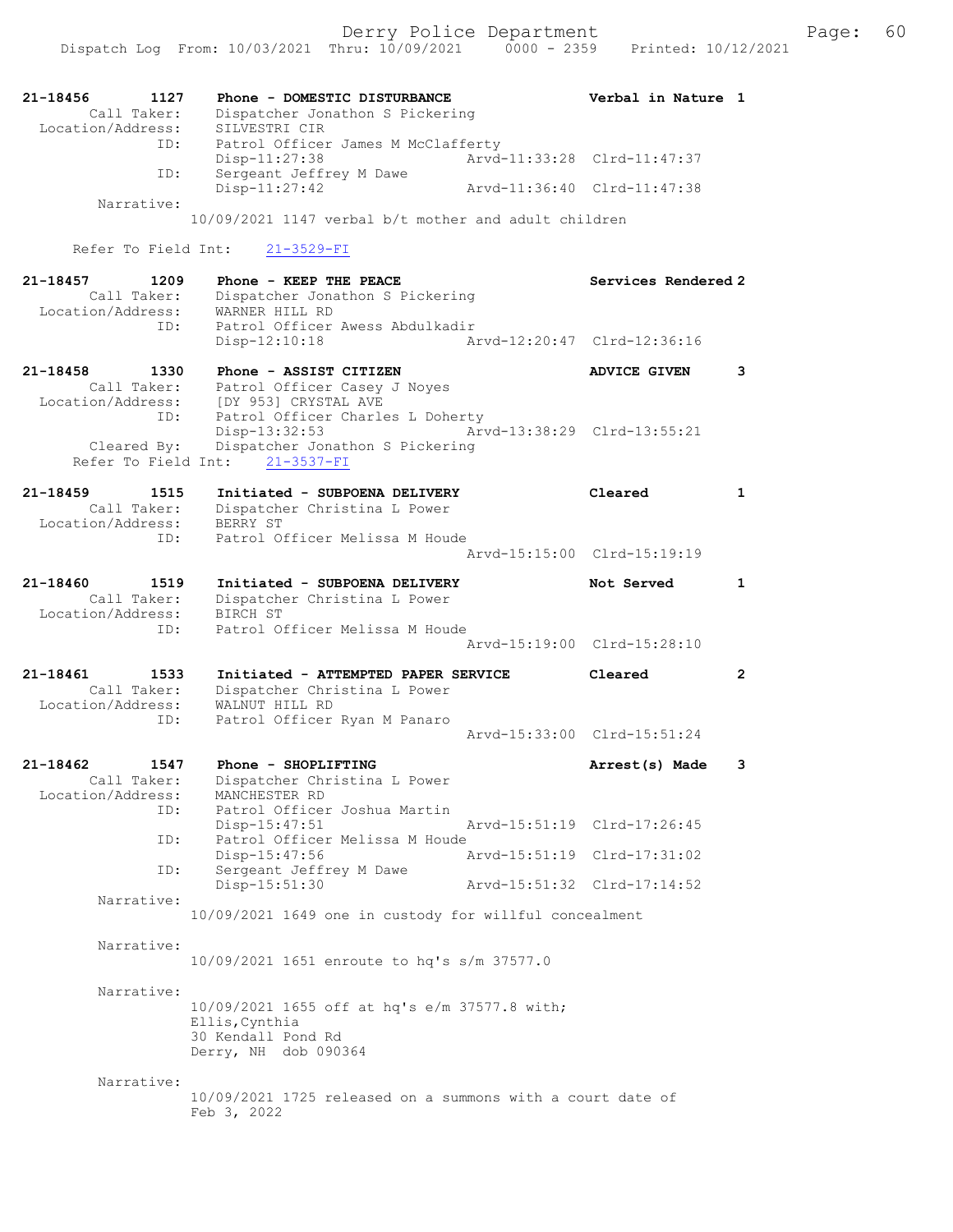```
21-18456        1127    Phone - DOMESTIC DISTURBANCE              Verbal in Nature  1
         Call Taker:    Dispatcher Jonathon S Pickering
   Location/Address:    SILVESTRI CIR
                 ID:    Patrol Officer James M McClafferty
                        Disp-11:27:38                  Arvd-11:33:28  Clrd-11:47:37
                 ID:    Sergeant Jeffrey M Dawe
                        Disp-11:27:42                  Arvd-11:36:40  Clrd-11:47:38
          Narrative:
                    10/09/2021 1147 verbal b/t mother and adult children

       Refer To Field Int:    21-3529-FI

21-18457        1209    Phone - KEEP THE PEACE                    Services Rendered 2
         Call Taker:    Dispatcher Jonathon S Pickering
   Location/Address:    WARNER HILL RD
                 ID:    Patrol Officer Awess Abdulkadir
                        Disp-12:10:18                  Arvd-12:20:47  Clrd-12:36:16

21-18458        1330    Phone - ASSIST CITIZEN                    ADVICE GIVEN      3
         Call Taker:    Patrol Officer Casey J Noyes
   Location/Address:    [DY 953] CRYSTAL AVE
                 ID:    Patrol Officer Charles L Doherty
                        Disp-13:32:53                  Arvd-13:38:29  Clrd-13:55:21
         Cleared By:    Dispatcher Jonathon S Pickering
       Refer To Field Int:    21-3537-FI

21-18459        1515    Initiated - SUBPOENA DELIVERY             Cleared           1
         Call Taker:    Dispatcher Christina L Power
   Location/Address:    BERRY ST
                 ID:    Patrol Officer Melissa M Houde
                                                       Arvd-15:15:00  Clrd-15:19:19

21-18460        1519    Initiated - SUBPOENA DELIVERY             Not Served        1
         Call Taker:    Dispatcher Christina L Power
   Location/Address:    BIRCH ST
                 ID:    Patrol Officer Melissa M Houde
                                                       Arvd-15:19:00  Clrd-15:28:10

21-18461        1533    Initiated - ATTEMPTED PAPER SERVICE       Cleared           2
         Call Taker:    Dispatcher Christina L Power
   Location/Address:    WALNUT HILL RD
                 ID:    Patrol Officer Ryan M Panaro
                                                       Arvd-15:33:00  Clrd-15:51:24

21-18462        1547    Phone - SHOPLIFTING                       Arrest(s) Made    3
         Call Taker:    Dispatcher Christina L Power
   Location/Address:    MANCHESTER RD
                 ID:    Patrol Officer Joshua Martin
                        Disp-15:47:51                  Arvd-15:51:19  Clrd-17:26:45
                 ID:    Patrol Officer Melissa M Houde
                        Disp-15:47:56                  Arvd-15:51:19  Clrd-17:31:02
                 ID:    Sergeant Jeffrey M Dawe
                        Disp-15:51:30                  Arvd-15:51:32  Clrd-17:14:52
          Narrative:
                    10/09/2021 1649 one in custody for willful concealment

          Narrative:
                    10/09/2021 1651 enroute to hq's s/m 37577.0

          Narrative:
                    10/09/2021 1655 off at hq's e/m 37577.8 with;
                    Ellis,Cynthia
                    30 Kendall Pond Rd
                    Derry, NH  dob 090364

          Narrative:
                    10/09/2021 1725 released on a summons with a court date of
                    Feb 3, 2022
```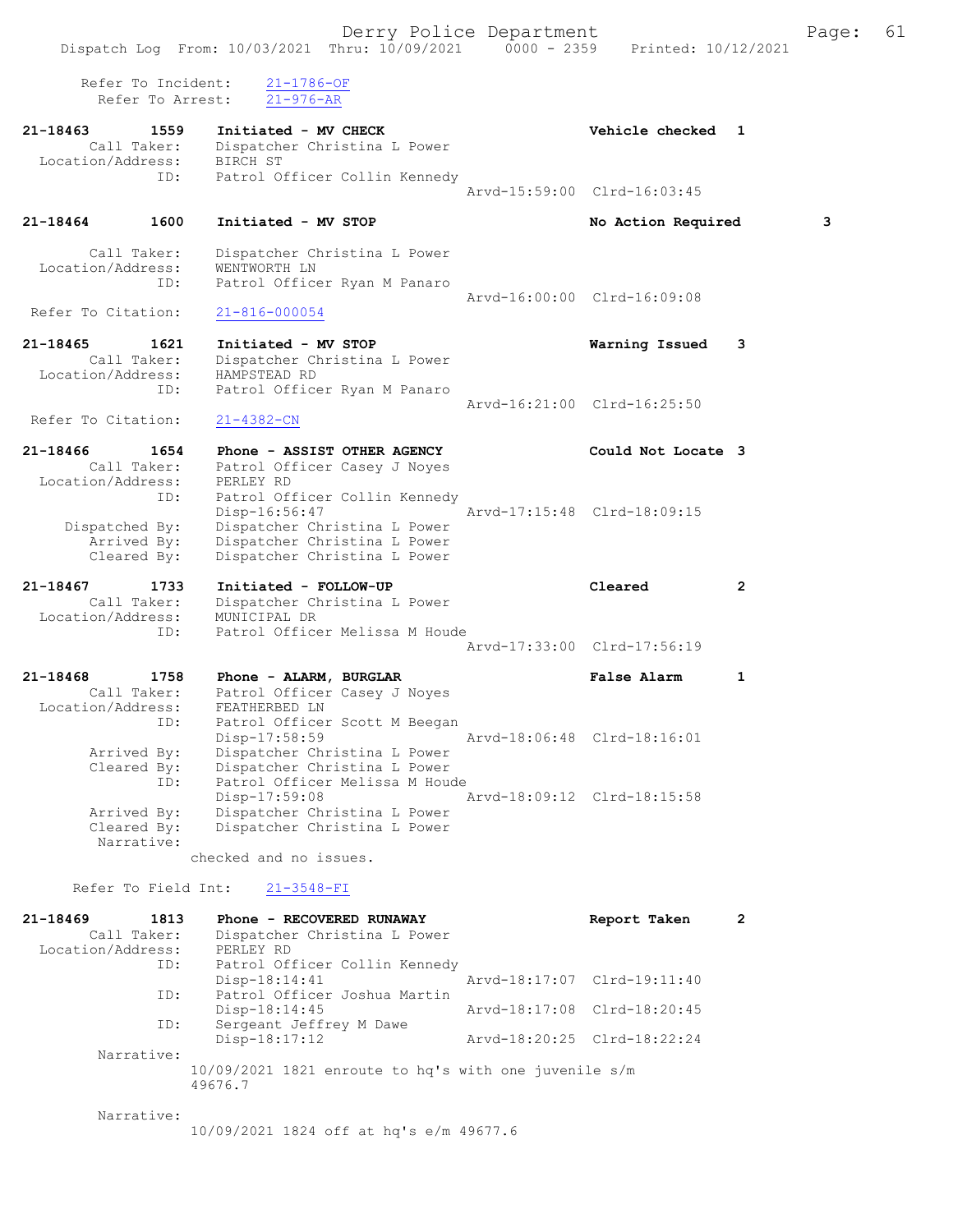Refer To Incident: 21-1786-OF
Refer To Arrest: 21-976-AR

```
21-18463        1559    Initiated - MV CHECK                       Vehicle checked  1
         Call Taker:    Dispatcher Christina L Power
   Location/Address:    BIRCH ST
                 ID:    Patrol Officer Collin Kennedy
                                                  Arvd-15:59:00  Clrd-16:03:45

21-18464        1600    Initiated - MV STOP                        No Action Required        3

         Call Taker:    Dispatcher Christina L Power
   Location/Address:    WENTWORTH LN
                 ID:    Patrol Officer Ryan M Panaro
                                                  Arvd-16:00:00  Clrd-16:09:08
  Refer To Citation:    21-816-000054

21-18465        1621    Initiated - MV STOP                        Warning Issued   3
         Call Taker:    Dispatcher Christina L Power
   Location/Address:    HAMPSTEAD RD
                 ID:    Patrol Officer Ryan M Panaro
                                                  Arvd-16:21:00  Clrd-16:25:50
  Refer To Citation:    21-4382-CN

21-18466        1654    Phone - ASSIST OTHER AGENCY                Could Not Locate 3
         Call Taker:    Patrol Officer Casey J Noyes
   Location/Address:    PERLEY RD
                 ID:    Patrol Officer Collin Kennedy
                        Disp-16:56:47             Arvd-17:15:48  Clrd-18:09:15
      Dispatched By:    Dispatcher Christina L Power
         Arrived By:    Dispatcher Christina L Power
         Cleared By:    Dispatcher Christina L Power

21-18467        1733    Initiated - FOLLOW-UP                      Cleared          2
         Call Taker:    Dispatcher Christina L Power
   Location/Address:    MUNICIPAL DR
                 ID:    Patrol Officer Melissa M Houde
                                                  Arvd-17:33:00  Clrd-17:56:19

21-18468        1758    Phone - ALARM, BURGLAR                     False Alarm      1
         Call Taker:    Patrol Officer Casey J Noyes
   Location/Address:    FEATHERBED LN
                 ID:    Patrol Officer Scott M Beegan
                        Disp-17:58:59             Arvd-18:06:48  Clrd-18:16:01
         Arrived By:    Dispatcher Christina L Power
         Cleared By:    Dispatcher Christina L Power
                 ID:    Patrol Officer Melissa M Houde
                        Disp-17:59:08             Arvd-18:09:12  Clrd-18:15:58
         Arrived By:    Dispatcher Christina L Power
         Cleared By:    Dispatcher Christina L Power
          Narrative:
                      checked and no issues.

       Refer To Field Int:    21-3548-FI

21-18469        1813    Phone - RECOVERED RUNAWAY                  Report Taken     2
         Call Taker:    Dispatcher Christina L Power
   Location/Address:    PERLEY RD
                 ID:    Patrol Officer Collin Kennedy
                        Disp-18:14:41             Arvd-18:17:07  Clrd-19:11:40
                 ID:    Patrol Officer Joshua Martin
                        Disp-18:14:45             Arvd-18:17:08  Clrd-18:20:45
                 ID:    Sergeant Jeffrey M Dawe
                        Disp-18:17:12             Arvd-18:20:25  Clrd-18:22:24
          Narrative:
                      10/09/2021 1821 enroute to hq's with one juvenile s/m
                      49676.7

          Narrative:
                      10/09/2021 1824 off at hq's e/m 49677.6
```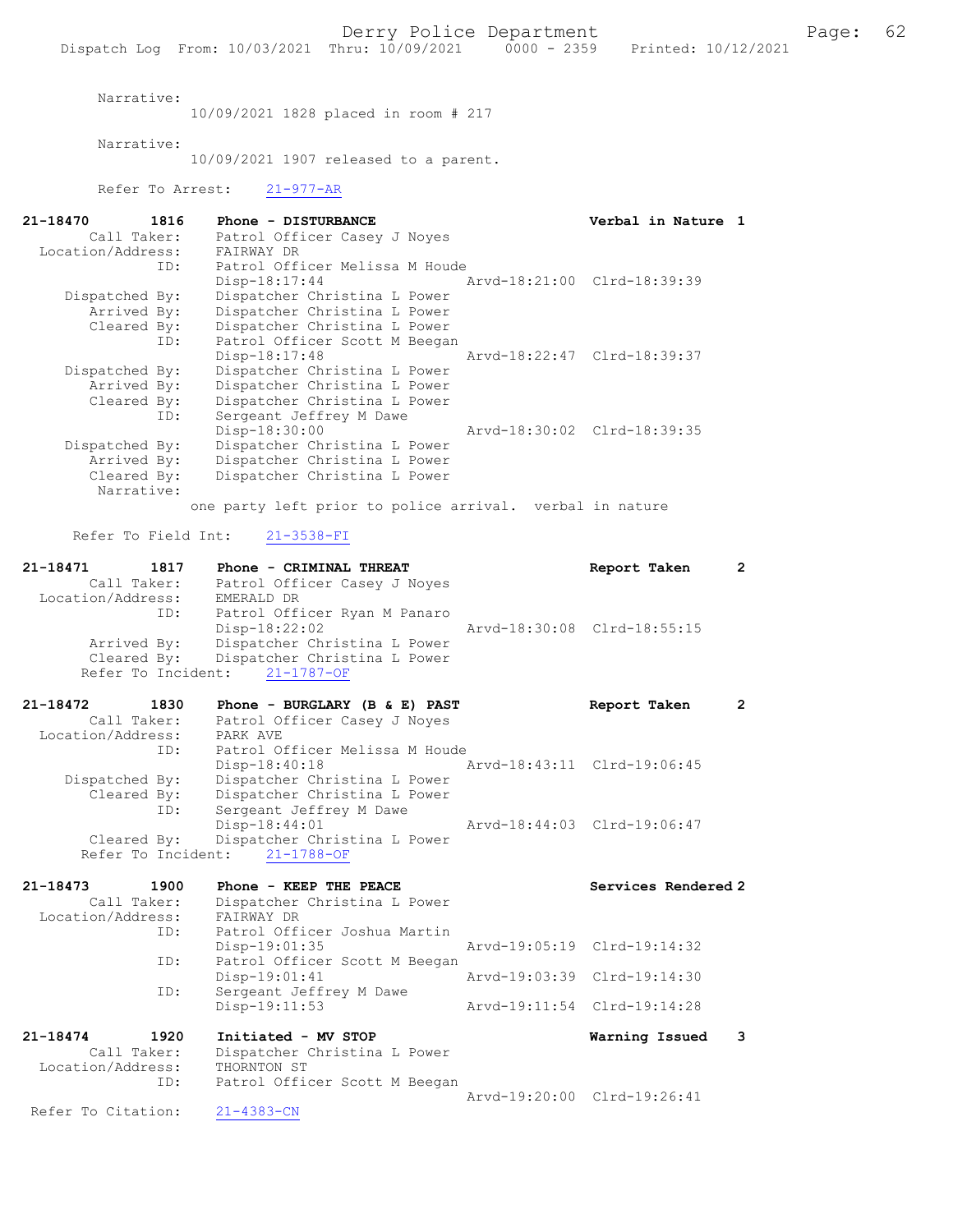Narrative:
10/09/2021 1828 placed in room # 217

Narrative:
10/09/2021 1907 released to a parent.

Refer To Arrest: 21-977-AR

```
21-18470        1816    Phone - DISTURBANCE                       Verbal in Nature  1
       Call Taker:      Patrol Officer Casey J Noyes
  Location/Address:     FAIRWAY DR
               ID:      Patrol Officer Melissa M Houde
                        Disp-18:17:44              Arvd-18:21:00  Clrd-18:39:39
    Dispatched By:      Dispatcher Christina L Power
       Arrived By:      Dispatcher Christina L Power
       Cleared By:      Dispatcher Christina L Power
               ID:      Patrol Officer Scott M Beegan
                        Disp-18:17:48              Arvd-18:22:47  Clrd-18:39:37
    Dispatched By:      Dispatcher Christina L Power
       Arrived By:      Dispatcher Christina L Power
       Cleared By:      Dispatcher Christina L Power
               ID:      Sergeant Jeffrey M Dawe
                        Disp-18:30:00              Arvd-18:30:02  Clrd-18:39:35
    Dispatched By:      Dispatcher Christina L Power
       Arrived By:      Dispatcher Christina L Power
       Cleared By:      Dispatcher Christina L Power
        Narrative:
              one party left prior to police arrival.  verbal in nature

      Refer To Field Int:    21-3538-FI

21-18471        1817    Phone - CRIMINAL THREAT                   Report Taken      2
       Call Taker:      Patrol Officer Casey J Noyes
  Location/Address:     EMERALD DR
               ID:      Patrol Officer Ryan M Panaro
                        Disp-18:22:02              Arvd-18:30:08  Clrd-18:55:15
       Arrived By:      Dispatcher Christina L Power
       Cleared By:      Dispatcher Christina L Power
    Refer To Incident:   21-1787-OF

21-18472        1830    Phone - BURGLARY (B & E) PAST             Report Taken      2
       Call Taker:      Patrol Officer Casey J Noyes
  Location/Address:     PARK AVE
               ID:      Patrol Officer Melissa M Houde
                        Disp-18:40:18              Arvd-18:43:11  Clrd-19:06:45
    Dispatched By:      Dispatcher Christina L Power
       Cleared By:      Dispatcher Christina L Power
               ID:      Sergeant Jeffrey M Dawe
                        Disp-18:44:01              Arvd-18:44:03  Clrd-19:06:47
       Cleared By:      Dispatcher Christina L Power
    Refer To Incident:   21-1788-OF

21-18473        1900    Phone - KEEP THE PEACE                    Services Rendered 2
       Call Taker:      Dispatcher Christina L Power
  Location/Address:     FAIRWAY DR
               ID:      Patrol Officer Joshua Martin
                        Disp-19:01:35              Arvd-19:05:19  Clrd-19:14:32
               ID:      Patrol Officer Scott M Beegan
                        Disp-19:01:41              Arvd-19:03:39  Clrd-19:14:30
               ID:      Sergeant Jeffrey M Dawe
                        Disp-19:11:53              Arvd-19:11:54  Clrd-19:14:28

21-18474        1920    Initiated - MV STOP                       Warning Issued    3
       Call Taker:      Dispatcher Christina L Power
  Location/Address:     THORNTON ST
               ID:      Patrol Officer Scott M Beegan
                                                   Arvd-19:20:00  Clrd-19:26:41
 Refer To Citation:     21-4383-CN
```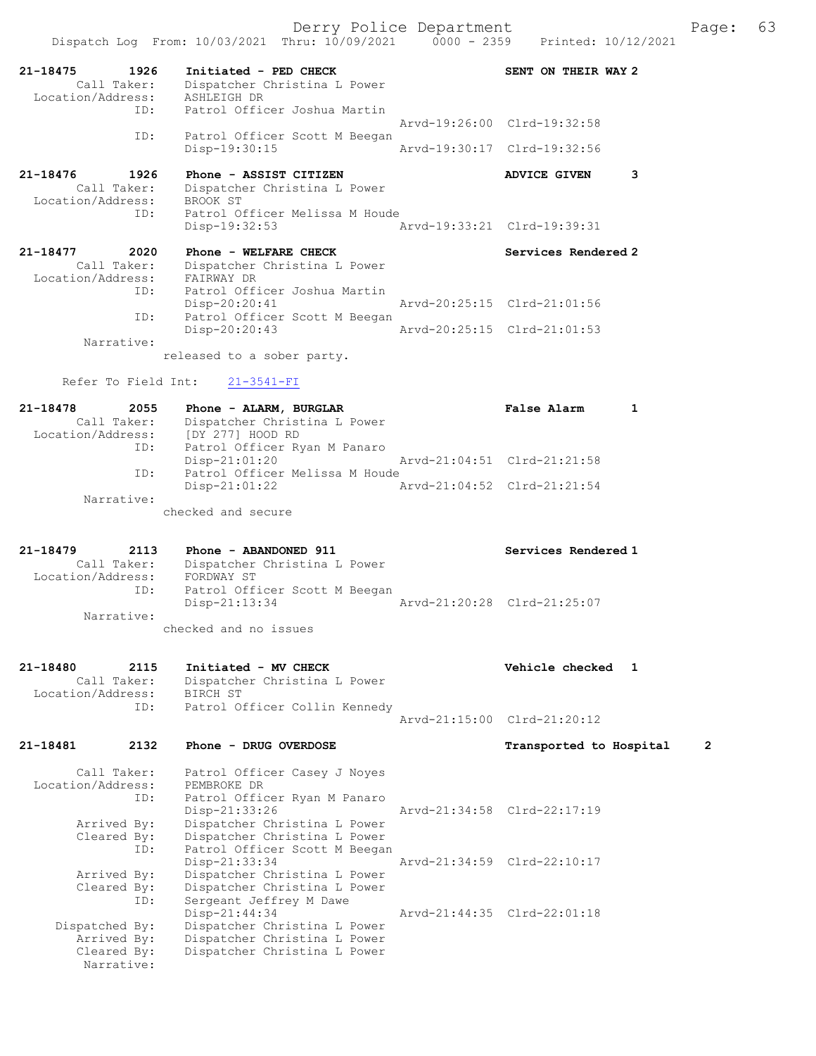```
21-18475        1926    Initiated - PED CHECK                    SENT ON THEIR WAY 2
         Call Taker:    Dispatcher Christina L Power
   Location/Address:    ASHLEIGH DR
                 ID:    Patrol Officer Joshua Martin
                                                   Arvd-19:26:00  Clrd-19:32:58
                 ID:    Patrol Officer Scott M Beegan
                        Disp-19:30:15              Arvd-19:30:17  Clrd-19:32:56

21-18476        1926    Phone - ASSIST CITIZEN                   ADVICE GIVEN      3
         Call Taker:    Dispatcher Christina L Power
   Location/Address:    BROOK ST
                 ID:    Patrol Officer Melissa M Houde
                        Disp-19:32:53              Arvd-19:33:21  Clrd-19:39:31

21-18477        2020    Phone - WELFARE CHECK                    Services Rendered 2
         Call Taker:    Dispatcher Christina L Power
   Location/Address:    FAIRWAY DR
                 ID:    Patrol Officer Joshua Martin
                        Disp-20:20:41              Arvd-20:25:15  Clrd-21:01:56
                 ID:    Patrol Officer Scott M Beegan
                        Disp-20:20:43              Arvd-20:25:15  Clrd-21:01:53
          Narrative:
                      released to a sober party.

      Refer To Field Int:    21-3541-FI

21-18478        2055    Phone - ALARM, BURGLAR                   False Alarm       1
         Call Taker:    Dispatcher Christina L Power
   Location/Address:    [DY 277] HOOD RD
                 ID:    Patrol Officer Ryan M Panaro
                        Disp-21:01:20              Arvd-21:04:51  Clrd-21:21:58
                 ID:    Patrol Officer Melissa M Houde
                        Disp-21:01:22              Arvd-21:04:52  Clrd-21:21:54
          Narrative:
                      checked and secure

21-18479        2113    Phone - ABANDONED 911                    Services Rendered 1
         Call Taker:    Dispatcher Christina L Power
   Location/Address:    FORDWAY ST
                 ID:    Patrol Officer Scott M Beegan
                        Disp-21:13:34              Arvd-21:20:28  Clrd-21:25:07
          Narrative:
                      checked and no issues

21-18480        2115    Initiated - MV CHECK                     Vehicle checked   1
         Call Taker:    Dispatcher Christina L Power
   Location/Address:    BIRCH ST
                 ID:    Patrol Officer Collin Kennedy
                                                   Arvd-21:15:00  Clrd-21:20:12

21-18481        2132    Phone - DRUG OVERDOSE                    Transported to Hospital     2

         Call Taker:    Patrol Officer Casey J Noyes
   Location/Address:    PEMBROKE DR
                 ID:    Patrol Officer Ryan M Panaro
                        Disp-21:33:26              Arvd-21:34:58  Clrd-22:17:19
         Arrived By:    Dispatcher Christina L Power
         Cleared By:    Dispatcher Christina L Power
                 ID:    Patrol Officer Scott M Beegan
                        Disp-21:33:34              Arvd-21:34:59  Clrd-22:10:17
         Arrived By:    Dispatcher Christina L Power
         Cleared By:    Dispatcher Christina L Power
                 ID:    Sergeant Jeffrey M Dawe
                        Disp-21:44:34              Arvd-21:44:35  Clrd-22:01:18
      Dispatched By:    Dispatcher Christina L Power
         Arrived By:    Dispatcher Christina L Power
         Cleared By:    Dispatcher Christina L Power
          Narrative:
```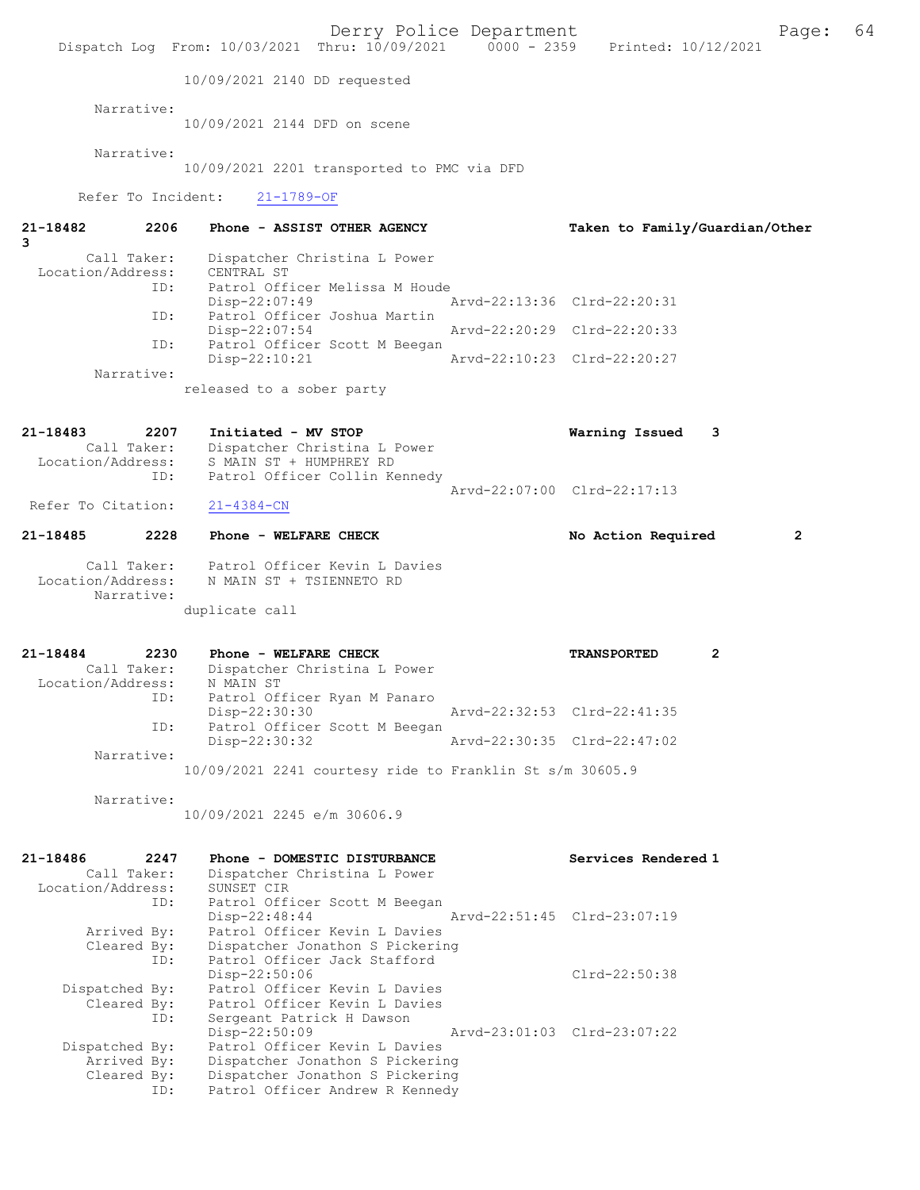10/09/2021 2140 DD requested

Narrative:
10/09/2021 2144 DFD on scene

Narrative:
10/09/2021 2201 transported to PMC via DFD

Refer To Incident: 21-1789-OF

**21-18482 2206 Phone - ASSIST OTHER AGENCY — Taken to Family/Guardian/Other 3**

Call Taker: Dispatcher Christina L Power
Location/Address: CENTRAL ST
ID: Patrol Officer Melissa M Houde
Disp-22:07:49 Arvd-22:13:36 Clrd-22:20:31
ID: Patrol Officer Joshua Martin
Disp-22:07:54 Arvd-22:20:29 Clrd-22:20:33
ID: Patrol Officer Scott M Beegan
Disp-22:10:21 Arvd-22:10:23 Clrd-22:20:27
Narrative:
released to a sober party

**21-18483 2207 Initiated - MV STOP — Warning Issued 3**

Call Taker: Dispatcher Christina L Power
Location/Address: S MAIN ST + HUMPHREY RD
ID: Patrol Officer Collin Kennedy
Arvd-22:07:00 Clrd-22:17:13
Refer To Citation: 21-4384-CN

**21-18485 2228 Phone - WELFARE CHECK — No Action Required 2**

Call Taker: Patrol Officer Kevin L Davies
Location/Address: N MAIN ST + TSIENNETO RD
Narrative:
duplicate call

**21-18484 2230 Phone - WELFARE CHECK — TRANSPORTED 2**

Call Taker: Dispatcher Christina L Power
Location/Address: N MAIN ST
ID: Patrol Officer Ryan M Panaro
Disp-22:30:30 Arvd-22:32:53 Clrd-22:41:35
ID: Patrol Officer Scott M Beegan
Disp-22:30:32 Arvd-22:30:35 Clrd-22:47:02
Narrative:
10/09/2021 2241 courtesy ride to Franklin St s/m 30605.9

Narrative:
10/09/2021 2245 e/m 30606.9

**21-18486 2247 Phone - DOMESTIC DISTURBANCE — Services Rendered 1**

Call Taker: Dispatcher Christina L Power
Location/Address: SUNSET CIR
ID: Patrol Officer Scott M Beegan
Disp-22:48:44 Arvd-22:51:45 Clrd-23:07:19
Arrived By: Patrol Officer Kevin L Davies
Cleared By: Dispatcher Jonathon S Pickering
ID: Patrol Officer Jack Stafford
Disp-22:50:06 Clrd-22:50:38
Dispatched By: Patrol Officer Kevin L Davies
Cleared By: Patrol Officer Kevin L Davies
ID: Sergeant Patrick H Dawson
Disp-22:50:09 Arvd-23:01:03 Clrd-23:07:22
Dispatched By: Patrol Officer Kevin L Davies
Arrived By: Dispatcher Jonathon S Pickering
Cleared By: Dispatcher Jonathon S Pickering
ID: Patrol Officer Andrew R Kennedy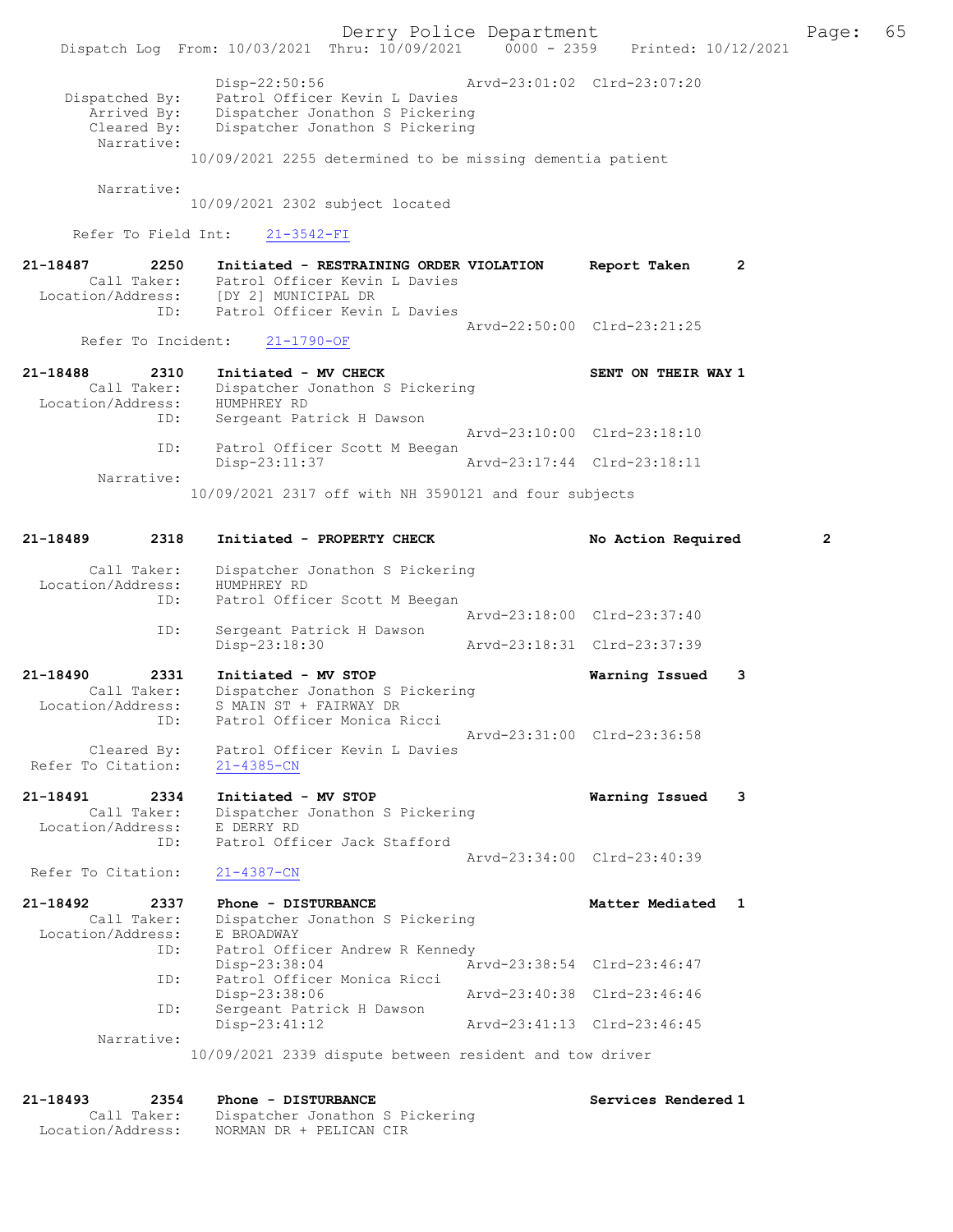```
                Disp-22:50:56                 Arvd-23:01:02  Clrd-23:07:20
    Dispatched By:    Patrol Officer Kevin L Davies
       Arrived By:    Dispatcher Jonathon S Pickering
       Cleared By:    Dispatcher Jonathon S Pickering
        Narrative:
              10/09/2021 2255 determined to be missing dementia patient

        Narrative:
              10/09/2021 2302 subject located

      Refer To Field Int:    21-3542-FI

21-18487        2250    Initiated - RESTRAINING ORDER VIOLATION      Report Taken      2
         Call Taker:    Patrol Officer Kevin L Davies
   Location/Address:    [DY 2] MUNICIPAL DR
                ID:     Patrol Officer Kevin L Davies
                                              Arvd-22:50:00  Clrd-23:21:25
       Refer To Incident:    21-1790-OF

21-18488        2310    Initiated - MV CHECK                          SENT ON THEIR WAY 1
         Call Taker:    Dispatcher Jonathon S Pickering
   Location/Address:    HUMPHREY RD
                ID:     Sergeant Patrick H Dawson
                                              Arvd-23:10:00  Clrd-23:18:10
                ID:     Patrol Officer Scott M Beegan
                        Disp-23:11:37         Arvd-23:17:44  Clrd-23:18:11
         Narrative:
              10/09/2021 2317 off with NH 3590121 and four subjects


21-18489        2318    Initiated - PROPERTY CHECK                    No Action Required      2

         Call Taker:    Dispatcher Jonathon S Pickering
   Location/Address:    HUMPHREY RD
                ID:     Patrol Officer Scott M Beegan
                                              Arvd-23:18:00  Clrd-23:37:40
                ID:     Sergeant Patrick H Dawson
                        Disp-23:18:30         Arvd-23:18:31  Clrd-23:37:39

21-18490        2331    Initiated - MV STOP                           Warning Issued    3
         Call Taker:    Dispatcher Jonathon S Pickering
   Location/Address:    S MAIN ST + FAIRWAY DR
                ID:     Patrol Officer Monica Ricci
                                              Arvd-23:31:00  Clrd-23:36:58
        Cleared By:     Patrol Officer Kevin L Davies
  Refer To Citation:    21-4385-CN

21-18491        2334    Initiated - MV STOP                           Warning Issued    3
         Call Taker:    Dispatcher Jonathon S Pickering
   Location/Address:    E DERRY RD
                ID:     Patrol Officer Jack Stafford
                                              Arvd-23:34:00  Clrd-23:40:39
  Refer To Citation:    21-4387-CN

21-18492        2337    Phone - DISTURBANCE                           Matter Mediated   1
         Call Taker:    Dispatcher Jonathon S Pickering
   Location/Address:    E BROADWAY
                ID:     Patrol Officer Andrew R Kennedy
                        Disp-23:38:04         Arvd-23:38:54  Clrd-23:46:47
                ID:     Patrol Officer Monica Ricci
                        Disp-23:38:06         Arvd-23:40:38  Clrd-23:46:46
                ID:     Sergeant Patrick H Dawson
                        Disp-23:41:12         Arvd-23:41:13  Clrd-23:46:45
         Narrative:
              10/09/2021 2339 dispute between resident and tow driver


21-18493        2354    Phone - DISTURBANCE                           Services Rendered 1
         Call Taker:    Dispatcher Jonathon S Pickering
   Location/Address:    NORMAN DR + PELICAN CIR
```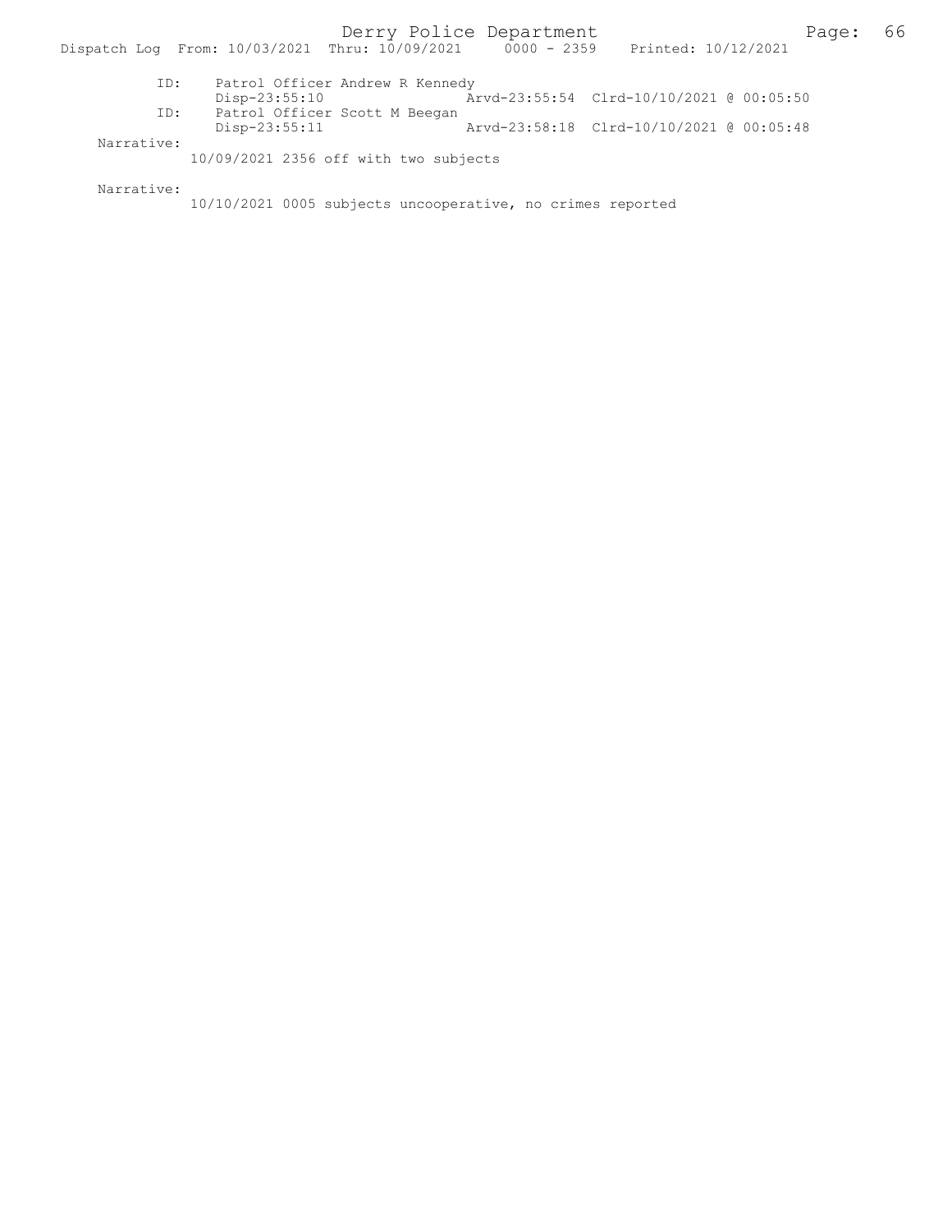ID: Patrol Officer Andrew R Kennedy
Disp-23:55:10 Arvd-23:55:54 Clrd-10/10/2021 @ 00:05:50

ID: Patrol Officer Scott M Beegan
Disp-23:55:11 Arvd-23:58:18 Clrd-10/10/2021 @ 00:05:48

Narrative:
10/09/2021 2356 off with two subjects

Narrative:
10/10/2021 0005 subjects uncooperative, no crimes reported